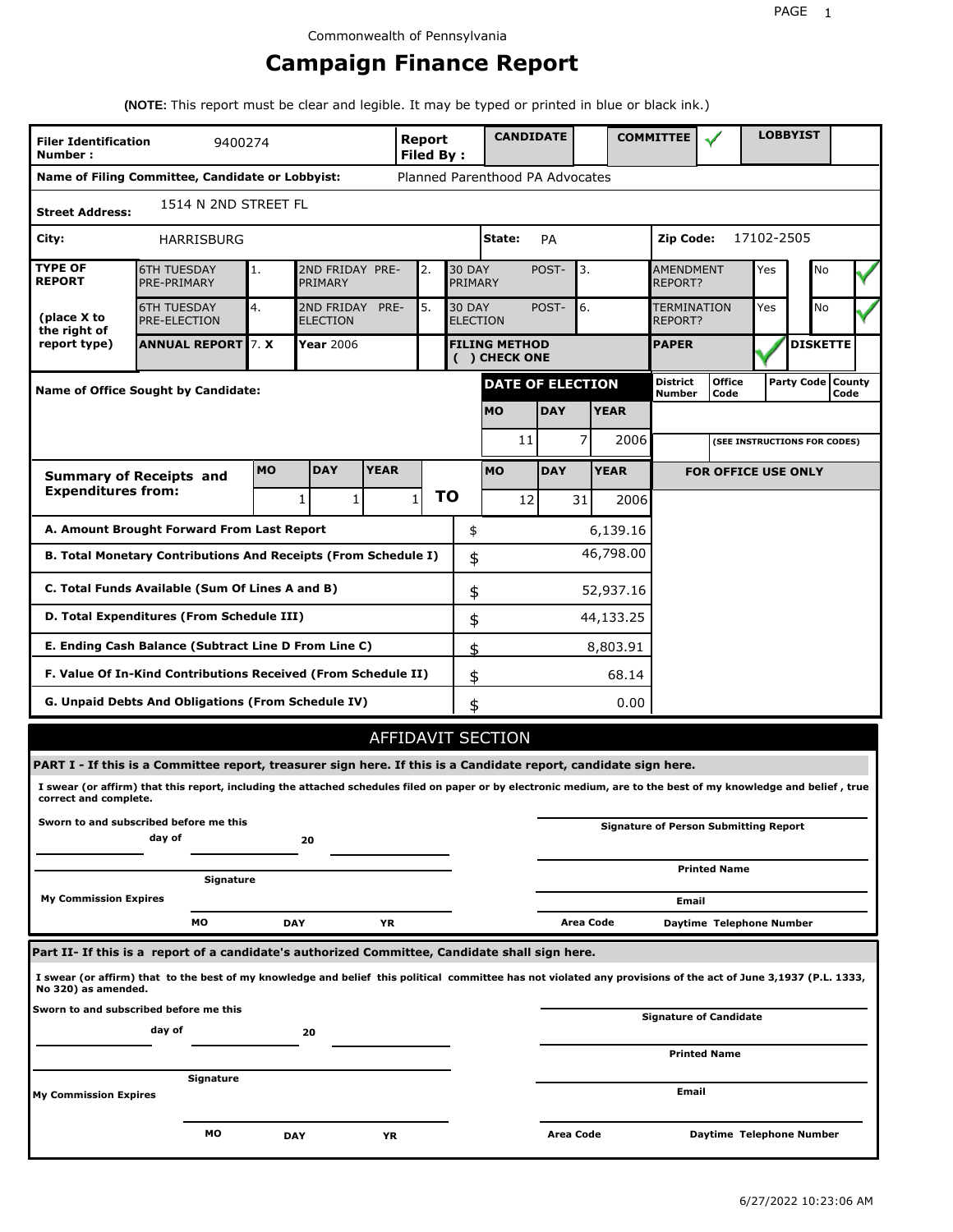Commonwealth of Pennsylvania

# Campaign Finance Report

**(NOTE:** This report must be clear and legible. It may be typed or printed in blue or black ink.)

| | | | | | | | |
|---|---|---|---|---|---|---|---|
| **Filer Identification Number :** | 9400274 | **Report Filed By :** | **CANDIDATE** | | **COMMITTEE** | ✓ | **LOBBYIST** |
| **Name of Filing Committee, Candidate or Lobbyist:** | Planned Parenthood PA Advocates | | | | | | |
| **Street Address:** | 1514 N 2ND STREET FL | | | | | | |
| **City:** | HARRISBURG | **State:** | PA | | **Zip Code:** | 17102-2505 | |

| **TYPE OF REPORT** (place X to the right of report type) | | | | | | | | |
|---|---|---|---|---|---|---|---|---|
| 6TH TUESDAY PRE-PRIMARY | 1. | 2ND FRIDAY PRE-PRIMARY | 2. | 30 DAY POST-PRIMARY | 3. | AMENDMENT REPORT? | Yes | No ✓ |
| 6TH TUESDAY PRE-ELECTION | 4. | 2ND FRIDAY PRE-ELECTION | 5. | 30 DAY POST-ELECTION | 6. | TERMINATION REPORT? | Yes | No ✓ |
| **ANNUAL REPORT** | 7. X | **Year** 2006 | | **FILING METHOD ( ) CHECK ONE** | | **PAPER** ✓ | | **DISKETTE** |

**Name of Office Sought by Candidate:**

| **DATE OF ELECTION** | | | **District Number** | **Office Code** | **Party Code** | **County Code** |
|---|---|---|---|---|---|---|
| **MO** | **DAY** | **YEAR** | | | | |
| 11 | 7 | 2006 | | (SEE INSTRUCTIONS FOR CODES) | | |

| **Summary of Receipts and Expenditures from:** | **MO** | **DAY** | **YEAR** | | **MO** | **DAY** | **YEAR** |
|---|---|---|---|---|---|---|---|
| | 1 | 1 | 1 | **TO** | 12 | 31 | 2006 |

**FOR OFFICE USE ONLY**

| | | |
|---|---|---|
| **A. Amount Brought Forward From Last Report** | $ | 6,139.16 |
| **B. Total Monetary Contributions And Receipts (From Schedule I)** | $ | 46,798.00 |
| **C. Total Funds Available (Sum Of Lines A and B)** | $ | 52,937.16 |
| **D. Total Expenditures (From Schedule III)** | $ | 44,133.25 |
| **E. Ending Cash Balance (Subtract Line D From Line C)** | $ | 8,803.91 |
| **F. Value Of In-Kind Contributions Received (From Schedule II)** | $ | 68.14 |
| **G. Unpaid Debts And Obligations (From Schedule IV)** | $ | 0.00 |

## AFFIDAVIT SECTION

**PART I - If this is a Committee report, treasurer sign here. If this is a Candidate report, candidate sign here.**

**I swear (or affirm) that this report, including the attached schedules filed on paper or by electronic medium, are to the best of my knowledge and belief , true correct and complete.**

**Sworn to and subscribed before me this** ______ **day of** ______ **20** ______

**Signature** ______

**My Commission Expires** **MO** ______ **DAY** ______ **YR** ______

**Signature of Person Submitting Report** ______

**Printed Name** ______

**Email** ______

**Area Code** ______ **Daytime Telephone Number** ______

**Part II- If this is a report of a candidate's authorized Committee, Candidate shall sign here.**

**I swear (or affirm) that to the best of my knowledge and belief this political committee has not violated any provisions of the act of June 3,1937 (P.L. 1333, No 320) as amended.**

**Sworn to and subscribed before me this** ______ **day of** ______ **20** ______

**Signature** ______

**My Commission Expires** **MO** ______ **DAY** ______ **YR** ______

**Signature of Candidate** ______

**Printed Name** ______

**Email** ______

**Area Code** ______ **Daytime Telephone Number** ______

6/27/2022 10:23:06 AM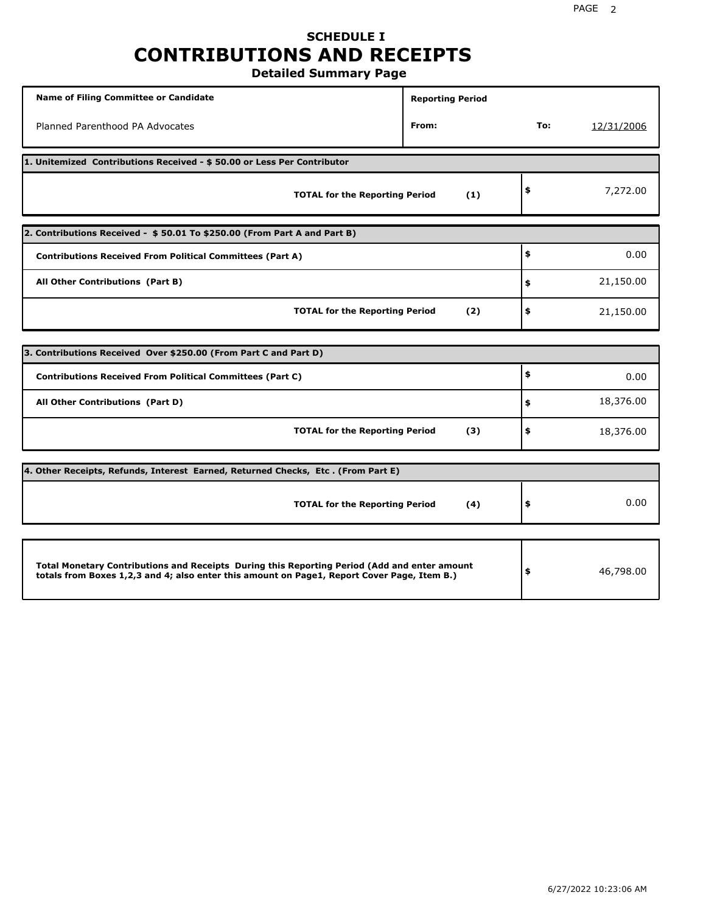# SCHEDULE I
# CONTRIBUTIONS AND RECEIPTS
## Detailed Summary Page

| Name of Filing Committee or Candidate | Reporting Period | |
|---|---|---|
| Planned Parenthood PA Advocates | From: | To: 12/31/2006 |

**1. Unitemized Contributions Received - $ 50.00 or Less Per Contributor**

| | |
|---|---|
| **TOTAL for the Reporting Period (1)** | $ 7,272.00 |

**2. Contributions Received - $ 50.01 To $250.00 (From Part A and Part B)**

| | |
|---|---|
| **Contributions Received From Political Committees (Part A)** | $ 0.00 |
| **All Other Contributions (Part B)** | $ 21,150.00 |
| **TOTAL for the Reporting Period (2)** | $ 21,150.00 |

**3. Contributions Received Over $250.00 (From Part C and Part D)**

| | |
|---|---|
| **Contributions Received From Political Committees (Part C)** | $ 0.00 |
| **All Other Contributions (Part D)** | $ 18,376.00 |
| **TOTAL for the Reporting Period (3)** | $ 18,376.00 |

**4. Other Receipts, Refunds, Interest Earned, Returned Checks, Etc . (From Part E)**

| | |
|---|---|
| **TOTAL for the Reporting Period (4)** | $ 0.00 |

| | |
|---|---|
| **Total Monetary Contributions and Receipts During this Reporting Period (Add and enter amount totals from Boxes 1,2,3 and 4; also enter this amount on Page1, Report Cover Page, Item B.)** | $ 46,798.00 |

6/27/2022 10:23:06 AM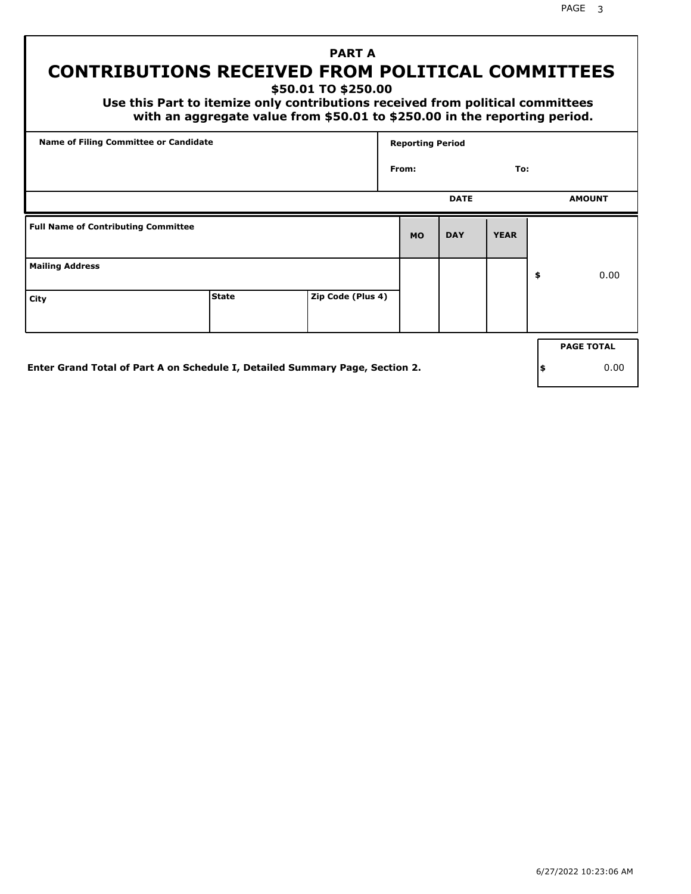# PART A
## CONTRIBUTIONS RECEIVED FROM POLITICAL COMMITTEES
### $50.01 TO $250.00

**Use this Part to itemize only contributions received from political committees with an aggregate value from $50.01 to $250.00 in the reporting period.**

| Name of Filing Committee or Candidate | Reporting Period |
| --- | --- |
| | From: To: |

| | | | DATE | | | AMOUNT |
| --- | --- | --- | --- | --- | --- | --- |
| **Full Name of Contributing Committee** | | | **MO** | **DAY** | **YEAR** | |
| **Mailing Address** | | | | | | $ 0.00 |
| **City** | **State** | **Zip Code (Plus 4)** | | | | |

**Enter Grand Total of Part A on Schedule I, Detailed Summary Page, Section 2.**

| PAGE TOTAL |
| --- |
| $ 0.00 |

6/27/2022 10:23:06 AM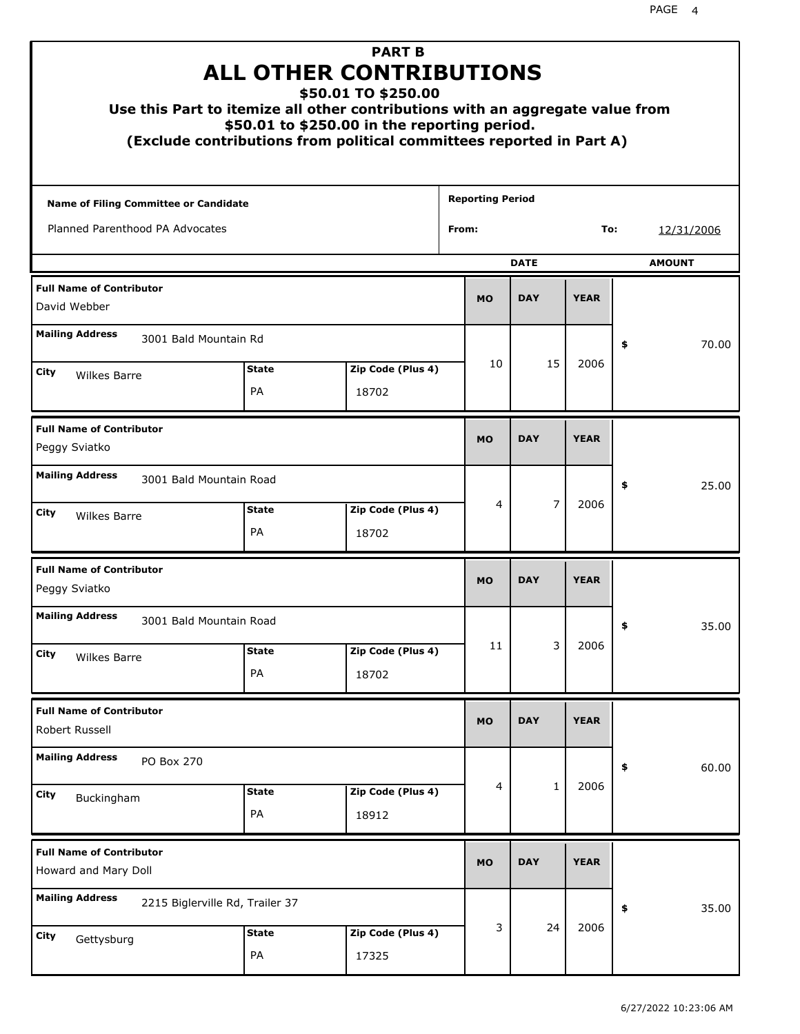# PART B
## ALL OTHER CONTRIBUTIONS
### $50.01 TO $250.00
### Use this Part to itemize all other contributions with an aggregate value from $50.01 to $250.00 in the reporting period.
### (Exclude contributions from political committees reported in Part A)

**Name of Filing Committee or Candidate:** Planned Parenthood PA Advocates

**Reporting Period** From: To: 12/31/2006

| Full Name of Contributor | Mailing Address | City | State | Zip Code (Plus 4) | MO | DAY | YEAR | AMOUNT |
|---|---|---|---|---|---|---|---|---|
| David Webber | 3001 Bald Mountain Rd | Wilkes Barre | PA | 18702 | 10 | 15 | 2006 | $ 70.00 |
| Peggy Sviatko | 3001 Bald Mountain Road | Wilkes Barre | PA | 18702 | 4 | 7 | 2006 | $ 25.00 |
| Peggy Sviatko | 3001 Bald Mountain Road | Wilkes Barre | PA | 18702 | 11 | 3 | 2006 | $ 35.00 |
| Robert Russell | PO Box 270 | Buckingham | PA | 18912 | 4 | 1 | 2006 | $ 60.00 |
| Howard and Mary Doll | 2215 Biglerville Rd, Trailer 37 | Gettysburg | PA | 17325 | 3 | 24 | 2006 | $ 35.00 |

6/27/2022 10:23:06 AM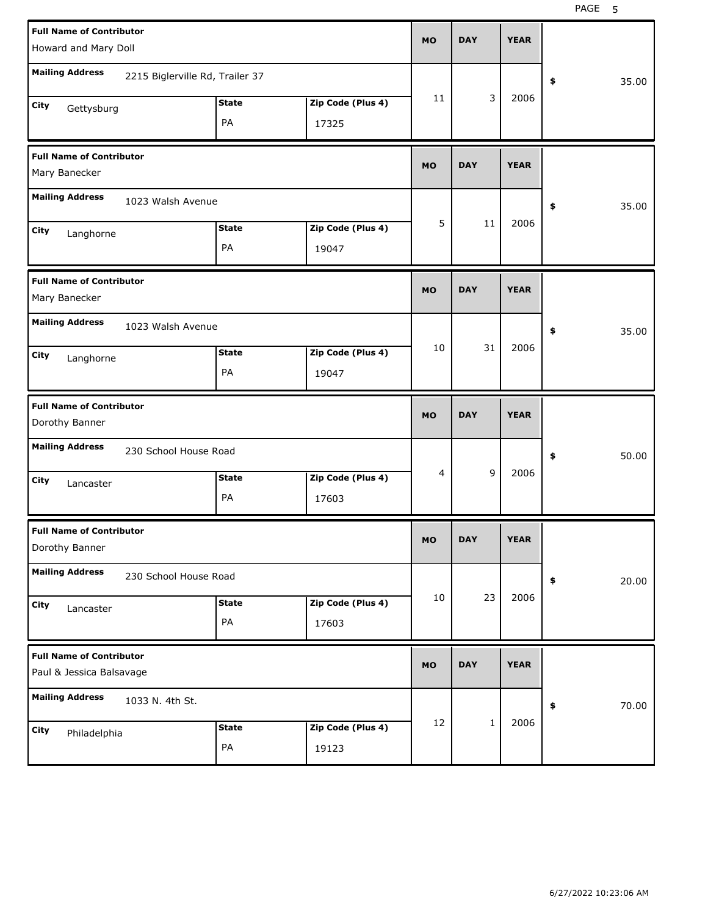| Full Name of Contributor | Mailing Address | City | State | Zip Code (Plus 4) | MO | DAY | YEAR | $ |
|---|---|---|---|---|---|---|---|---|
| Howard and Mary Doll | 2215 Biglerville Rd, Trailer 37 | Gettysburg | PA | 17325 | 11 | 3 | 2006 | 35.00 |
| Mary Banecker | 1023 Walsh Avenue | Langhorne | PA | 19047 | 5 | 11 | 2006 | 35.00 |
| Mary Banecker | 1023 Walsh Avenue | Langhorne | PA | 19047 | 10 | 31 | 2006 | 35.00 |
| Dorothy Banner | 230 School House Road | Lancaster | PA | 17603 | 4 | 9 | 2006 | 50.00 |
| Dorothy Banner | 230 School House Road | Lancaster | PA | 17603 | 10 | 23 | 2006 | 20.00 |
| Paul & Jessica Balsavage | 1033 N. 4th St. | Philadelphia | PA | 19123 | 12 | 1 | 2006 | 70.00 |

6/27/2022 10:23:06 AM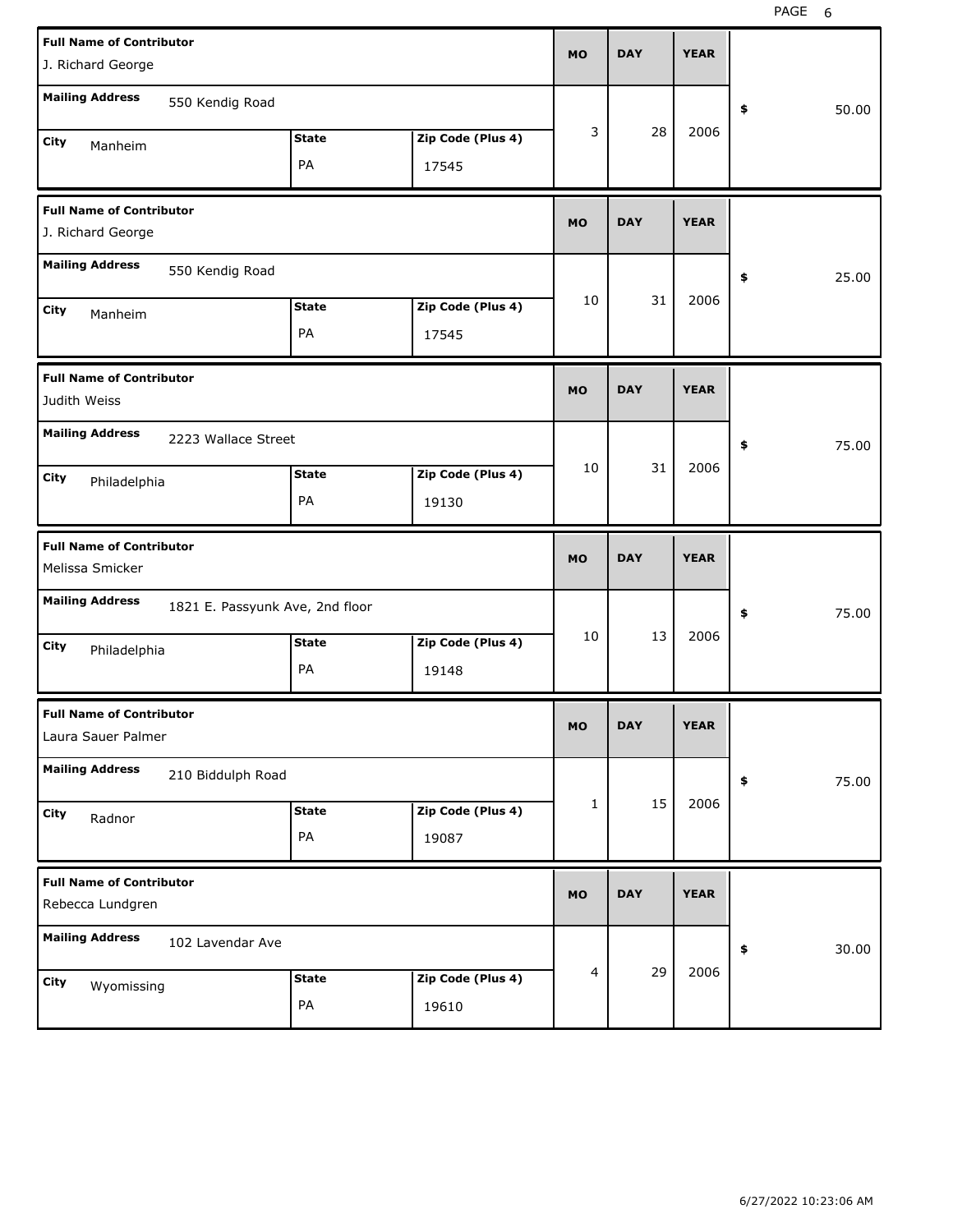| Full Name of Contributor | Mailing Address | City | State | Zip Code (Plus 4) | MO | DAY | YEAR | $ |
|---|---|---|---|---|---|---|---|---|
| J. Richard George | 550 Kendig Road | Manheim | PA | 17545 | 3 | 28 | 2006 | 50.00 |
| J. Richard George | 550 Kendig Road | Manheim | PA | 17545 | 10 | 31 | 2006 | 25.00 |
| Judith Weiss | 2223 Wallace Street | Philadelphia | PA | 19130 | 10 | 31 | 2006 | 75.00 |
| Melissa Smicker | 1821 E. Passyunk Ave, 2nd floor | Philadelphia | PA | 19148 | 10 | 13 | 2006 | 75.00 |
| Laura Sauer Palmer | 210 Biddulph Road | Radnor | PA | 19087 | 1 | 15 | 2006 | 75.00 |
| Rebecca Lundgren | 102 Lavendar Ave | Wyomissing | PA | 19610 | 4 | 29 | 2006 | 30.00 |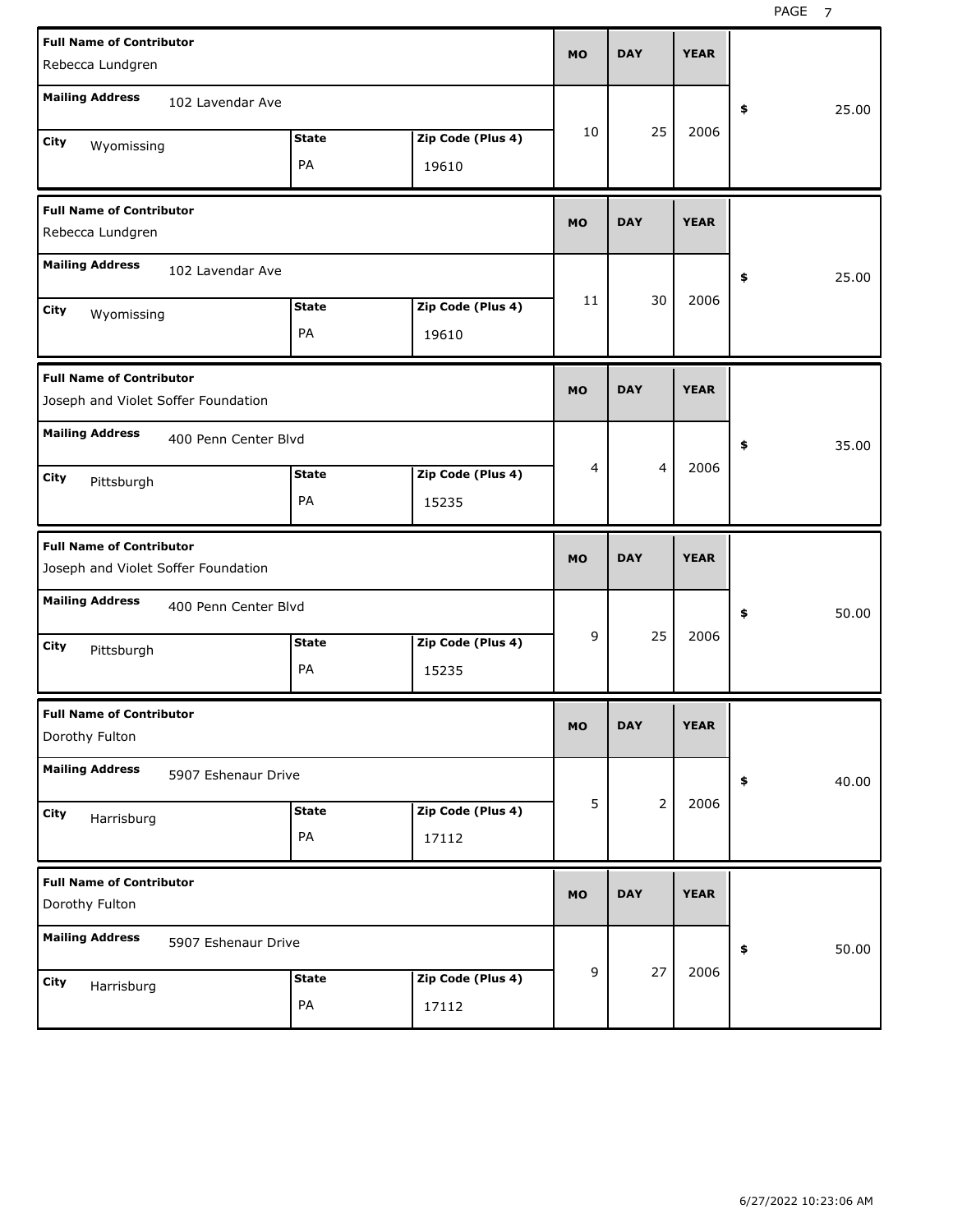| Full Name of Contributor | Mailing Address | City | State | Zip Code (Plus 4) | MO | DAY | YEAR | $ |
|---|---|---|---|---|---|---|---|---|
| Rebecca Lundgren | 102 Lavendar Ave | Wyomissing | PA | 19610 | 10 | 25 | 2006 | 25.00 |
| Rebecca Lundgren | 102 Lavendar Ave | Wyomissing | PA | 19610 | 11 | 30 | 2006 | 25.00 |
| Joseph and Violet Soffer Foundation | 400 Penn Center Blvd | Pittsburgh | PA | 15235 | 4 | 4 | 2006 | 35.00 |
| Joseph and Violet Soffer Foundation | 400 Penn Center Blvd | Pittsburgh | PA | 15235 | 9 | 25 | 2006 | 50.00 |
| Dorothy Fulton | 5907 Eshenaur Drive | Harrisburg | PA | 17112 | 5 | 2 | 2006 | 40.00 |
| Dorothy Fulton | 5907 Eshenaur Drive | Harrisburg | PA | 17112 | 9 | 27 | 2006 | 50.00 |

6/27/2022 10:23:06 AM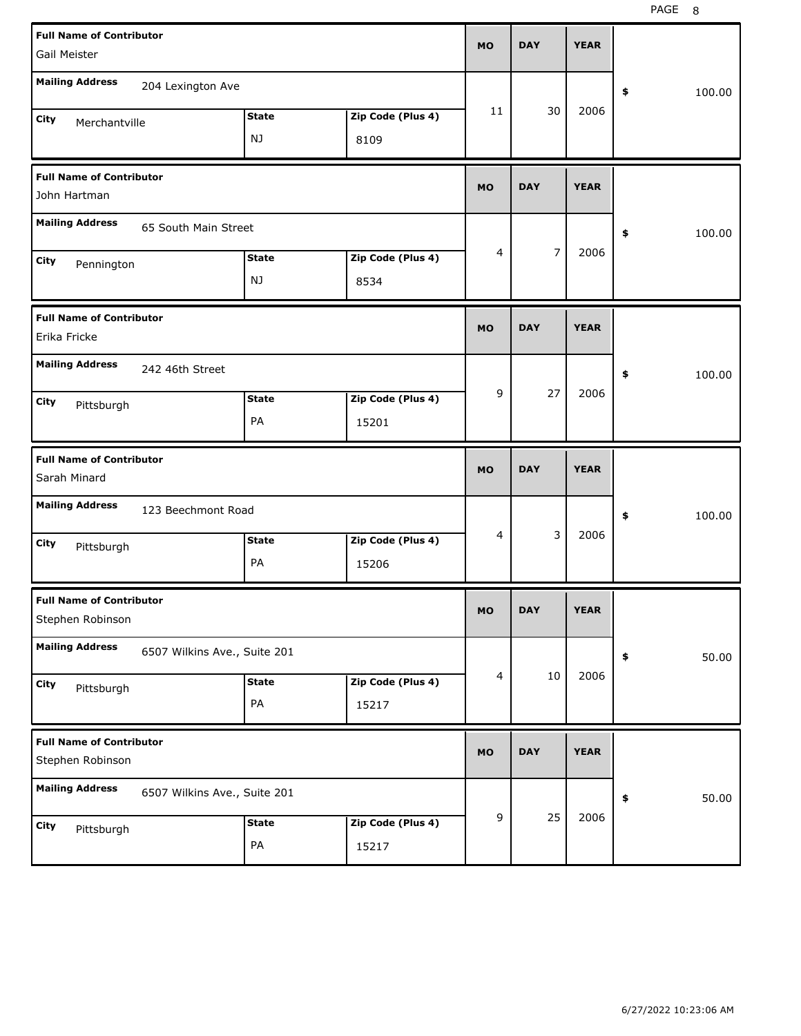| Full Name of Contributor | Mailing Address | City | State | Zip Code (Plus 4) | MO | DAY | YEAR | $ |
|---|---|---|---|---|---|---|---|---|
| Gail Meister | 204 Lexington Ave | Merchantville | NJ | 8109 | 11 | 30 | 2006 | 100.00 |
| John Hartman | 65 South Main Street | Pennington | NJ | 8534 | 4 | 7 | 2006 | 100.00 |
| Erika Fricke | 242 46th Street | Pittsburgh | PA | 15201 | 9 | 27 | 2006 | 100.00 |
| Sarah Minard | 123 Beechmont Road | Pittsburgh | PA | 15206 | 4 | 3 | 2006 | 100.00 |
| Stephen Robinson | 6507 Wilkins Ave., Suite 201 | Pittsburgh | PA | 15217 | 4 | 10 | 2006 | 50.00 |
| Stephen Robinson | 6507 Wilkins Ave., Suite 201 | Pittsburgh | PA | 15217 | 9 | 25 | 2006 | 50.00 |

6/27/2022 10:23:06 AM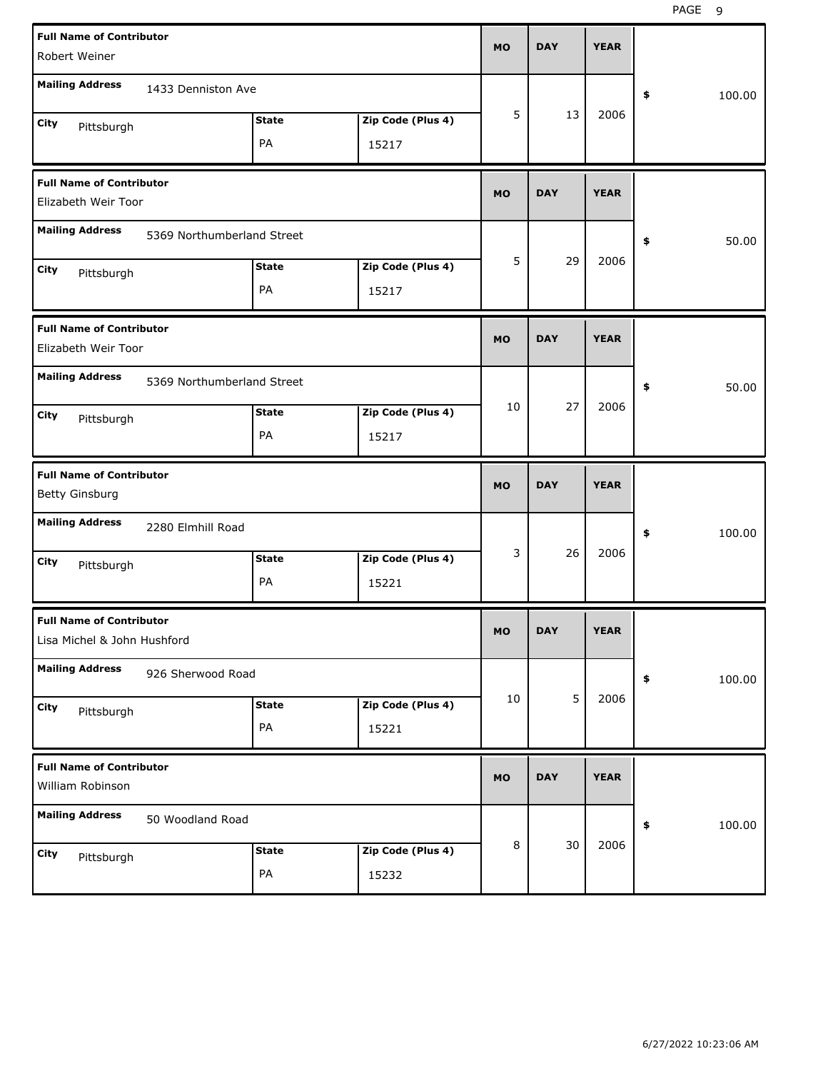| Full Name of Contributor | Mailing Address | City | State | Zip Code (Plus 4) | MO | DAY | YEAR | $ |
|---|---|---|---|---|---|---|---|---|
| Robert Weiner | 1433 Denniston Ave | Pittsburgh | PA | 15217 | 5 | 13 | 2006 | 100.00 |
| Elizabeth Weir Toor | 5369 Northumberland Street | Pittsburgh | PA | 15217 | 5 | 29 | 2006 | 50.00 |
| Elizabeth Weir Toor | 5369 Northumberland Street | Pittsburgh | PA | 15217 | 10 | 27 | 2006 | 50.00 |
| Betty Ginsburg | 2280 Elmhill Road | Pittsburgh | PA | 15221 | 3 | 26 | 2006 | 100.00 |
| Lisa Michel & John Hushford | 926 Sherwood Road | Pittsburgh | PA | 15221 | 10 | 5 | 2006 | 100.00 |
| William Robinson | 50 Woodland Road | Pittsburgh | PA | 15232 | 8 | 30 | 2006 | 100.00 |

6/27/2022 10:23:06 AM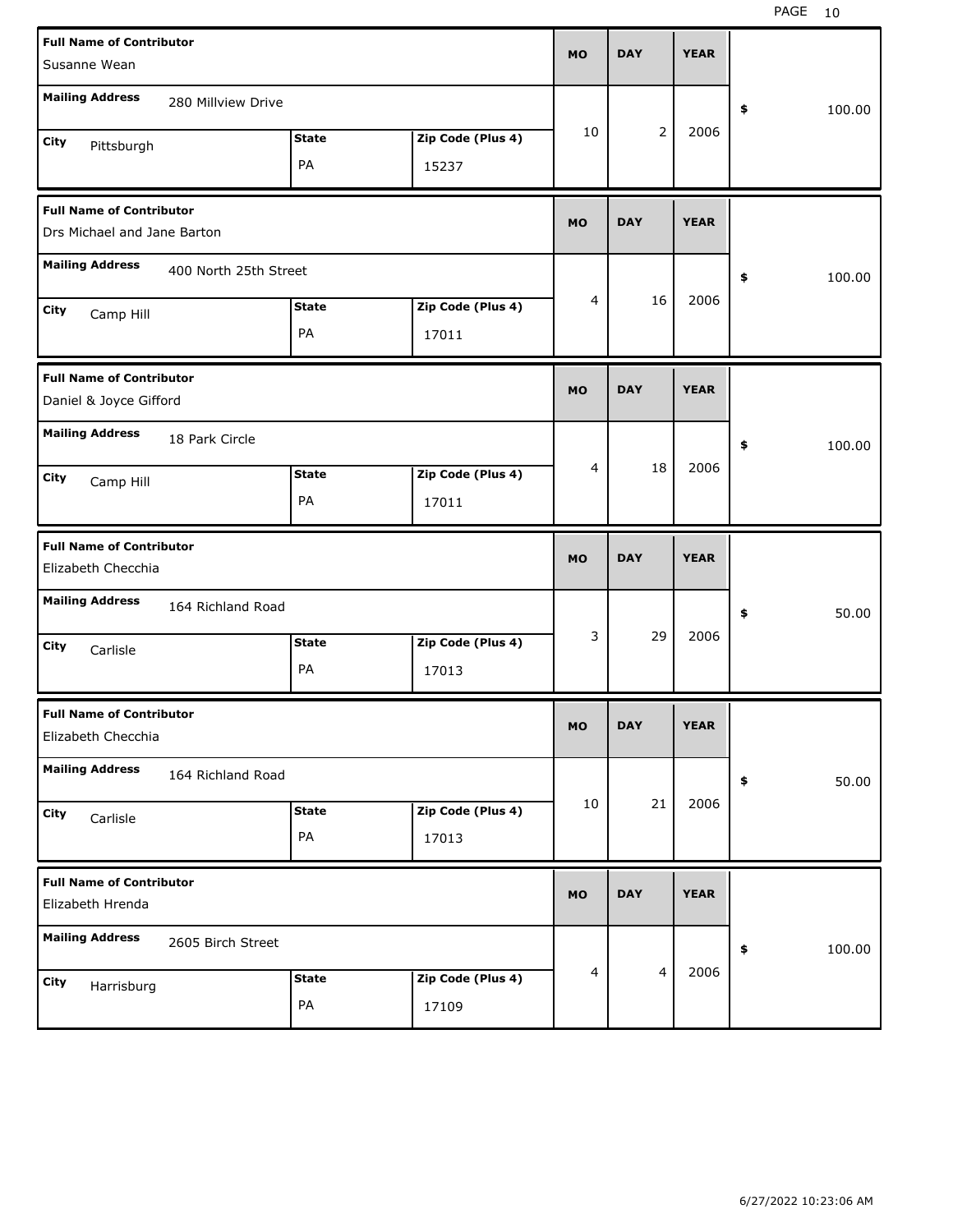| Full Name of Contributor | Mailing Address | City | State | Zip Code (Plus 4) | MO | DAY | YEAR | $ |
|---|---|---|---|---|---|---|---|---|
| Susanne Wean | 280 Millview Drive | Pittsburgh | PA | 15237 | 10 | 2 | 2006 | 100.00 |
| Drs Michael and Jane Barton | 400 North 25th Street | Camp Hill | PA | 17011 | 4 | 16 | 2006 | 100.00 |
| Daniel & Joyce Gifford | 18 Park Circle | Camp Hill | PA | 17011 | 4 | 18 | 2006 | 100.00 |
| Elizabeth Checchia | 164 Richland Road | Carlisle | PA | 17013 | 3 | 29 | 2006 | 50.00 |
| Elizabeth Checchia | 164 Richland Road | Carlisle | PA | 17013 | 10 | 21 | 2006 | 50.00 |
| Elizabeth Hrenda | 2605 Birch Street | Harrisburg | PA | 17109 | 4 | 4 | 2006 | 100.00 |

6/27/2022 10:23:06 AM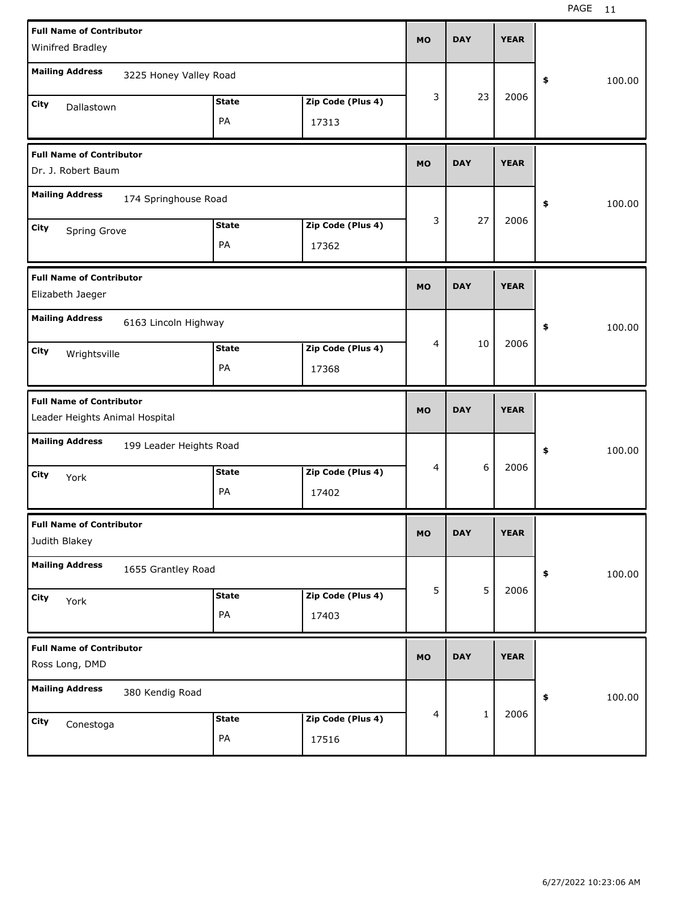| Full Name of Contributor | Mailing Address | City | State | Zip Code (Plus 4) | MO | DAY | YEAR | $ |
| --- | --- | --- | --- | --- | --- | --- | --- | --- |
| Winifred Bradley | 3225 Honey Valley Road | Dallastown | PA | 17313 | 3 | 23 | 2006 | 100.00 |
| Dr. J. Robert Baum | 174 Springhouse Road | Spring Grove | PA | 17362 | 3 | 27 | 2006 | 100.00 |
| Elizabeth Jaeger | 6163 Lincoln Highway | Wrightsville | PA | 17368 | 4 | 10 | 2006 | 100.00 |
| Leader Heights Animal Hospital | 199 Leader Heights Road | York | PA | 17402 | 4 | 6 | 2006 | 100.00 |
| Judith Blakey | 1655 Grantley Road | York | PA | 17403 | 5 | 5 | 2006 | 100.00 |
| Ross Long, DMD | 380 Kendig Road | Conestoga | PA | 17516 | 4 | 1 | 2006 | 100.00 |

6/27/2022 10:23:06 AM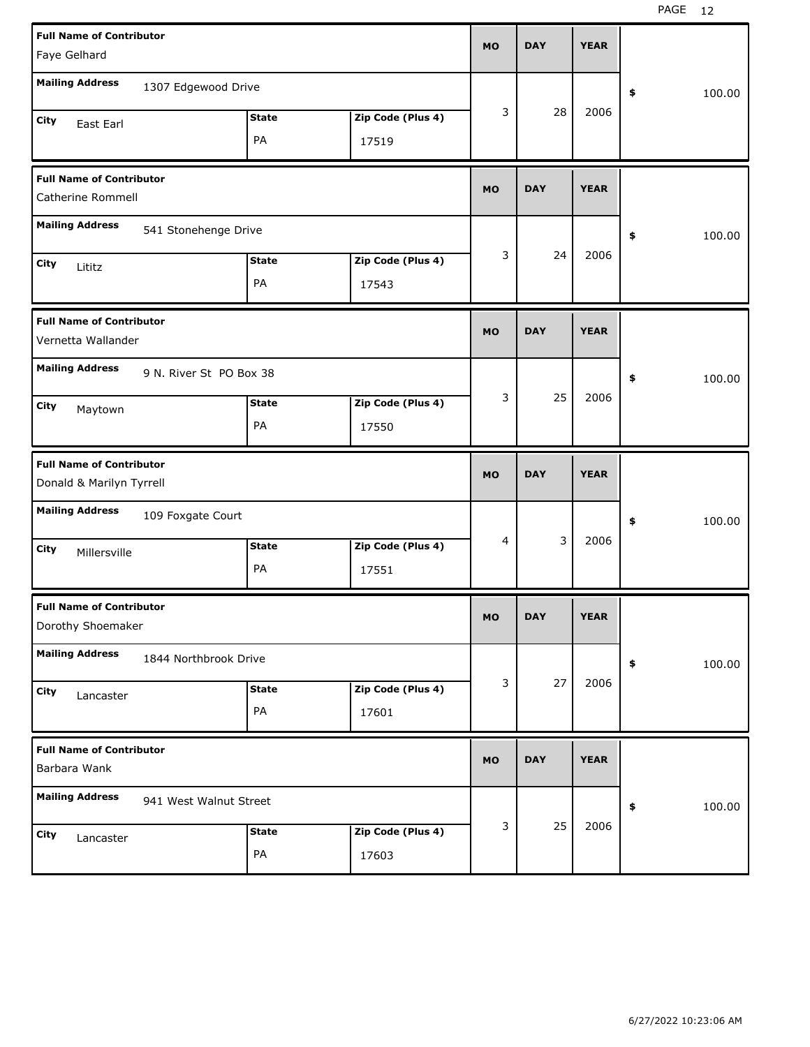| Full Name of Contributor | Mailing Address | City | State | Zip Code (Plus 4) | MO | DAY | YEAR | $ |
|---|---|---|---|---|---|---|---|---|
| Faye Gelhard | 1307 Edgewood Drive | East Earl | PA | 17519 | 3 | 28 | 2006 | 100.00 |
| Catherine Rommell | 541 Stonehenge Drive | Lititz | PA | 17543 | 3 | 24 | 2006 | 100.00 |
| Vernetta Wallander | 9 N. River St PO Box 38 | Maytown | PA | 17550 | 3 | 25 | 2006 | 100.00 |
| Donald & Marilyn Tyrrell | 109 Foxgate Court | Millersville | PA | 17551 | 4 | 3 | 2006 | 100.00 |
| Dorothy Shoemaker | 1844 Northbrook Drive | Lancaster | PA | 17601 | 3 | 27 | 2006 | 100.00 |
| Barbara Wank | 941 West Walnut Street | Lancaster | PA | 17603 | 3 | 25 | 2006 | 100.00 |

6/27/2022 10:23:06 AM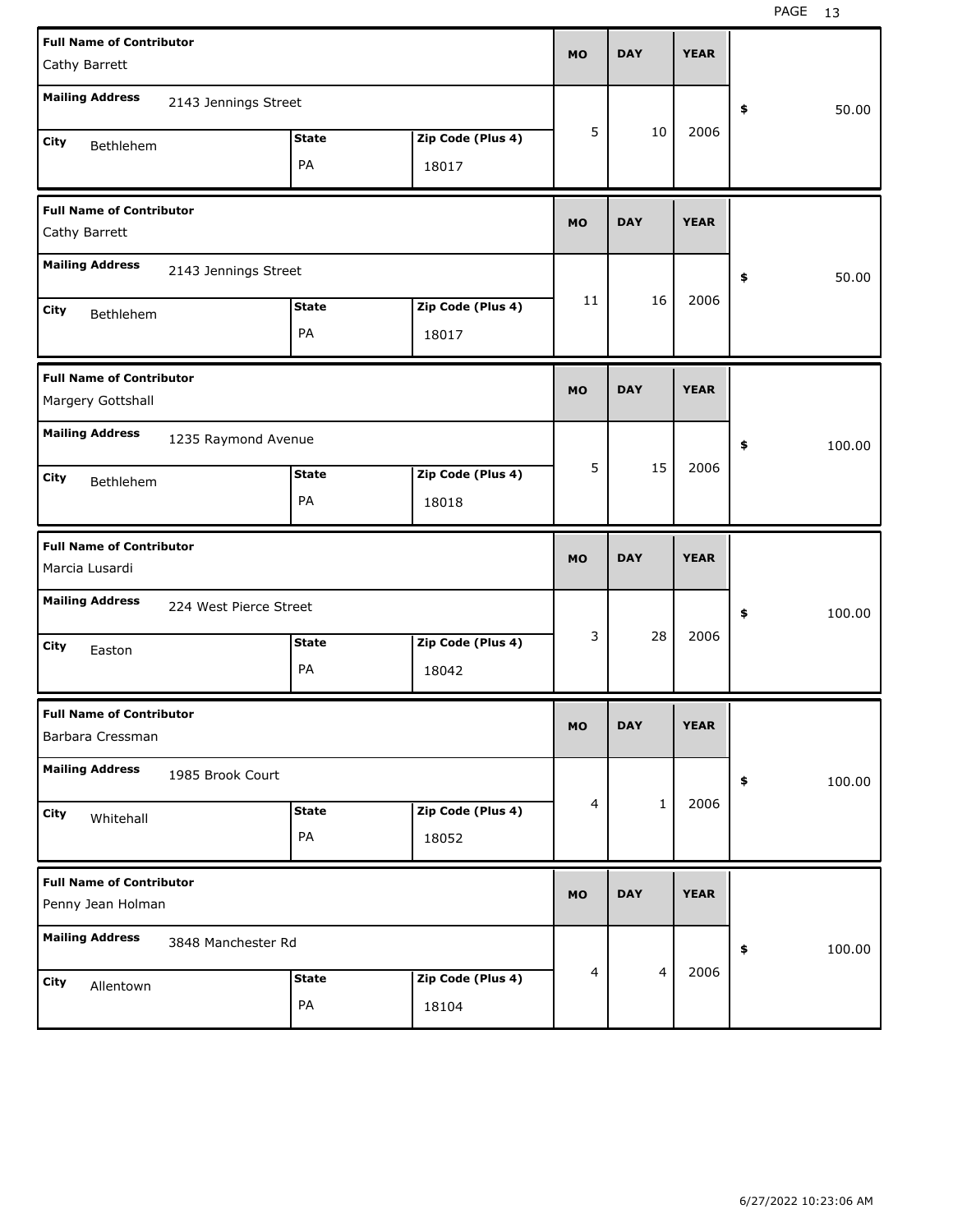| Full Name of Contributor | Mailing Address | City | State | Zip Code (Plus 4) | MO | DAY | YEAR | $ |
|---|---|---|---|---|---|---|---|---|
| Cathy Barrett | 2143 Jennings Street | Bethlehem | PA | 18017 | 5 | 10 | 2006 | 50.00 |
| Cathy Barrett | 2143 Jennings Street | Bethlehem | PA | 18017 | 11 | 16 | 2006 | 50.00 |
| Margery Gottshall | 1235 Raymond Avenue | Bethlehem | PA | 18018 | 5 | 15 | 2006 | 100.00 |
| Marcia Lusardi | 224 West Pierce Street | Easton | PA | 18042 | 3 | 28 | 2006 | 100.00 |
| Barbara Cressman | 1985 Brook Court | Whitehall | PA | 18052 | 4 | 1 | 2006 | 100.00 |
| Penny Jean Holman | 3848 Manchester Rd | Allentown | PA | 18104 | 4 | 4 | 2006 | 100.00 |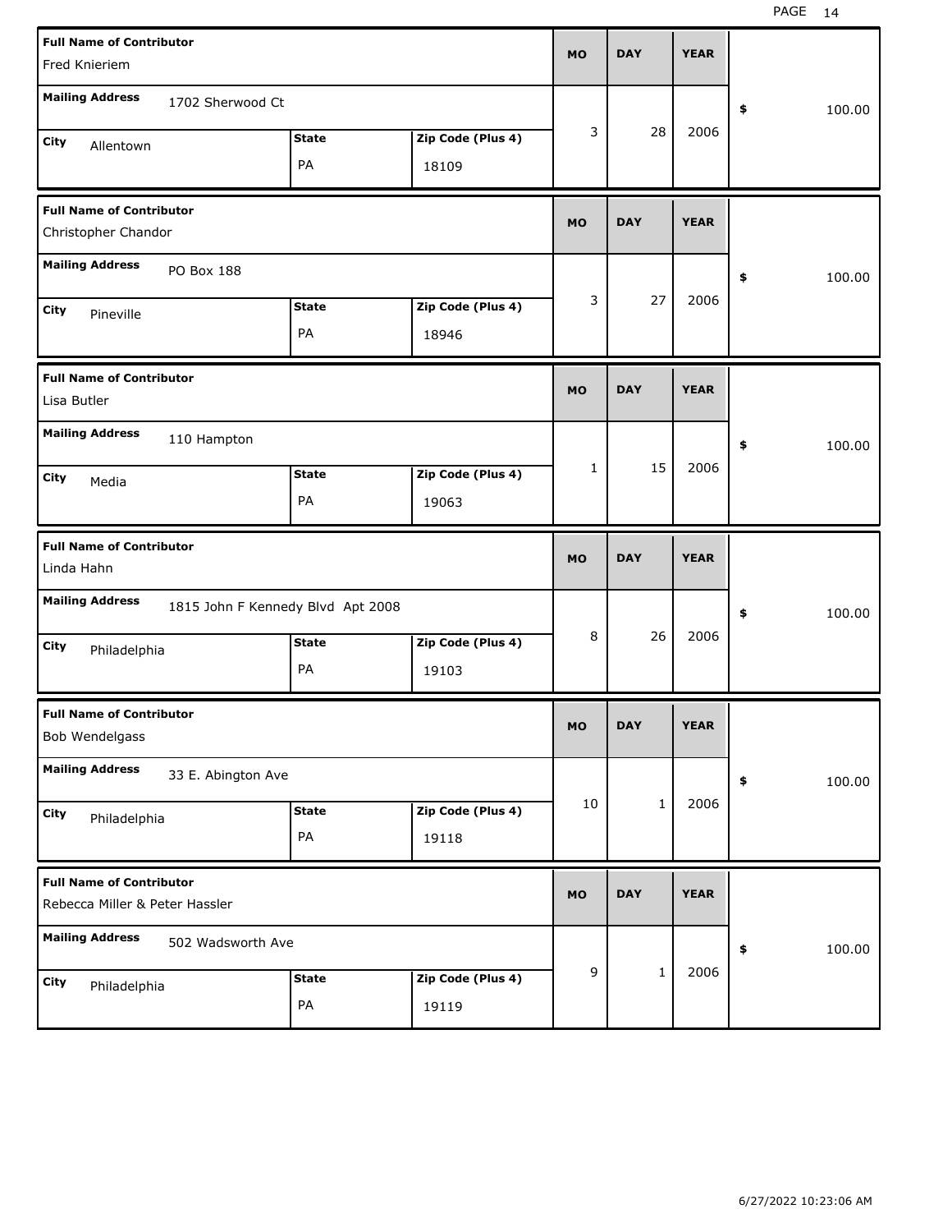| Full Name of Contributor | Mailing Address | City | State | Zip Code (Plus 4) | MO | DAY | YEAR | $ |
| --- | --- | --- | --- | --- | --- | --- | --- | --- |
| Fred Knieriem | 1702 Sherwood Ct | Allentown | PA | 18109 | 3 | 28 | 2006 | 100.00 |
| Christopher Chandor | PO Box 188 | Pineville | PA | 18946 | 3 | 27 | 2006 | 100.00 |
| Lisa Butler | 110 Hampton | Media | PA | 19063 | 1 | 15 | 2006 | 100.00 |
| Linda Hahn | 1815 John F Kennedy Blvd Apt 2008 | Philadelphia | PA | 19103 | 8 | 26 | 2006 | 100.00 |
| Bob Wendelgass | 33 E. Abington Ave | Philadelphia | PA | 19118 | 10 | 1 | 2006 | 100.00 |
| Rebecca Miller & Peter Hassler | 502 Wadsworth Ave | Philadelphia | PA | 19119 | 9 | 1 | 2006 | 100.00 |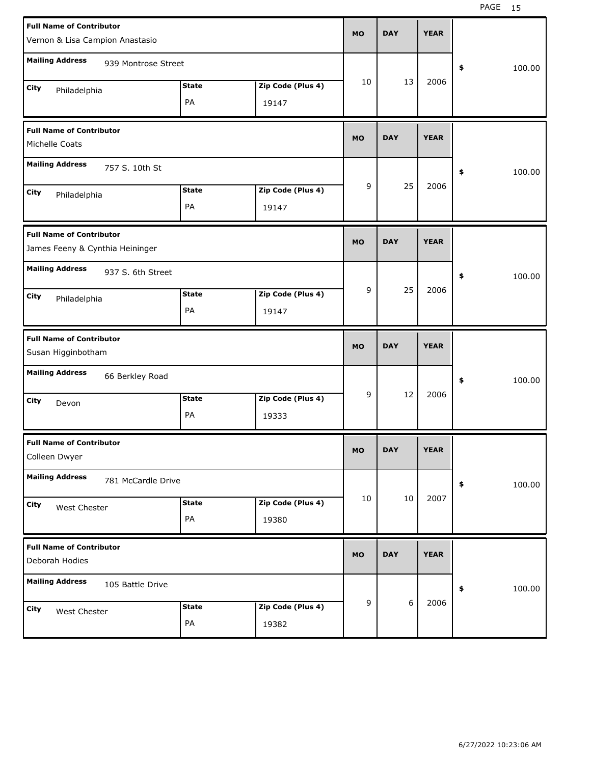| Full Name of Contributor | Mailing Address | City | State | Zip Code (Plus 4) | MO | DAY | YEAR | $ |
|---|---|---|---|---|---|---|---|---|
| Vernon & Lisa Campion Anastasio | 939 Montrose Street | Philadelphia | PA | 19147 | 10 | 13 | 2006 | 100.00 |
| Michelle Coats | 757 S. 10th St | Philadelphia | PA | 19147 | 9 | 25 | 2006 | 100.00 |
| James Feeny & Cynthia Heininger | 937 S. 6th Street | Philadelphia | PA | 19147 | 9 | 25 | 2006 | 100.00 |
| Susan Higginbotham | 66 Berkley Road | Devon | PA | 19333 | 9 | 12 | 2006 | 100.00 |
| Colleen Dwyer | 781 McCardle Drive | West Chester | PA | 19380 | 10 | 10 | 2007 | 100.00 |
| Deborah Hodies | 105 Battle Drive | West Chester | PA | 19382 | 9 | 6 | 2006 | 100.00 |

6/27/2022 10:23:06 AM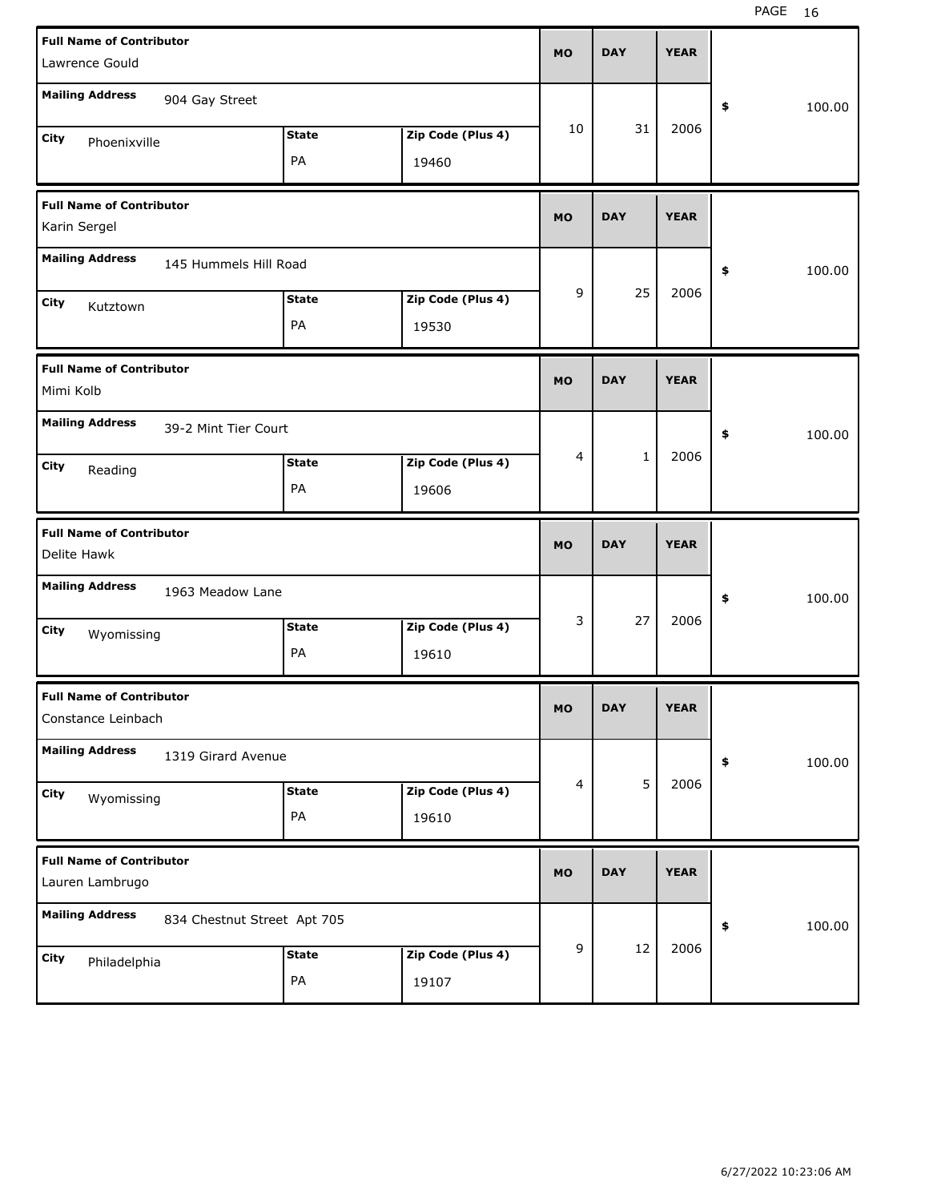| Full Name of Contributor | Mailing Address | City | State | Zip Code (Plus 4) | MO | DAY | YEAR | $ |
|---|---|---|---|---|---|---|---|---|
| Lawrence Gould | 904 Gay Street | Phoenixville | PA | 19460 | 10 | 31 | 2006 | 100.00 |
| Karin Sergel | 145 Hummels Hill Road | Kutztown | PA | 19530 | 9 | 25 | 2006 | 100.00 |
| Mimi Kolb | 39-2 Mint Tier Court | Reading | PA | 19606 | 4 | 1 | 2006 | 100.00 |
| Delite Hawk | 1963 Meadow Lane | Wyomissing | PA | 19610 | 3 | 27 | 2006 | 100.00 |
| Constance Leinbach | 1319 Girard Avenue | Wyomissing | PA | 19610 | 4 | 5 | 2006 | 100.00 |
| Lauren Lambrugo | 834 Chestnut Street Apt 705 | Philadelphia | PA | 19107 | 9 | 12 | 2006 | 100.00 |

6/27/2022 10:23:06 AM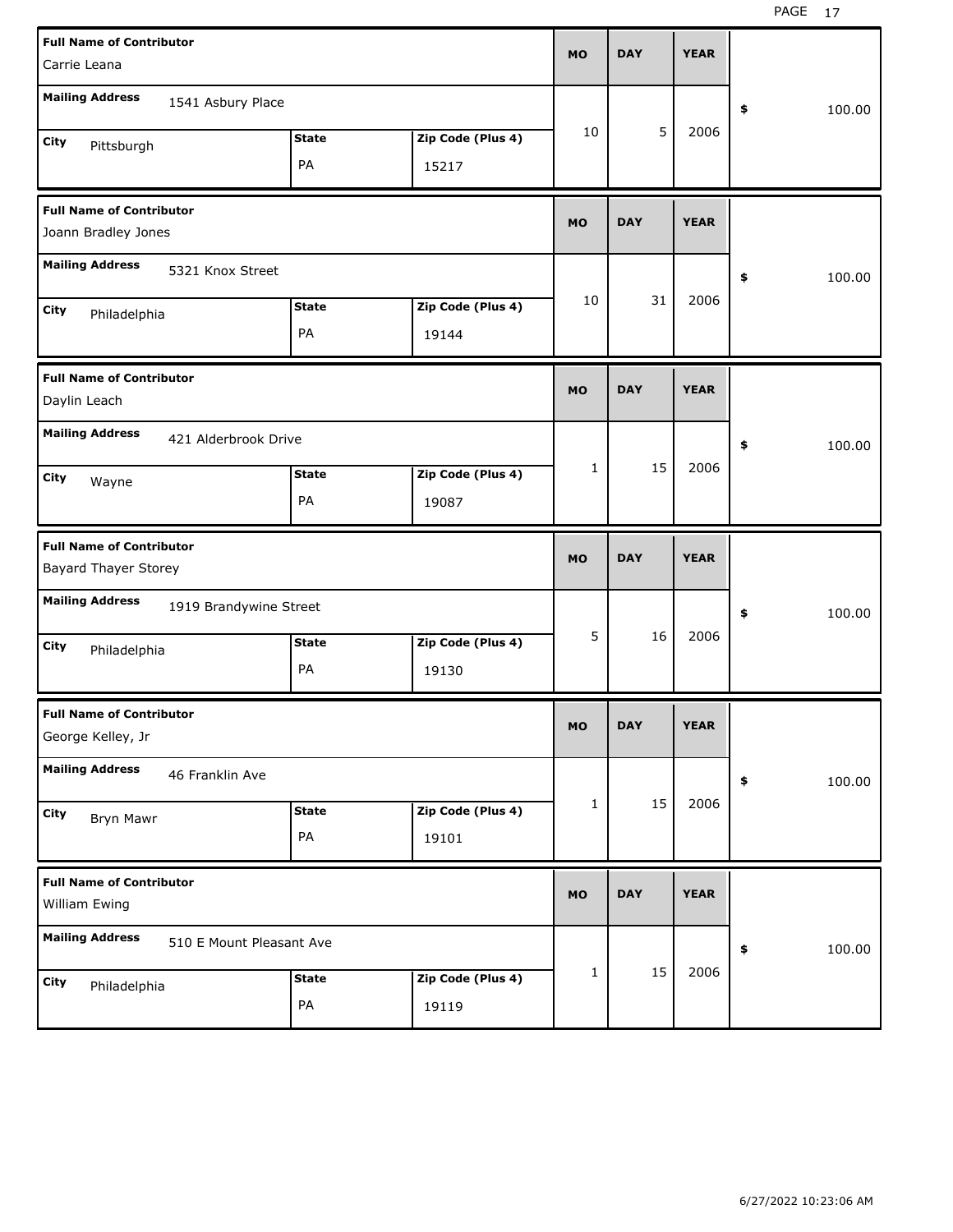| Full Name of Contributor | Mailing Address | City | State | Zip Code (Plus 4) | MO | DAY | YEAR | $ |
|---|---|---|---|---|---|---|---|---|
| Carrie Leana | 1541 Asbury Place | Pittsburgh | PA | 15217 | 10 | 5 | 2006 | 100.00 |
| Joann Bradley Jones | 5321 Knox Street | Philadelphia | PA | 19144 | 10 | 31 | 2006 | 100.00 |
| Daylin Leach | 421 Alderbrook Drive | Wayne | PA | 19087 | 1 | 15 | 2006 | 100.00 |
| Bayard Thayer Storey | 1919 Brandywine Street | Philadelphia | PA | 19130 | 5 | 16 | 2006 | 100.00 |
| George Kelley, Jr | 46 Franklin Ave | Bryn Mawr | PA | 19101 | 1 | 15 | 2006 | 100.00 |
| William Ewing | 510 E Mount Pleasant Ave | Philadelphia | PA | 19119 | 1 | 15 | 2006 | 100.00 |

6/27/2022 10:23:06 AM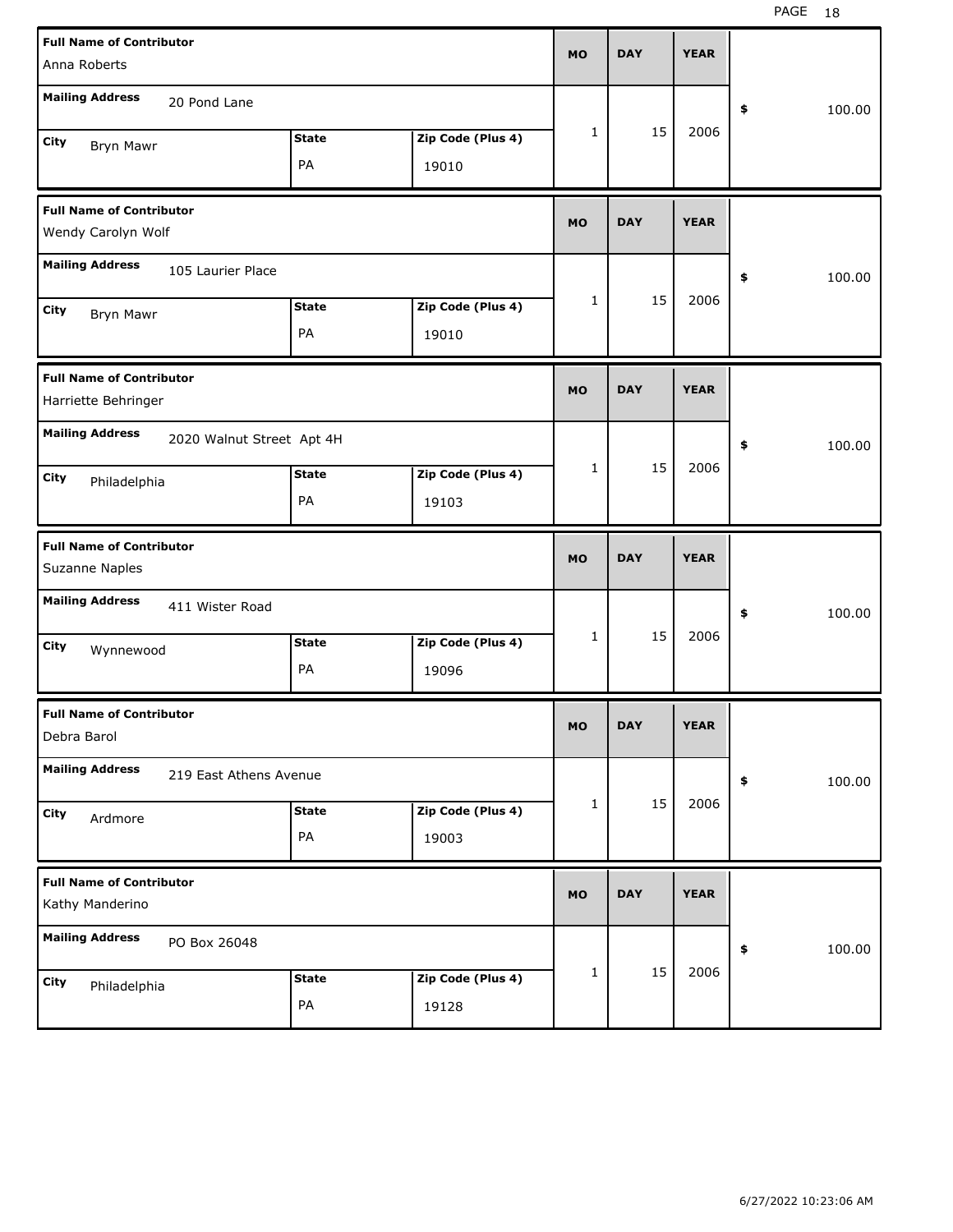| Full Name of Contributor | Mailing Address | City | State | Zip Code (Plus 4) | MO | DAY | YEAR | $ |
|---|---|---|---|---|---|---|---|---|
| Anna Roberts | 20 Pond Lane | Bryn Mawr | PA | 19010 | 1 | 15 | 2006 | 100.00 |
| Wendy Carolyn Wolf | 105 Laurier Place | Bryn Mawr | PA | 19010 | 1 | 15 | 2006 | 100.00 |
| Harriette Behringer | 2020 Walnut Street Apt 4H | Philadelphia | PA | 19103 | 1 | 15 | 2006 | 100.00 |
| Suzanne Naples | 411 Wister Road | Wynnewood | PA | 19096 | 1 | 15 | 2006 | 100.00 |
| Debra Barol | 219 East Athens Avenue | Ardmore | PA | 19003 | 1 | 15 | 2006 | 100.00 |
| Kathy Manderino | PO Box 26048 | Philadelphia | PA | 19128 | 1 | 15 | 2006 | 100.00 |

6/27/2022 10:23:06 AM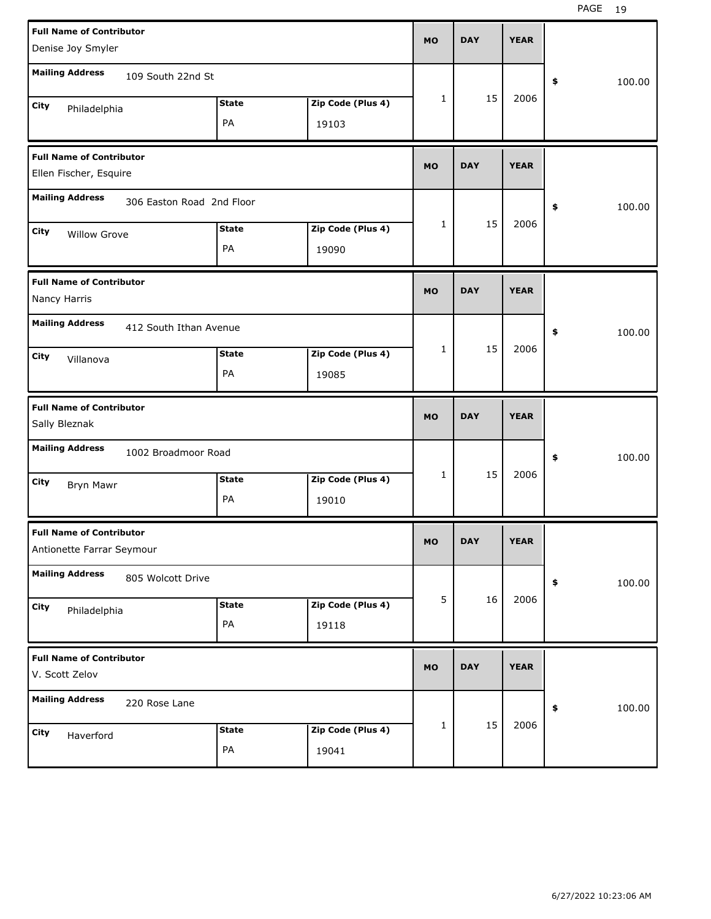| Full Name of Contributor | Mailing Address | City | State | Zip Code (Plus 4) | MO | DAY | YEAR | $ |
|---|---|---|---|---|---|---|---|---|
| Denise Joy Smyler | 109 South 22nd St | Philadelphia | PA | 19103 | 1 | 15 | 2006 | 100.00 |
| Ellen Fischer, Esquire | 306 Easton Road 2nd Floor | Willow Grove | PA | 19090 | 1 | 15 | 2006 | 100.00 |
| Nancy Harris | 412 South Ithan Avenue | Villanova | PA | 19085 | 1 | 15 | 2006 | 100.00 |
| Sally Bleznak | 1002 Broadmoor Road | Bryn Mawr | PA | 19010 | 1 | 15 | 2006 | 100.00 |
| Antionette Farrar Seymour | 805 Wolcott Drive | Philadelphia | PA | 19118 | 5 | 16 | 2006 | 100.00 |
| V. Scott Zelov | 220 Rose Lane | Haverford | PA | 19041 | 1 | 15 | 2006 | 100.00 |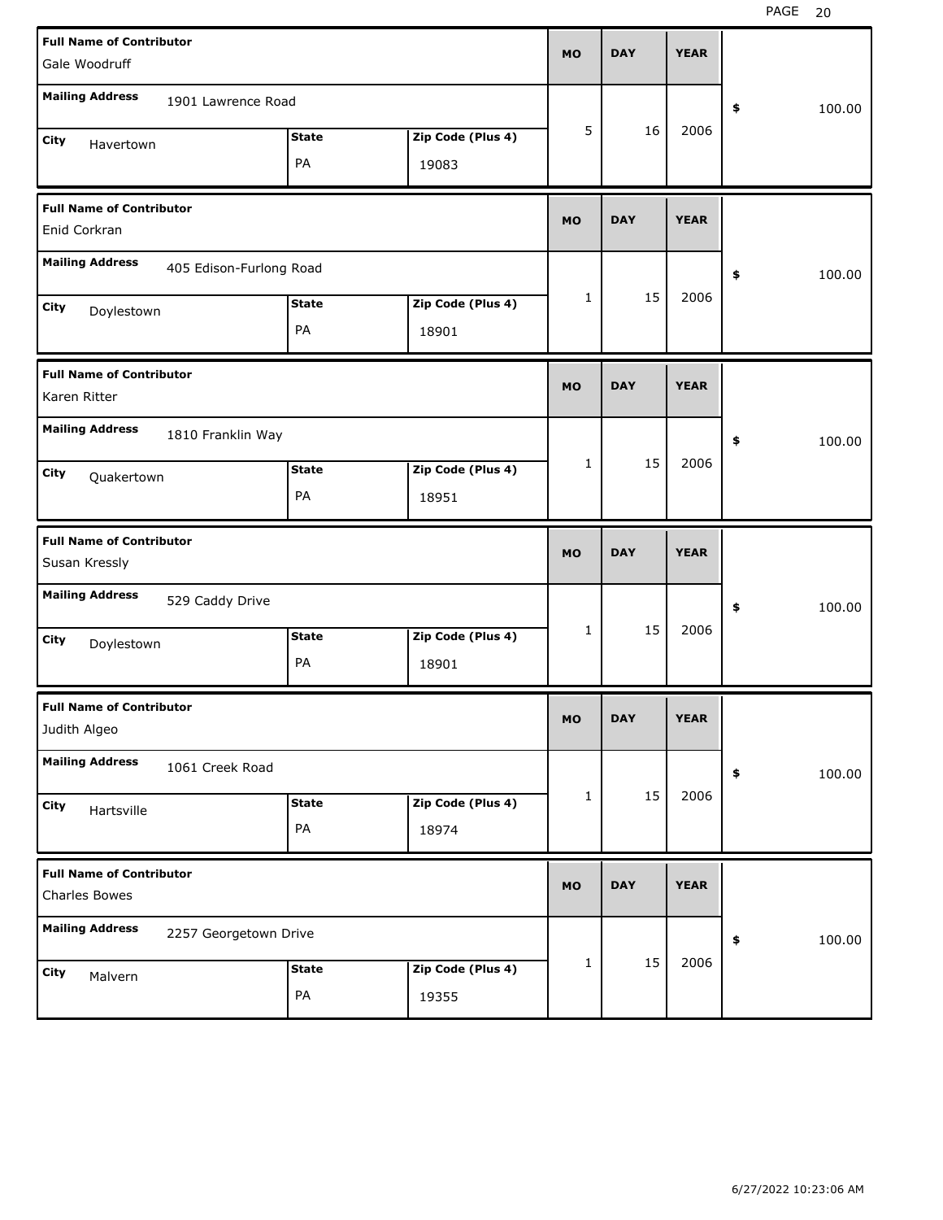| Full Name of Contributor | Mailing Address | City | State | Zip Code (Plus 4) | MO | DAY | YEAR | $ |
|---|---|---|---|---|---|---|---|---|
| Gale Woodruff | 1901 Lawrence Road | Havertown | PA | 19083 | 5 | 16 | 2006 | 100.00 |
| Enid Corkran | 405 Edison-Furlong Road | Doylestown | PA | 18901 | 1 | 15 | 2006 | 100.00 |
| Karen Ritter | 1810 Franklin Way | Quakertown | PA | 18951 | 1 | 15 | 2006 | 100.00 |
| Susan Kressly | 529 Caddy Drive | Doylestown | PA | 18901 | 1 | 15 | 2006 | 100.00 |
| Judith Algeo | 1061 Creek Road | Hartsville | PA | 18974 | 1 | 15 | 2006 | 100.00 |
| Charles Bowes | 2257 Georgetown Drive | Malvern | PA | 19355 | 1 | 15 | 2006 | 100.00 |

6/27/2022 10:23:06 AM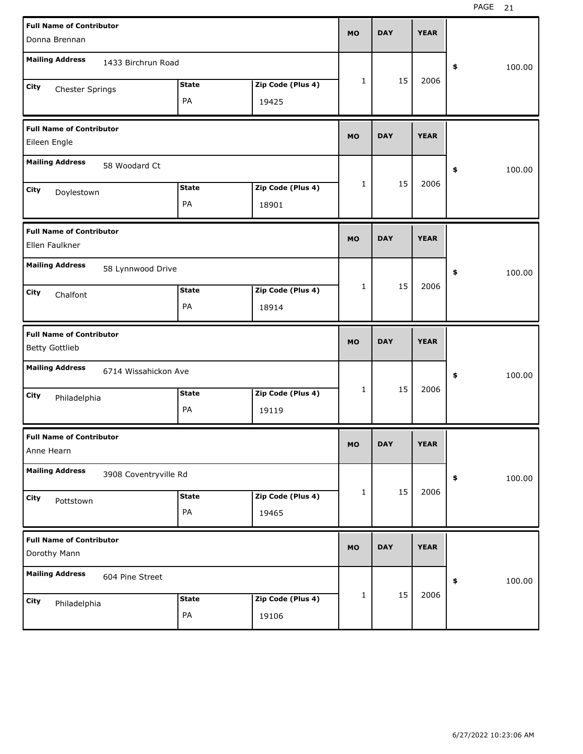| Full Name of Contributor | Mailing Address | City | State | Zip Code (Plus 4) | MO | DAY | YEAR | $ |
| --- | --- | --- | --- | --- | --- | --- | --- | --- |
| Donna Brennan | 1433 Birchrun Road | Chester Springs | PA | 19425 | 1 | 15 | 2006 | 100.00 |
| Eileen Engle | 58 Woodard Ct | Doylestown | PA | 18901 | 1 | 15 | 2006 | 100.00 |
| Ellen Faulkner | 58 Lynnwood Drive | Chalfont | PA | 18914 | 1 | 15 | 2006 | 100.00 |
| Betty Gottlieb | 6714 Wissahickon Ave | Philadelphia | PA | 19119 | 1 | 15 | 2006 | 100.00 |
| Anne Hearn | 3908 Coventryville Rd | Pottstown | PA | 19465 | 1 | 15 | 2006 | 100.00 |
| Dorothy Mann | 604 Pine Street | Philadelphia | PA | 19106 | 1 | 15 | 2006 | 100.00 |

6/27/2022 10:23:06 AM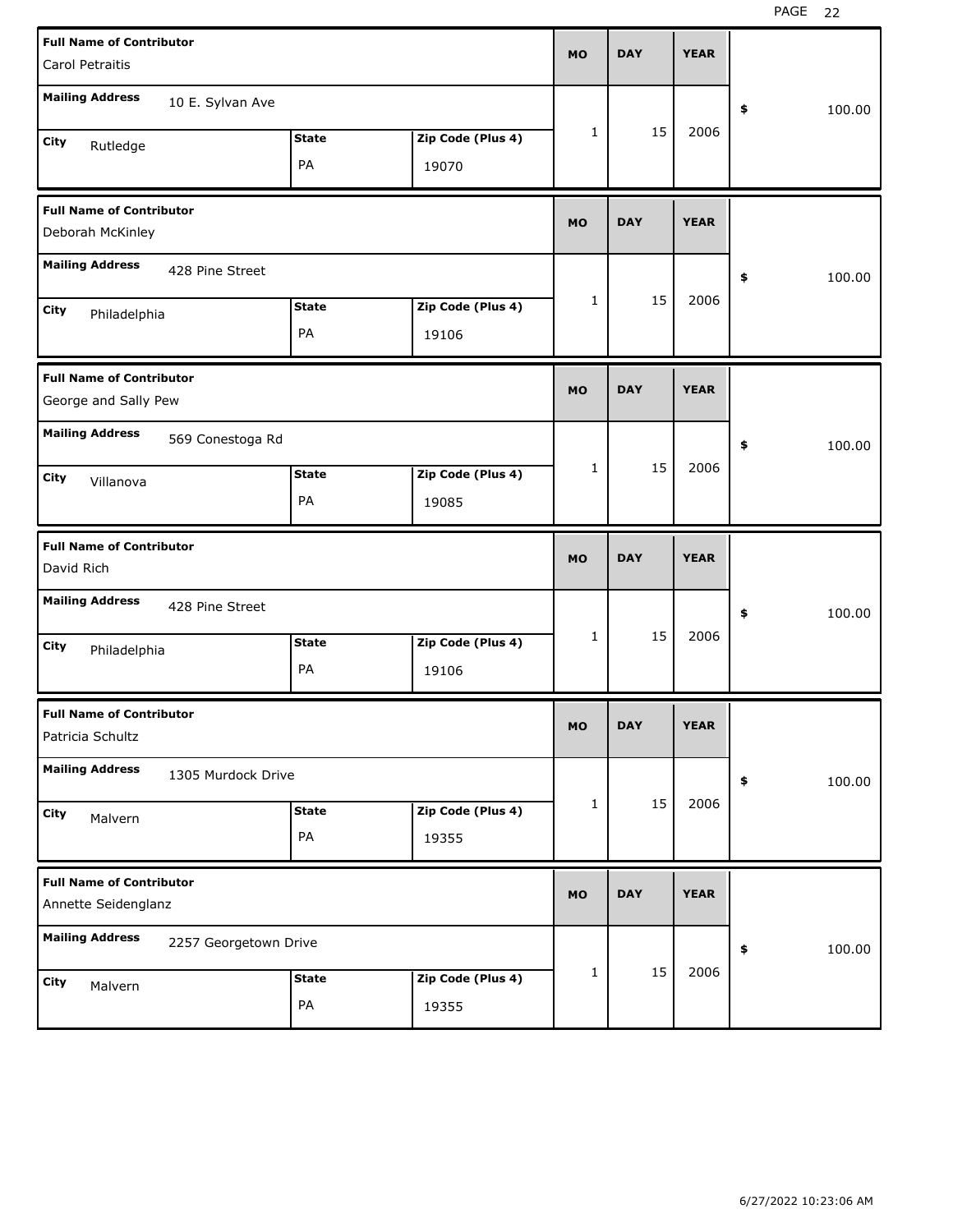| Full Name of Contributor | Mailing Address | City | State | Zip Code (Plus 4) | MO | DAY | YEAR | $ |
|---|---|---|---|---|---|---|---|---|
| Carol Petraitis | 10 E. Sylvan Ave | Rutledge | PA | 19070 | 1 | 15 | 2006 | 100.00 |
| Deborah McKinley | 428 Pine Street | Philadelphia | PA | 19106 | 1 | 15 | 2006 | 100.00 |
| George and Sally Pew | 569 Conestoga Rd | Villanova | PA | 19085 | 1 | 15 | 2006 | 100.00 |
| David Rich | 428 Pine Street | Philadelphia | PA | 19106 | 1 | 15 | 2006 | 100.00 |
| Patricia Schultz | 1305 Murdock Drive | Malvern | PA | 19355 | 1 | 15 | 2006 | 100.00 |
| Annette Seidenglanz | 2257 Georgetown Drive | Malvern | PA | 19355 | 1 | 15 | 2006 | 100.00 |

6/27/2022 10:23:06 AM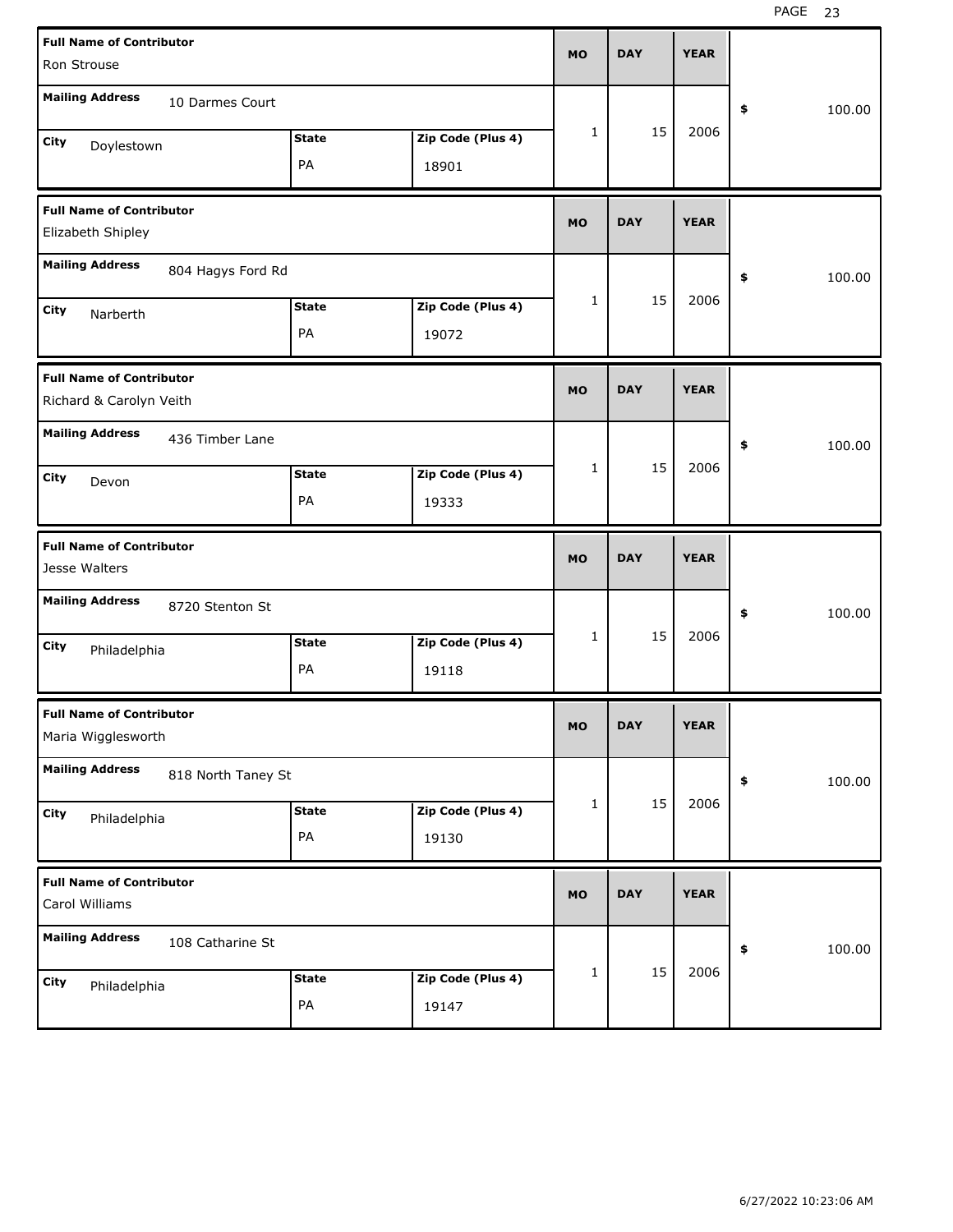| Full Name of Contributor | Mailing Address | City | State | Zip Code (Plus 4) | MO | DAY | YEAR | $ |
|---|---|---|---|---|---|---|---|---|
| Ron Strouse | 10 Darmes Court | Doylestown | PA | 18901 | 1 | 15 | 2006 | 100.00 |
| Elizabeth Shipley | 804 Hagys Ford Rd | Narberth | PA | 19072 | 1 | 15 | 2006 | 100.00 |
| Richard & Carolyn Veith | 436 Timber Lane | Devon | PA | 19333 | 1 | 15 | 2006 | 100.00 |
| Jesse Walters | 8720 Stenton St | Philadelphia | PA | 19118 | 1 | 15 | 2006 | 100.00 |
| Maria Wigglesworth | 818 North Taney St | Philadelphia | PA | 19130 | 1 | 15 | 2006 | 100.00 |
| Carol Williams | 108 Catharine St | Philadelphia | PA | 19147 | 1 | 15 | 2006 | 100.00 |

6/27/2022 10:23:06 AM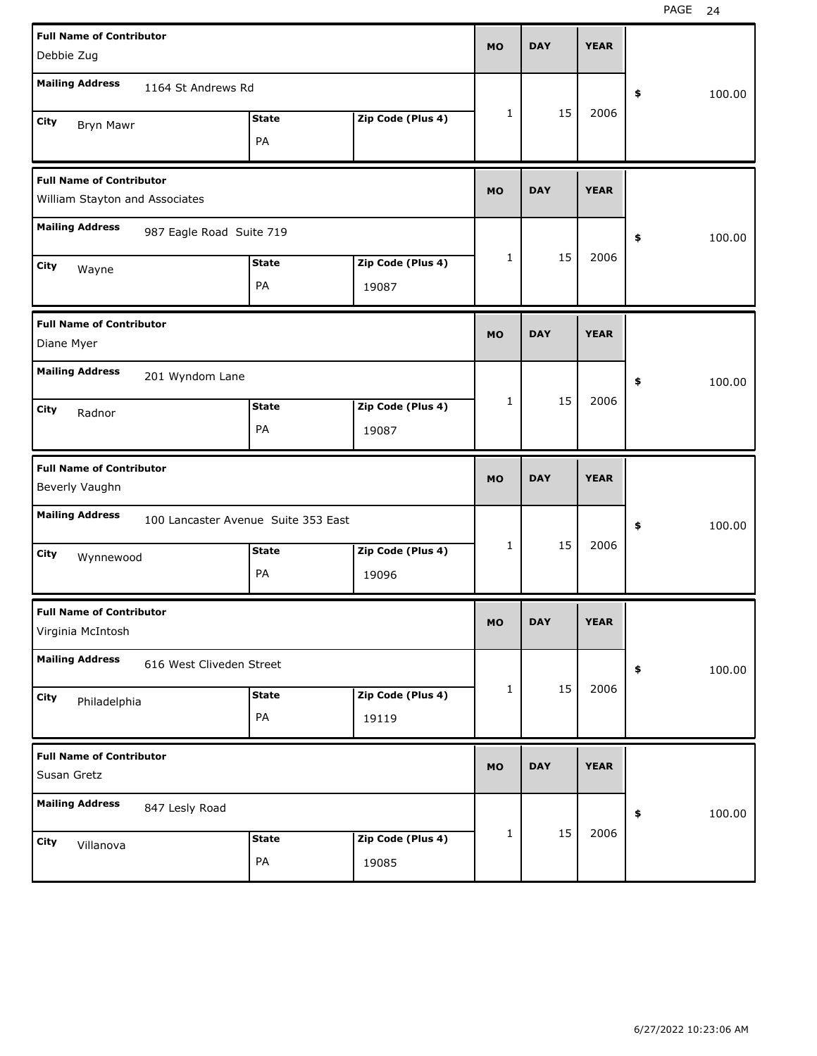| Full Name of Contributor | Mailing Address | City | State | Zip Code (Plus 4) | MO | DAY | YEAR | $ |
|---|---|---|---|---|---|---|---|---|
| Debbie Zug | 1164 St Andrews Rd | Bryn Mawr | PA | | 1 | 15 | 2006 | 100.00 |
| William Stayton and Associates | 987 Eagle Road Suite 719 | Wayne | PA | 19087 | 1 | 15 | 2006 | 100.00 |
| Diane Myer | 201 Wyndom Lane | Radnor | PA | 19087 | 1 | 15 | 2006 | 100.00 |
| Beverly Vaughn | 100 Lancaster Avenue Suite 353 East | Wynnewood | PA | 19096 | 1 | 15 | 2006 | 100.00 |
| Virginia McIntosh | 616 West Cliveden Street | Philadelphia | PA | 19119 | 1 | 15 | 2006 | 100.00 |
| Susan Gretz | 847 Lesly Road | Villanova | PA | 19085 | 1 | 15 | 2006 | 100.00 |

6/27/2022 10:23:06 AM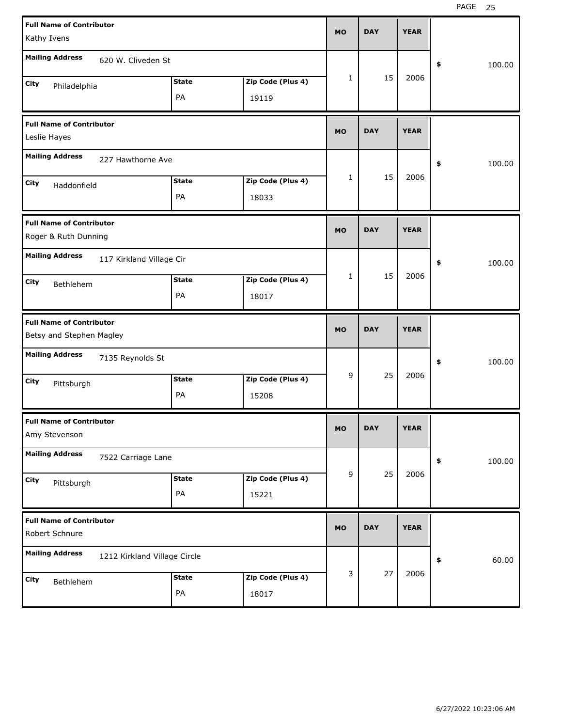| Full Name of Contributor | Mailing Address | City | State | Zip Code (Plus 4) | MO | DAY | YEAR | $ |
| --- | --- | --- | --- | --- | --- | --- | --- | --- |
| Kathy Ivens | 620 W. Cliveden St | Philadelphia | PA | 19119 | 1 | 15 | 2006 | 100.00 |
| Leslie Hayes | 227 Hawthorne Ave | Haddonfield | PA | 18033 | 1 | 15 | 2006 | 100.00 |
| Roger & Ruth Dunning | 117 Kirkland Village Cir | Bethlehem | PA | 18017 | 1 | 15 | 2006 | 100.00 |
| Betsy and Stephen Magley | 7135 Reynolds St | Pittsburgh | PA | 15208 | 9 | 25 | 2006 | 100.00 |
| Amy Stevenson | 7522 Carriage Lane | Pittsburgh | PA | 15221 | 9 | 25 | 2006 | 100.00 |
| Robert Schnure | 1212 Kirkland Village Circle | Bethlehem | PA | 18017 | 3 | 27 | 2006 | 60.00 |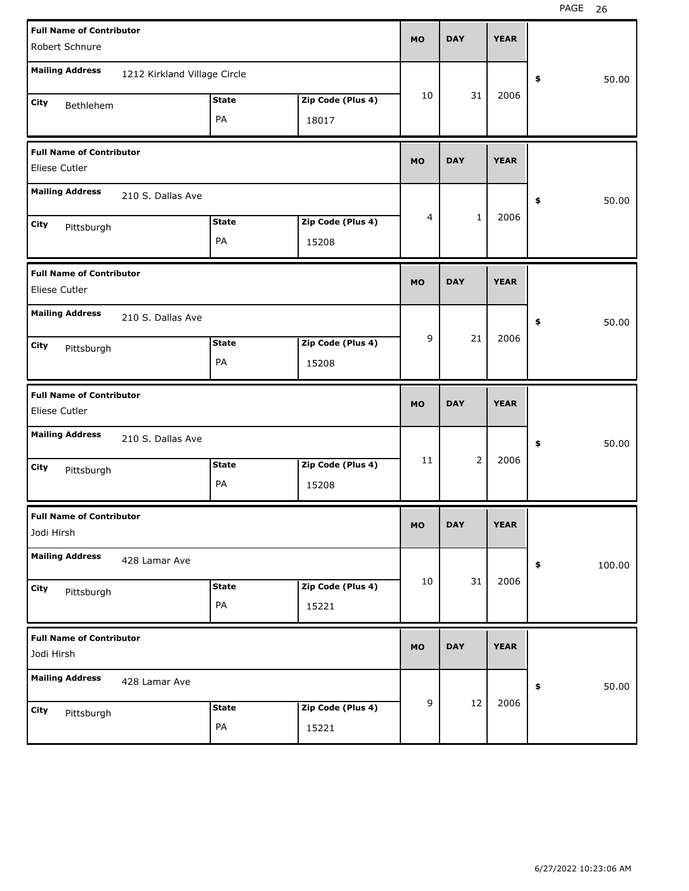| Full Name of Contributor | Mailing Address | City | State | Zip Code (Plus 4) | MO | DAY | YEAR | $ |
|---|---|---|---|---|---|---|---|---|
| Robert Schnure | 1212 Kirkland Village Circle | Bethlehem | PA | 18017 | 10 | 31 | 2006 | 50.00 |
| Eliese Cutler | 210 S. Dallas Ave | Pittsburgh | PA | 15208 | 4 | 1 | 2006 | 50.00 |
| Eliese Cutler | 210 S. Dallas Ave | Pittsburgh | PA | 15208 | 9 | 21 | 2006 | 50.00 |
| Eliese Cutler | 210 S. Dallas Ave | Pittsburgh | PA | 15208 | 11 | 2 | 2006 | 50.00 |
| Jodi Hirsh | 428 Lamar Ave | Pittsburgh | PA | 15221 | 10 | 31 | 2006 | 100.00 |
| Jodi Hirsh | 428 Lamar Ave | Pittsburgh | PA | 15221 | 9 | 12 | 2006 | 50.00 |

6/27/2022 10:23:06 AM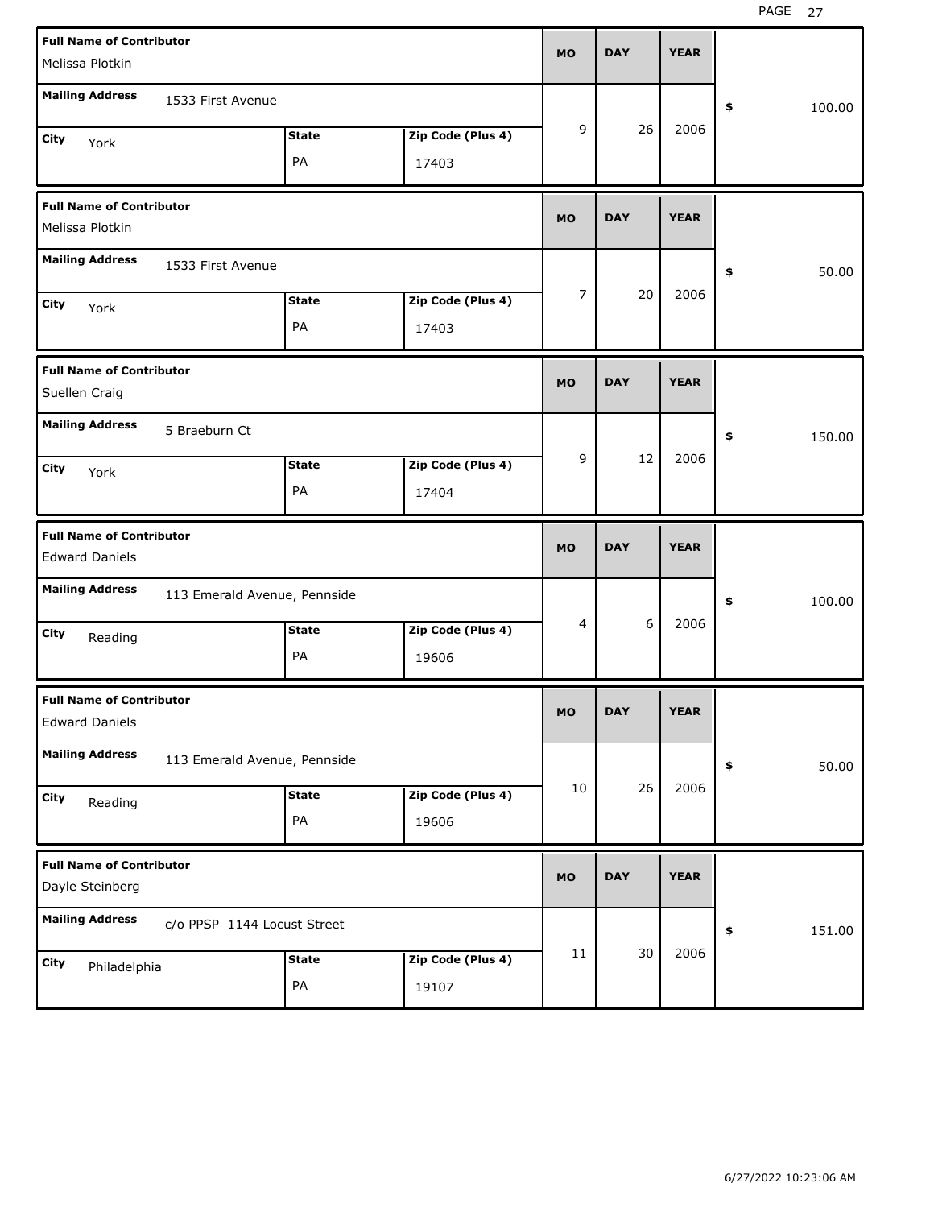| Full Name of Contributor | Mailing Address | City | State | Zip Code (Plus 4) | MO | DAY | YEAR | $ |
|---|---|---|---|---|---|---|---|---|
| Melissa Plotkin | 1533 First Avenue | York | PA | 17403 | 9 | 26 | 2006 | 100.00 |
| Melissa Plotkin | 1533 First Avenue | York | PA | 17403 | 7 | 20 | 2006 | 50.00 |
| Suellen Craig | 5 Braeburn Ct | York | PA | 17404 | 9 | 12 | 2006 | 150.00 |
| Edward Daniels | 113 Emerald Avenue, Pennside | Reading | PA | 19606 | 4 | 6 | 2006 | 100.00 |
| Edward Daniels | 113 Emerald Avenue, Pennside | Reading | PA | 19606 | 10 | 26 | 2006 | 50.00 |
| Dayle Steinberg | c/o PPSP 1144 Locust Street | Philadelphia | PA | 19107 | 11 | 30 | 2006 | 151.00 |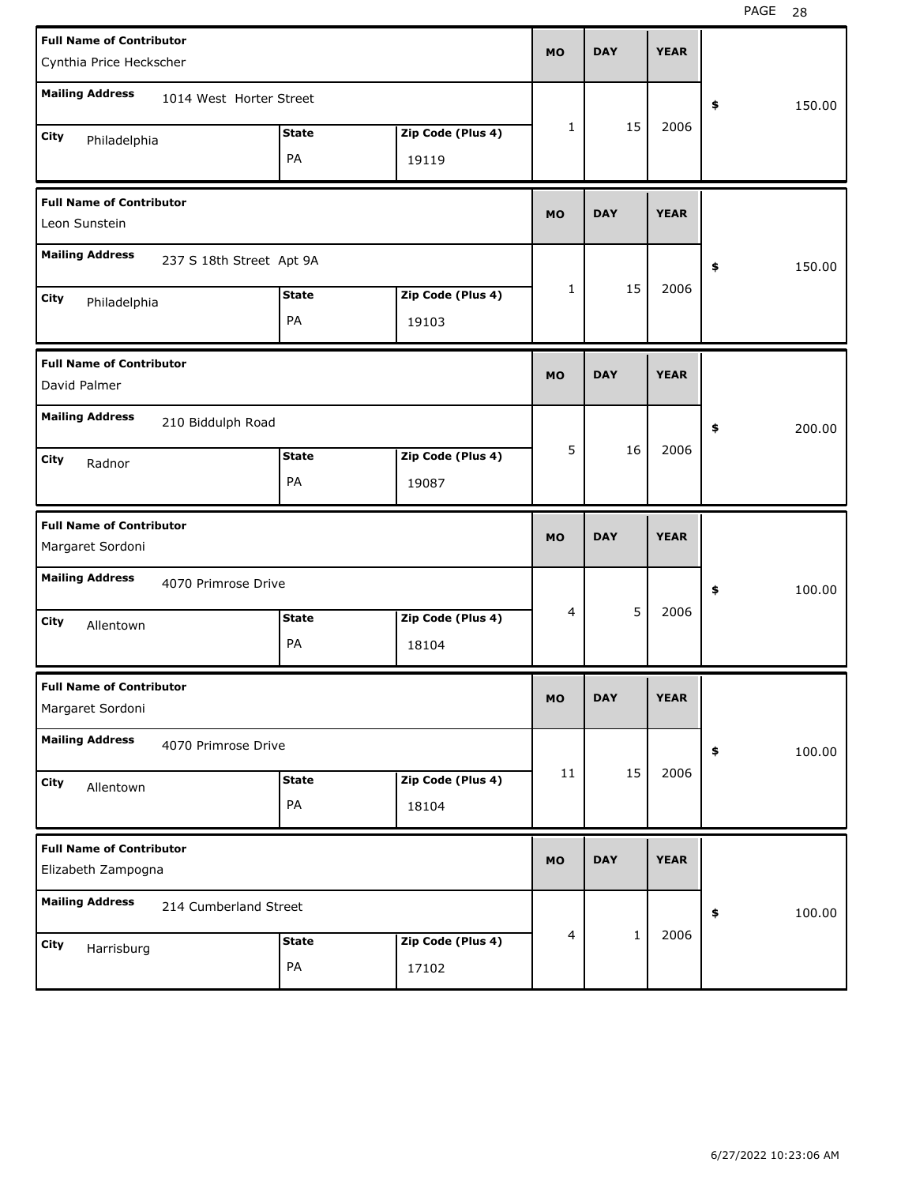| Full Name of Contributor | Mailing Address | City | State | Zip Code (Plus 4) | MO | DAY | YEAR | $ |
|---|---|---|---|---|---|---|---|---|
| Cynthia Price Heckscher | 1014 West Horter Street | Philadelphia | PA | 19119 | 1 | 15 | 2006 | 150.00 |
| Leon Sunstein | 237 S 18th Street Apt 9A | Philadelphia | PA | 19103 | 1 | 15 | 2006 | 150.00 |
| David Palmer | 210 Biddulph Road | Radnor | PA | 19087 | 5 | 16 | 2006 | 200.00 |
| Margaret Sordoni | 4070 Primrose Drive | Allentown | PA | 18104 | 4 | 5 | 2006 | 100.00 |
| Margaret Sordoni | 4070 Primrose Drive | Allentown | PA | 18104 | 11 | 15 | 2006 | 100.00 |
| Elizabeth Zampogna | 214 Cumberland Street | Harrisburg | PA | 17102 | 4 | 1 | 2006 | 100.00 |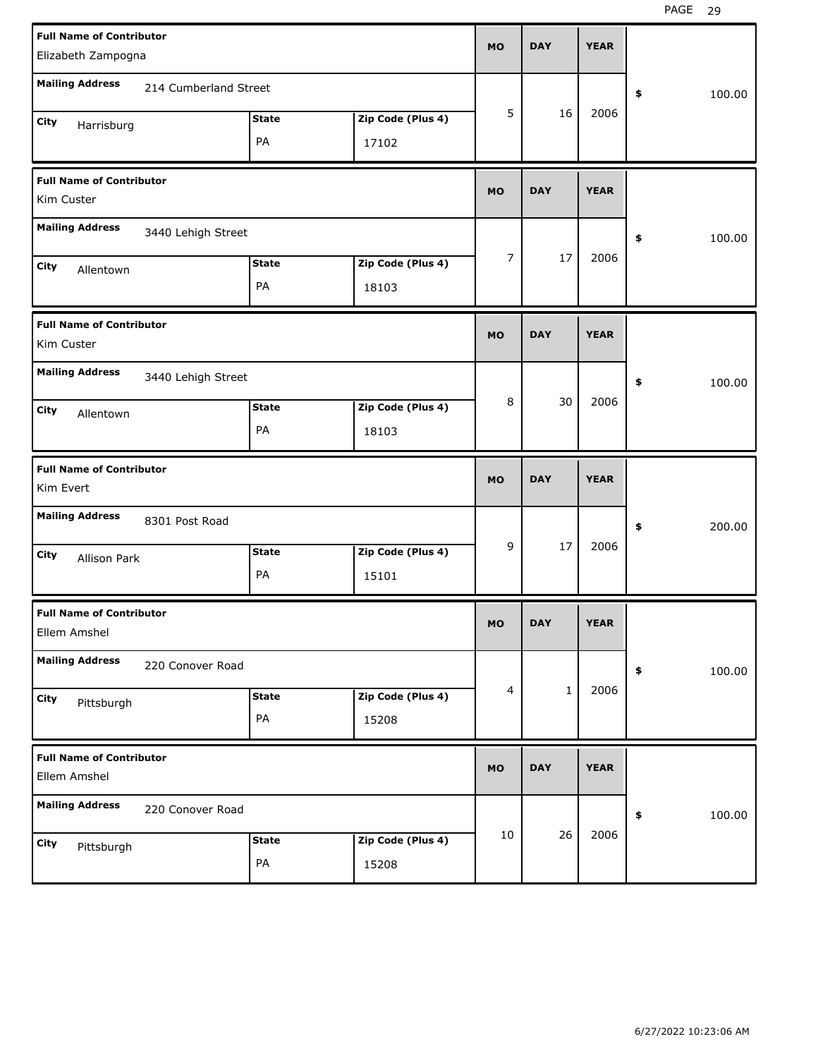| Full Name of Contributor | Mailing Address | City | State | Zip Code (Plus 4) | MO | DAY | YEAR | $ |
|---|---|---|---|---|---|---|---|---|
| Elizabeth Zampogna | 214 Cumberland Street | Harrisburg | PA | 17102 | 5 | 16 | 2006 | 100.00 |
| Kim Custer | 3440 Lehigh Street | Allentown | PA | 18103 | 7 | 17 | 2006 | 100.00 |
| Kim Custer | 3440 Lehigh Street | Allentown | PA | 18103 | 8 | 30 | 2006 | 100.00 |
| Kim Evert | 8301 Post Road | Allison Park | PA | 15101 | 9 | 17 | 2006 | 200.00 |
| Ellem Amshel | 220 Conover Road | Pittsburgh | PA | 15208 | 4 | 1 | 2006 | 100.00 |
| Ellem Amshel | 220 Conover Road | Pittsburgh | PA | 15208 | 10 | 26 | 2006 | 100.00 |

6/27/2022 10:23:06 AM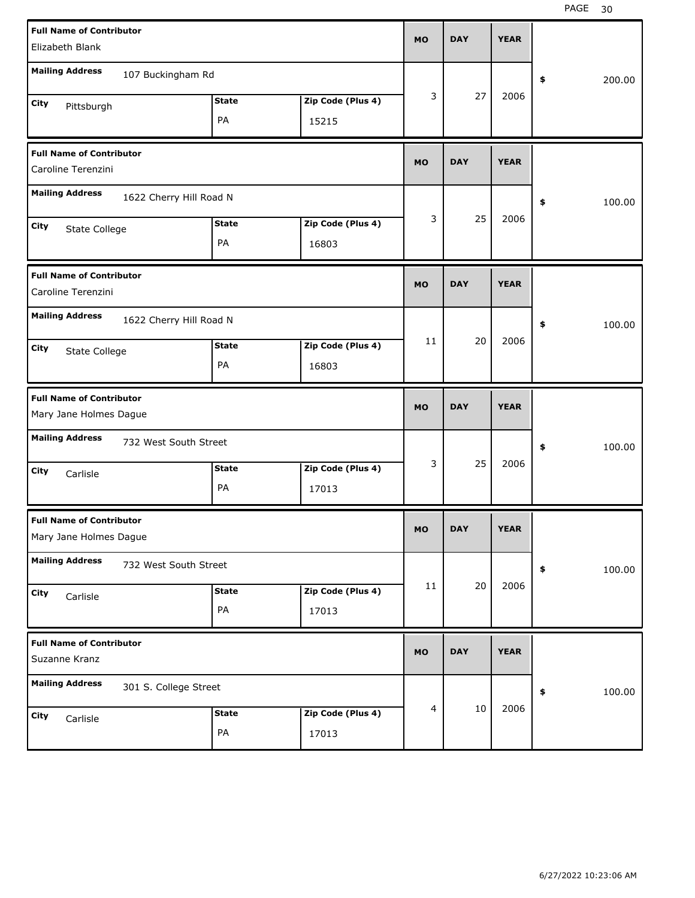| Full Name of Contributor | Mailing Address | City | State | Zip Code (Plus 4) | MO | DAY | YEAR | $ |
|---|---|---|---|---|---|---|---|---|
| Elizabeth Blank | 107 Buckingham Rd | Pittsburgh | PA | 15215 | 3 | 27 | 2006 | 200.00 |
| Caroline Terenzini | 1622 Cherry Hill Road N | State College | PA | 16803 | 3 | 25 | 2006 | 100.00 |
| Caroline Terenzini | 1622 Cherry Hill Road N | State College | PA | 16803 | 11 | 20 | 2006 | 100.00 |
| Mary Jane Holmes Dague | 732 West South Street | Carlisle | PA | 17013 | 3 | 25 | 2006 | 100.00 |
| Mary Jane Holmes Dague | 732 West South Street | Carlisle | PA | 17013 | 11 | 20 | 2006 | 100.00 |
| Suzanne Kranz | 301 S. College Street | Carlisle | PA | 17013 | 4 | 10 | 2006 | 100.00 |

6/27/2022 10:23:06 AM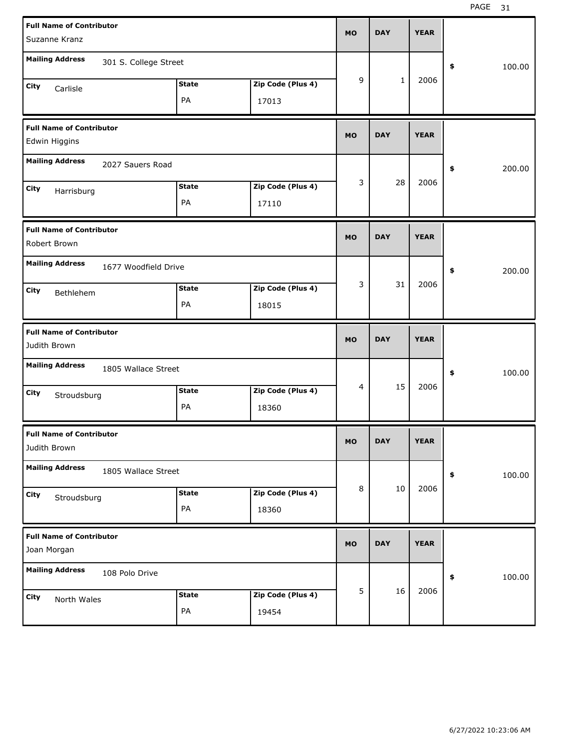| Full Name of Contributor | Mailing Address | City | State | Zip Code (Plus 4) | MO | DAY | YEAR | $ |
|---|---|---|---|---|---|---|---|---|
| Suzanne Kranz | 301 S. College Street | Carlisle | PA | 17013 | 9 | 1 | 2006 | 100.00 |
| Edwin Higgins | 2027 Sauers Road | Harrisburg | PA | 17110 | 3 | 28 | 2006 | 200.00 |
| Robert Brown | 1677 Woodfield Drive | Bethlehem | PA | 18015 | 3 | 31 | 2006 | 200.00 |
| Judith Brown | 1805 Wallace Street | Stroudsburg | PA | 18360 | 4 | 15 | 2006 | 100.00 |
| Judith Brown | 1805 Wallace Street | Stroudsburg | PA | 18360 | 8 | 10 | 2006 | 100.00 |
| Joan Morgan | 108 Polo Drive | North Wales | PA | 19454 | 5 | 16 | 2006 | 100.00 |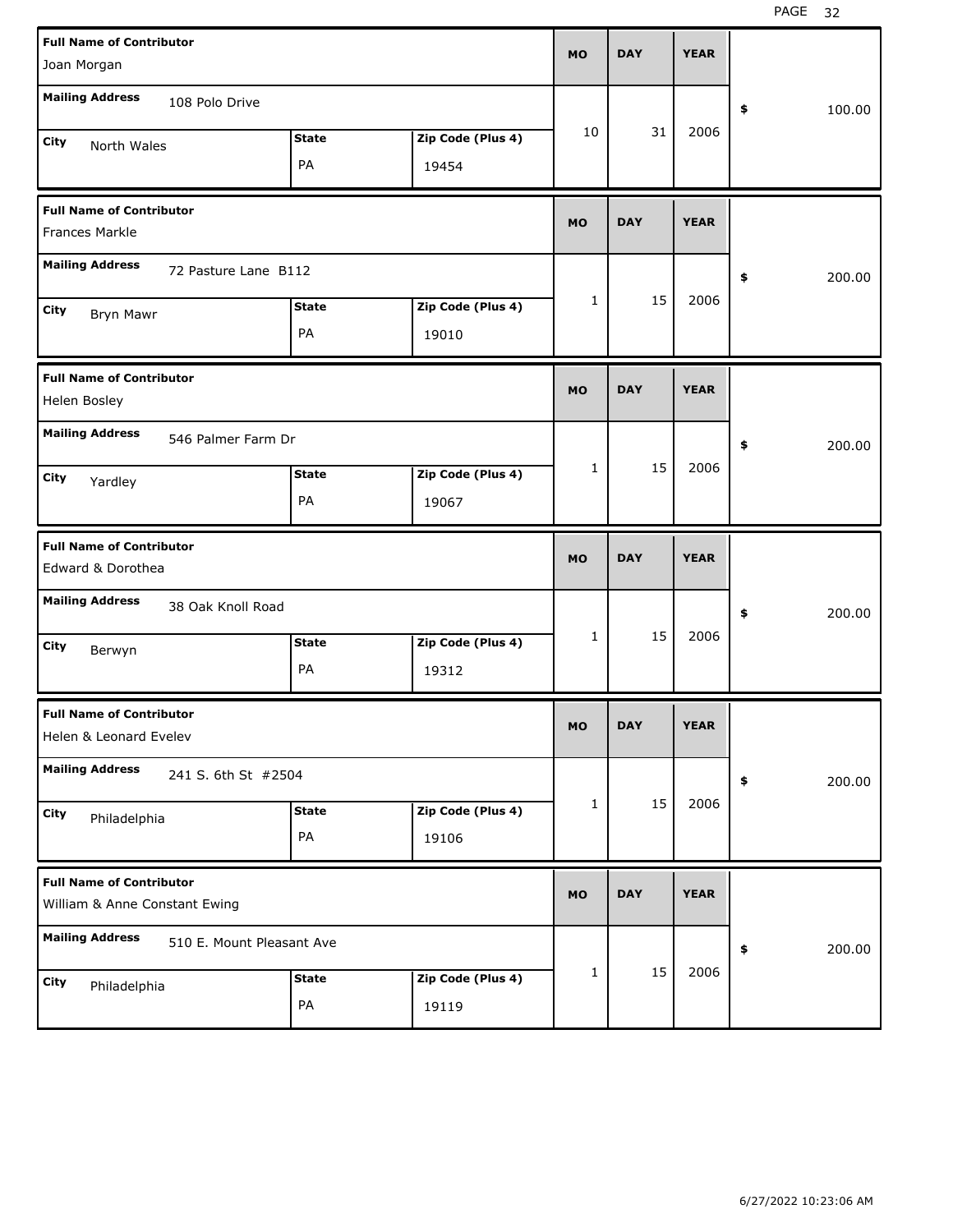| Full Name of Contributor | Mailing Address | City | State | Zip Code (Plus 4) | MO | DAY | YEAR | $ |
|---|---|---|---|---|---|---|---|---|
| Joan Morgan | 108 Polo Drive | North Wales | PA | 19454 | 10 | 31 | 2006 | 100.00 |
| Frances Markle | 72 Pasture Lane B112 | Bryn Mawr | PA | 19010 | 1 | 15 | 2006 | 200.00 |
| Helen Bosley | 546 Palmer Farm Dr | Yardley | PA | 19067 | 1 | 15 | 2006 | 200.00 |
| Edward & Dorothea | 38 Oak Knoll Road | Berwyn | PA | 19312 | 1 | 15 | 2006 | 200.00 |
| Helen & Leonard Evelev | 241 S. 6th St #2504 | Philadelphia | PA | 19106 | 1 | 15 | 2006 | 200.00 |
| William & Anne Constant Ewing | 510 E. Mount Pleasant Ave | Philadelphia | PA | 19119 | 1 | 15 | 2006 | 200.00 |

6/27/2022 10:23:06 AM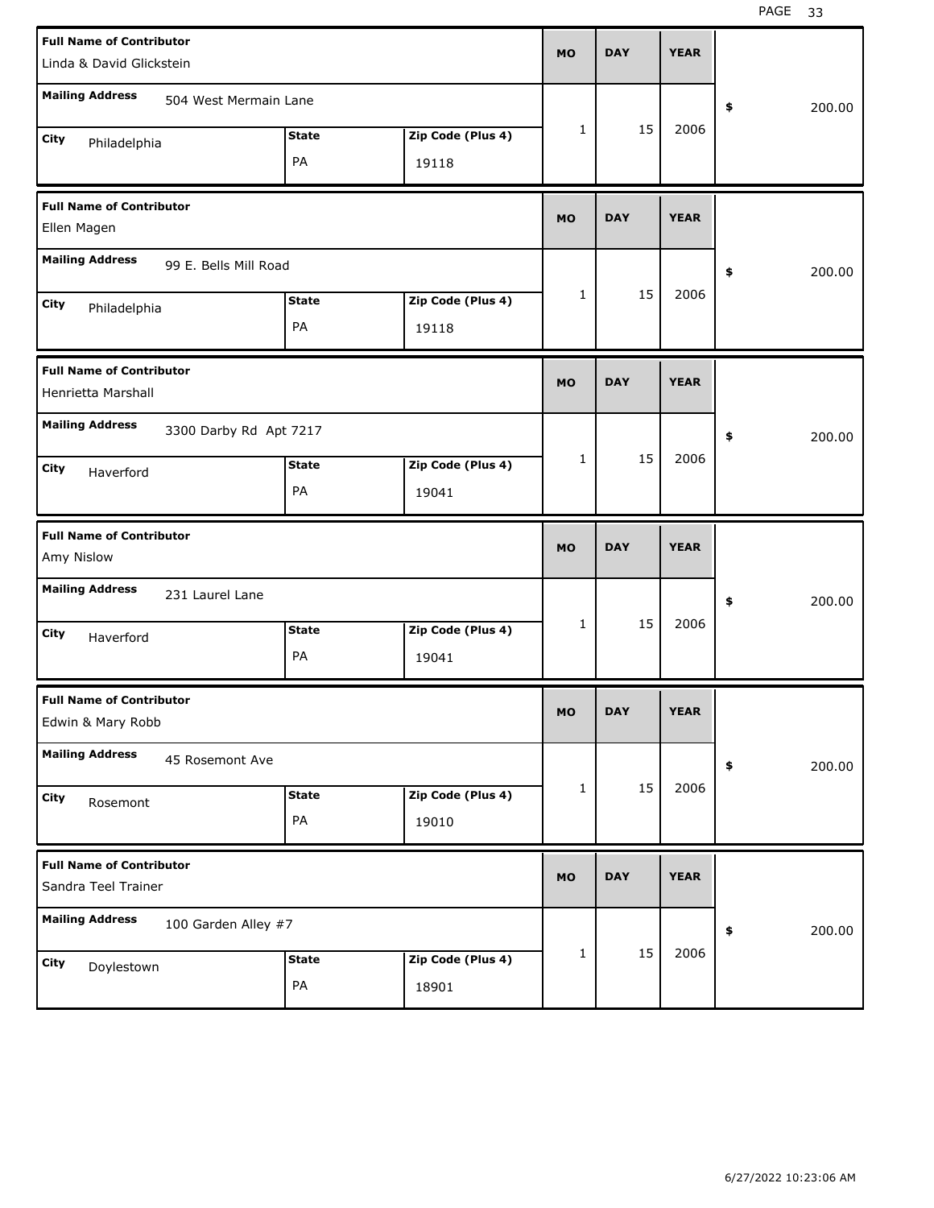| Full Name of Contributor | Mailing Address | City | State | Zip Code (Plus 4) | MO | DAY | YEAR | $ |
|---|---|---|---|---|---|---|---|---|
| Linda & David Glickstein | 504 West Mermain Lane | Philadelphia | PA | 19118 | 1 | 15 | 2006 | 200.00 |
| Ellen Magen | 99 E. Bells Mill Road | Philadelphia | PA | 19118 | 1 | 15 | 2006 | 200.00 |
| Henrietta Marshall | 3300 Darby Rd Apt 7217 | Haverford | PA | 19041 | 1 | 15 | 2006 | 200.00 |
| Amy Nislow | 231 Laurel Lane | Haverford | PA | 19041 | 1 | 15 | 2006 | 200.00 |
| Edwin & Mary Robb | 45 Rosemont Ave | Rosemont | PA | 19010 | 1 | 15 | 2006 | 200.00 |
| Sandra Teel Trainer | 100 Garden Alley #7 | Doylestown | PA | 18901 | 1 | 15 | 2006 | 200.00 |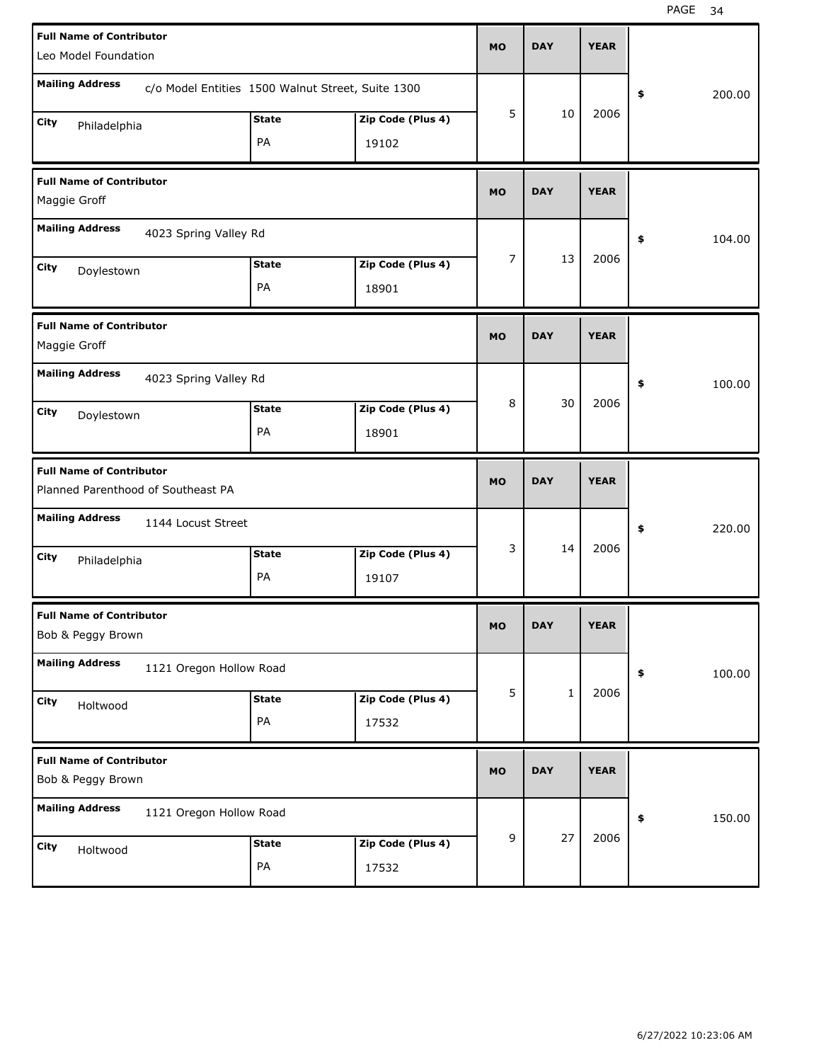| Full Name of Contributor | Mailing Address | City | State | Zip Code (Plus 4) | MO | DAY | YEAR | $ |
|---|---|---|---|---|---|---|---|---|
| Leo Model Foundation | c/o Model Entities 1500 Walnut Street, Suite 1300 | Philadelphia | PA | 19102 | 5 | 10 | 2006 | 200.00 |
| Maggie Groff | 4023 Spring Valley Rd | Doylestown | PA | 18901 | 7 | 13 | 2006 | 104.00 |
| Maggie Groff | 4023 Spring Valley Rd | Doylestown | PA | 18901 | 8 | 30 | 2006 | 100.00 |
| Planned Parenthood of Southeast PA | 1144 Locust Street | Philadelphia | PA | 19107 | 3 | 14 | 2006 | 220.00 |
| Bob & Peggy Brown | 1121 Oregon Hollow Road | Holtwood | PA | 17532 | 5 | 1 | 2006 | 100.00 |
| Bob & Peggy Brown | 1121 Oregon Hollow Road | Holtwood | PA | 17532 | 9 | 27 | 2006 | 150.00 |

6/27/2022 10:23:06 AM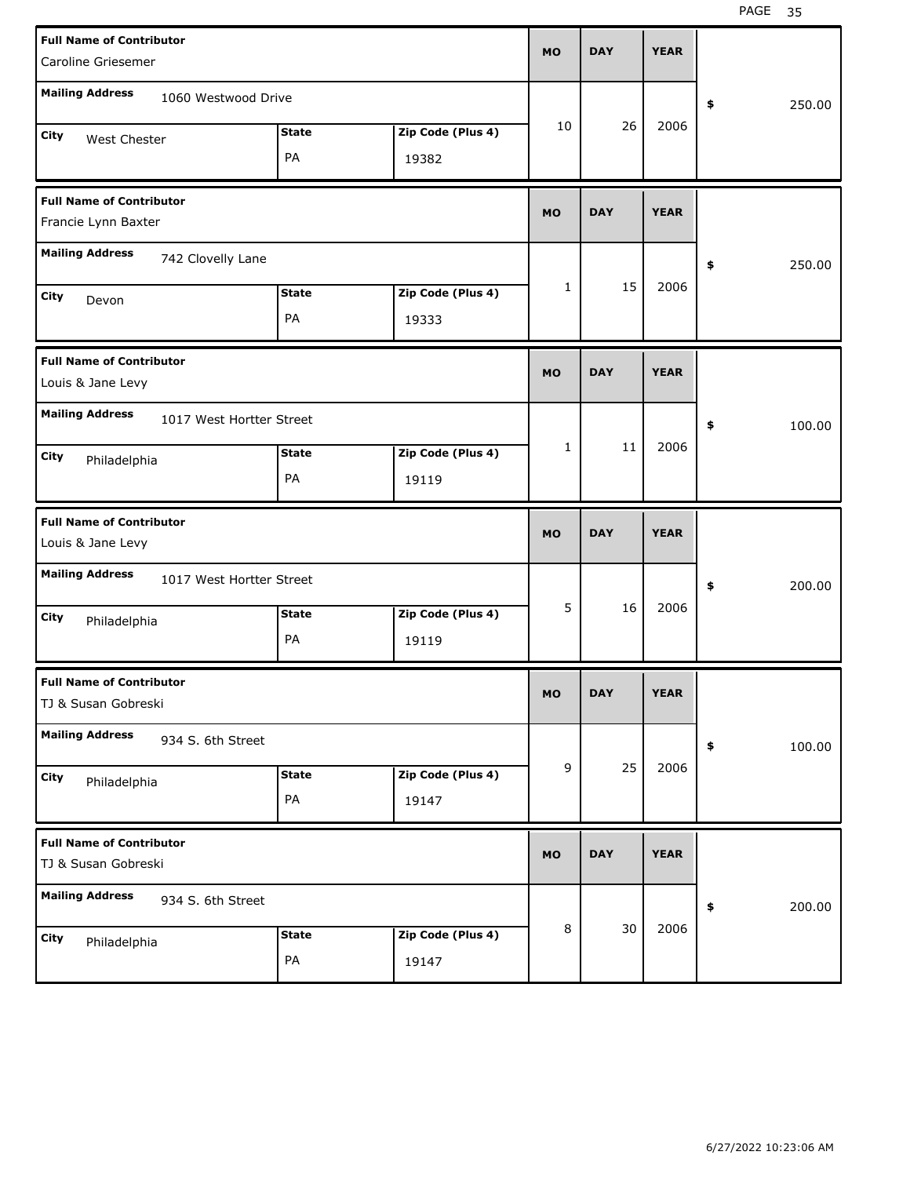| Full Name of Contributor | Mailing Address | City | State | Zip Code (Plus 4) | MO | DAY | YEAR | $ |
|---|---|---|---|---|---|---|---|---|
| Caroline Griesemer | 1060 Westwood Drive | West Chester | PA | 19382 | 10 | 26 | 2006 | 250.00 |
| Francie Lynn Baxter | 742 Clovelly Lane | Devon | PA | 19333 | 1 | 15 | 2006 | 250.00 |
| Louis & Jane Levy | 1017 West Hortter Street | Philadelphia | PA | 19119 | 1 | 11 | 2006 | 100.00 |
| Louis & Jane Levy | 1017 West Hortter Street | Philadelphia | PA | 19119 | 5 | 16 | 2006 | 200.00 |
| TJ & Susan Gobreski | 934 S. 6th Street | Philadelphia | PA | 19147 | 9 | 25 | 2006 | 100.00 |
| TJ & Susan Gobreski | 934 S. 6th Street | Philadelphia | PA | 19147 | 8 | 30 | 2006 | 200.00 |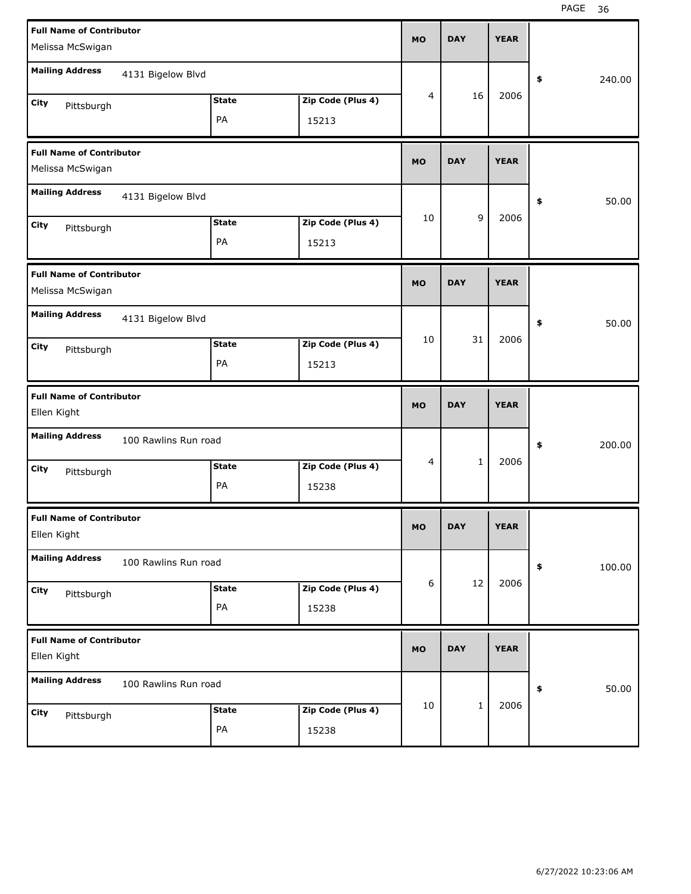| Full Name of Contributor | Mailing Address | City | State | Zip Code (Plus 4) | MO | DAY | YEAR | $ |
| --- | --- | --- | --- | --- | --- | --- | --- | --- |
| Melissa McSwigan | 4131 Bigelow Blvd | Pittsburgh | PA | 15213 | 4 | 16 | 2006 | 240.00 |
| Melissa McSwigan | 4131 Bigelow Blvd | Pittsburgh | PA | 15213 | 10 | 9 | 2006 | 50.00 |
| Melissa McSwigan | 4131 Bigelow Blvd | Pittsburgh | PA | 15213 | 10 | 31 | 2006 | 50.00 |
| Ellen Kight | 100 Rawlins Run road | Pittsburgh | PA | 15238 | 4 | 1 | 2006 | 200.00 |
| Ellen Kight | 100 Rawlins Run road | Pittsburgh | PA | 15238 | 6 | 12 | 2006 | 100.00 |
| Ellen Kight | 100 Rawlins Run road | Pittsburgh | PA | 15238 | 10 | 1 | 2006 | 50.00 |

6/27/2022 10:23:06 AM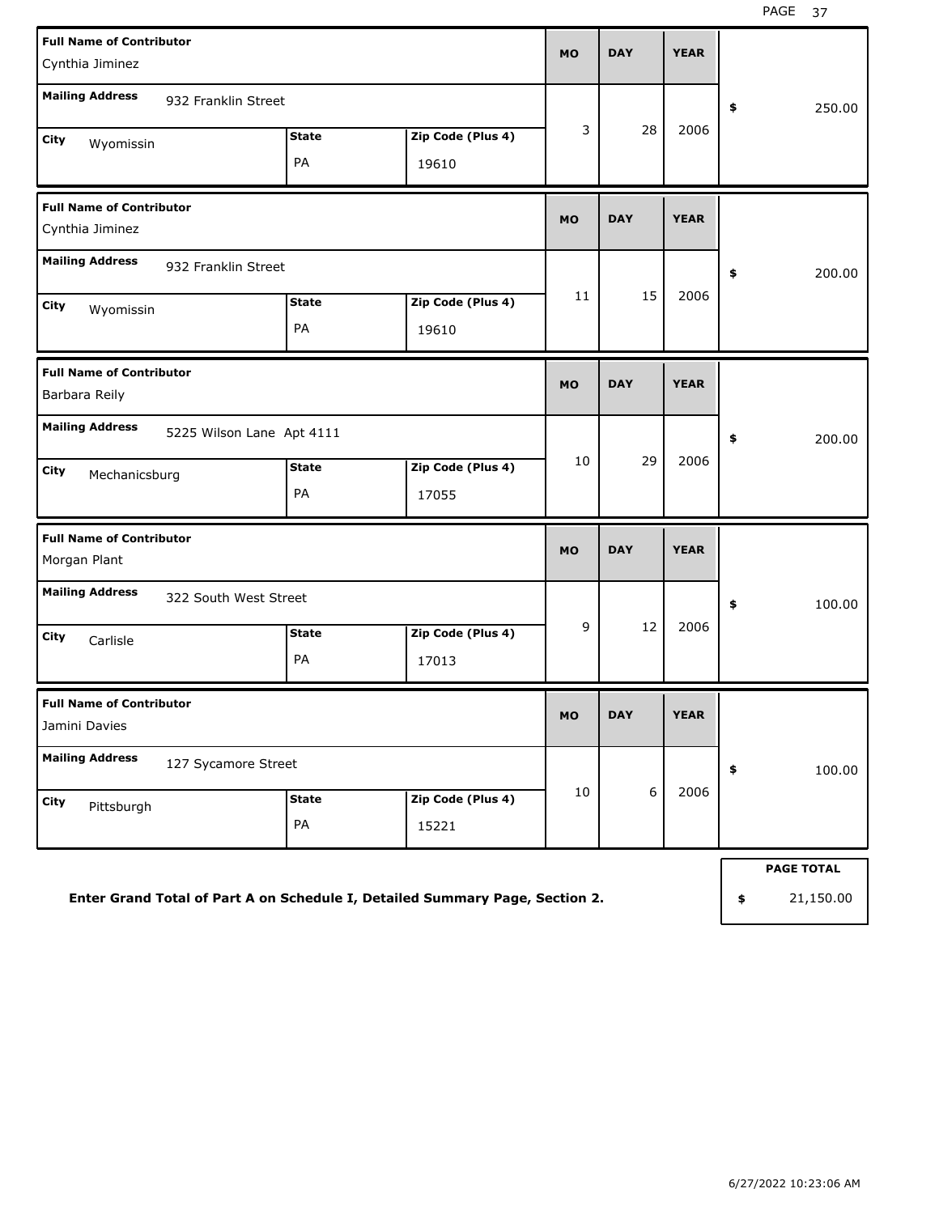| Full Name of Contributor | Mailing Address | City | State | Zip Code (Plus 4) | MO | DAY | YEAR | $ |
|---|---|---|---|---|---|---|---|---|
| Cynthia Jiminez | 932 Franklin Street | Wyomissin | PA | 19610 | 3 | 28 | 2006 | 250.00 |
| Cynthia Jiminez | 932 Franklin Street | Wyomissin | PA | 19610 | 11 | 15 | 2006 | 200.00 |
| Barbara Reily | 5225 Wilson Lane Apt 4111 | Mechanicsburg | PA | 17055 | 10 | 29 | 2006 | 200.00 |
| Morgan Plant | 322 South West Street | Carlisle | PA | 17013 | 9 | 12 | 2006 | 100.00 |
| Jamini Davies | 127 Sycamore Street | Pittsburgh | PA | 15221 | 10 | 6 | 2006 | 100.00 |

**PAGE TOTAL**

**Enter Grand Total of Part A on Schedule I, Detailed Summary Page, Section 2.** $ 21,150.00

6/27/2022 10:23:06 AM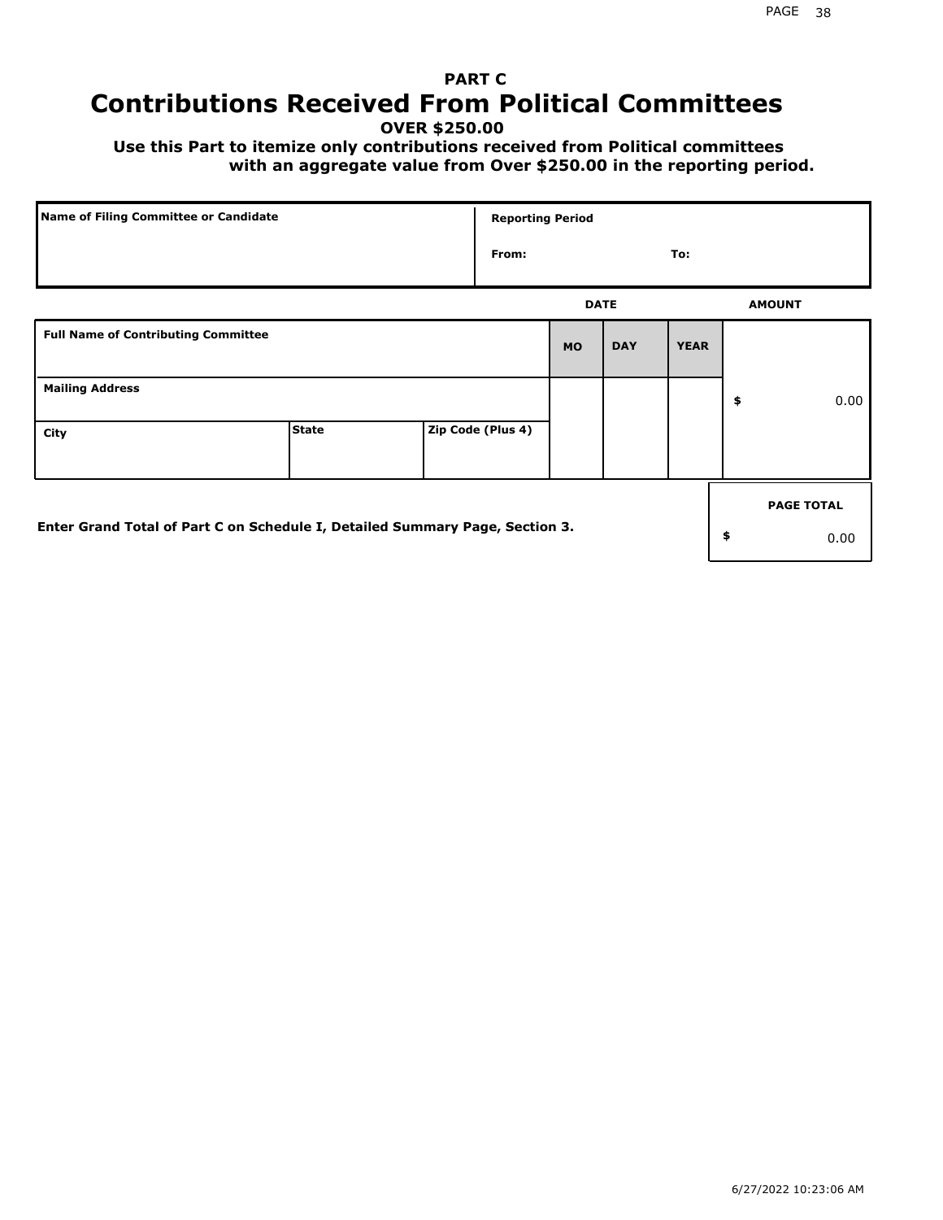# PART C

# Contributions Received From Political Committees

**OVER $250.00**

**Use this Part to itemize only contributions received from Political committees with an aggregate value from Over $250.00 in the reporting period.**

| Name of Filing Committee or Candidate | Reporting Period |
| --- | --- |
| | From: To: |

| Full Name of Contributing Committee | | | DATE MO | DAY | YEAR | AMOUNT |
| --- | --- | --- | --- | --- | --- | --- |
| Mailing Address | | | | | | $ 0.00 |
| City | State | Zip Code (Plus 4) | | | | |

Enter Grand Total of Part C on Schedule I, Detailed Summary Page, Section 3.

| PAGE TOTAL |
| --- |
| $ 0.00 |

6/27/2022 10:23:06 AM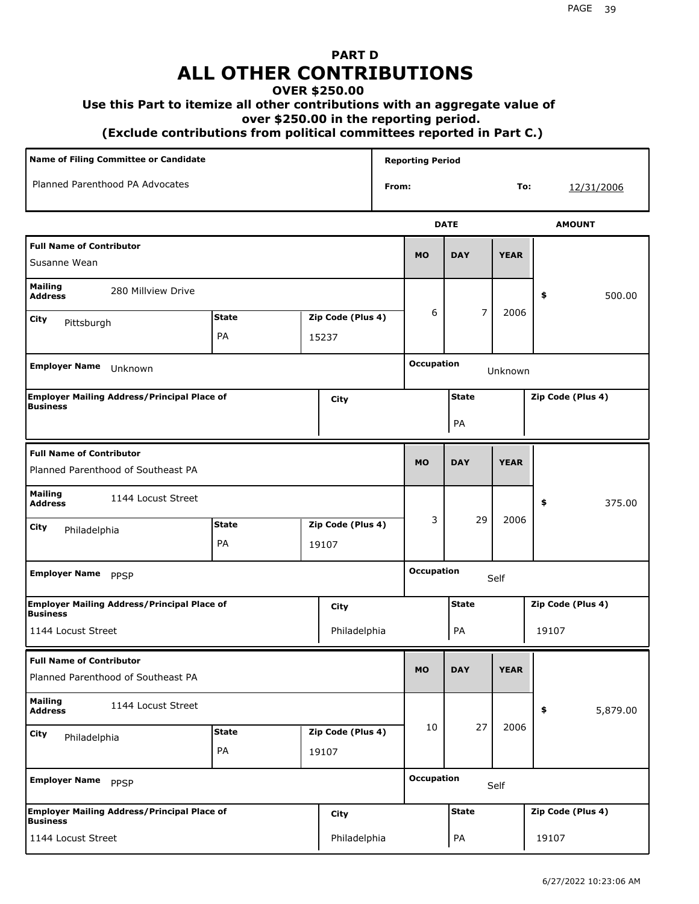# PART D
# ALL OTHER CONTRIBUTIONS
### OVER $250.00
### Use this Part to itemize all other contributions with an aggregate value of over $250.00 in the reporting period.
### (Exclude contributions from political committees reported in Part C.)

| Name of Filing Committee or Candidate | Reporting Period | |
|---|---|---|
| Planned Parenthood PA Advocates | From: | To: 12/31/2006 |

| Full Name of Contributor | Mailing Address | City | State | Zip Code (Plus 4) | MO | DAY | YEAR | AMOUNT | Employer Name | Occupation | Employer Mailing Address/Principal Place of Business | City | State | Zip Code (Plus 4) |
|---|---|---|---|---|---|---|---|---|---|---|---|---|---|---|
| Susanne Wean | 280 Millview Drive | Pittsburgh | PA | 15237 | 6 | 7 | 2006 | $ 500.00 | Unknown | Unknown | | | PA | |
| Planned Parenthood of Southeast PA | 1144 Locust Street | Philadelphia | PA | 19107 | 3 | 29 | 2006 | $ 375.00 | PPSP | Self | 1144 Locust Street | Philadelphia | PA | 19107 |
| Planned Parenthood of Southeast PA | 1144 Locust Street | Philadelphia | PA | 19107 | 10 | 27 | 2006 | $ 5,879.00 | PPSP | Self | 1144 Locust Street | Philadelphia | PA | 19107 |

6/27/2022 10:23:06 AM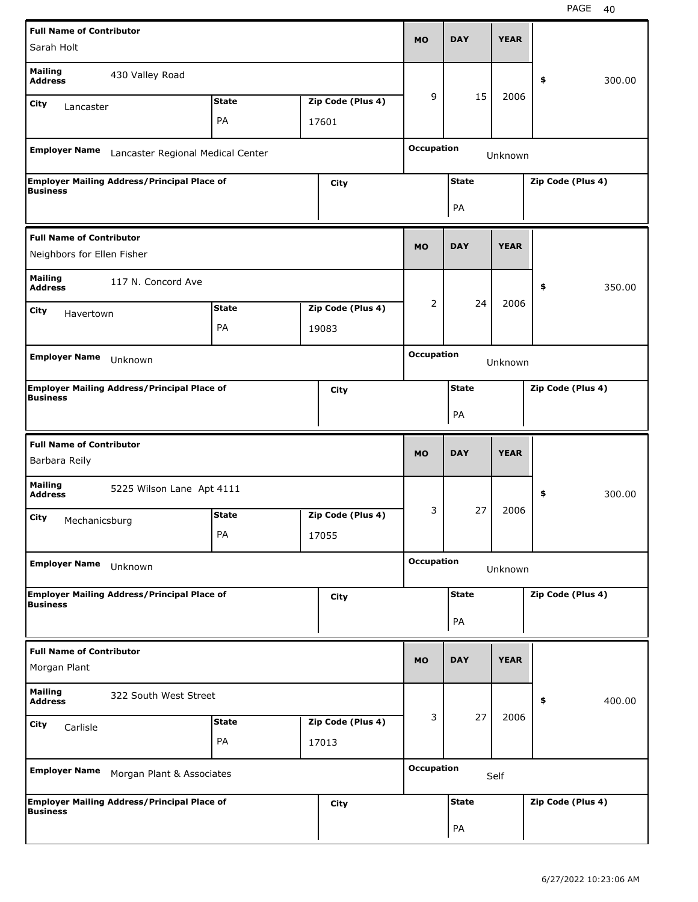| Full Name of Contributor | Mailing Address | City | State | Zip Code (Plus 4) | MO | DAY | YEAR | Amount | Employer Name | Occupation | Employer Mailing Address/Principal Place of Business | City | State | Zip Code (Plus 4) |
|---|---|---|---|---|---|---|---|---|---|---|---|---|---|---|
| Sarah Holt | 430 Valley Road | Lancaster | PA | 17601 | 9 | 15 | 2006 | $ 300.00 | Lancaster Regional Medical Center | Unknown | | | PA | |
| Neighbors for Ellen Fisher | 117 N. Concord Ave | Havertown | PA | 19083 | 2 | 24 | 2006 | $ 350.00 | Unknown | Unknown | | | PA | |
| Barbara Reily | 5225 Wilson Lane Apt 4111 | Mechanicsburg | PA | 17055 | 3 | 27 | 2006 | $ 300.00 | Unknown | Unknown | | | PA | |
| Morgan Plant | 322 South West Street | Carlisle | PA | 17013 | 3 | 27 | 2006 | $ 400.00 | Morgan Plant & Associates | Self | | | PA | |

6/27/2022 10:23:06 AM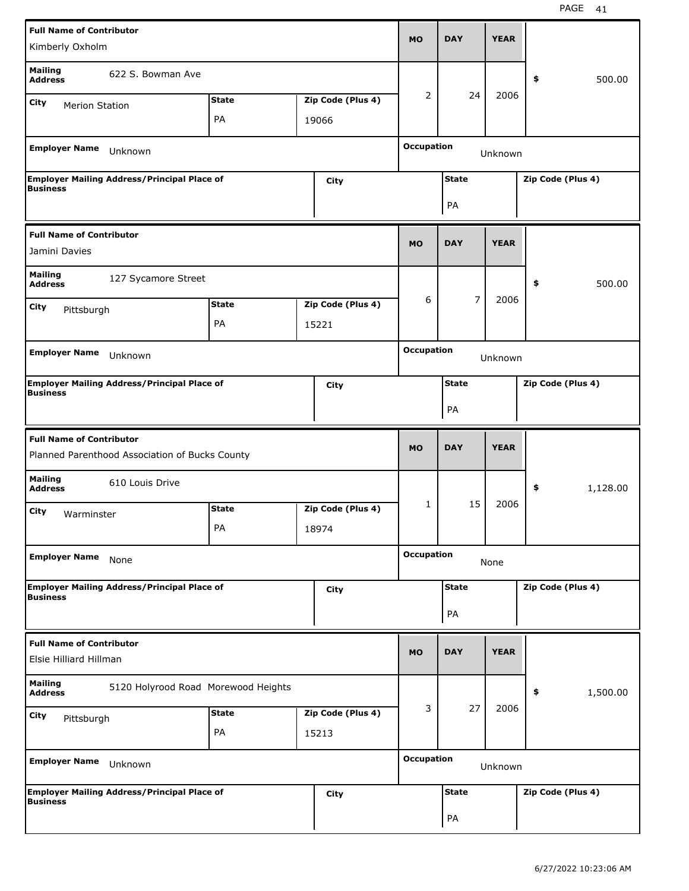| | | | | | | |
|---|---|---|---|---|---|---|
| **Full Name of Contributor** Kimberly Oxholm | | | **MO** | **DAY** | **YEAR** | |
| **Mailing Address** 622 S. Bowman Ave | | | 2 | 24 | 2006 | $ 500.00 |
| **City** Merion Station | **State** PA | **Zip Code (Plus 4)** 19066 | | | | |
| **Employer Name** Unknown | | | **Occupation** Unknown | | | |
| **Employer Mailing Address/Principal Place of Business** | | **City** | **State** PA | | **Zip Code (Plus 4)** | |

| | | | | | | |
|---|---|---|---|---|---|---|
| **Full Name of Contributor** Jamini Davies | | | **MO** | **DAY** | **YEAR** | |
| **Mailing Address** 127 Sycamore Street | | | 6 | 7 | 2006 | $ 500.00 |
| **City** Pittsburgh | **State** PA | **Zip Code (Plus 4)** 15221 | | | | |
| **Employer Name** Unknown | | | **Occupation** Unknown | | | |
| **Employer Mailing Address/Principal Place of Business** | | **City** | **State** PA | | **Zip Code (Plus 4)** | |

| | | | | | | |
|---|---|---|---|---|---|---|
| **Full Name of Contributor** Planned Parenthood Association of Bucks County | | | **MO** | **DAY** | **YEAR** | |
| **Mailing Address** 610 Louis Drive | | | 1 | 15 | 2006 | $ 1,128.00 |
| **City** Warminster | **State** PA | **Zip Code (Plus 4)** 18974 | | | | |
| **Employer Name** None | | | **Occupation** None | | | |
| **Employer Mailing Address/Principal Place of Business** | | **City** | **State** PA | | **Zip Code (Plus 4)** | |

| | | | | | | |
|---|---|---|---|---|---|---|
| **Full Name of Contributor** Elsie Hilliard Hillman | | | **MO** | **DAY** | **YEAR** | |
| **Mailing Address** 5120 Holyrood Road Morewood Heights | | | 3 | 27 | 2006 | $ 1,500.00 |
| **City** Pittsburgh | **State** PA | **Zip Code (Plus 4)** 15213 | | | | |
| **Employer Name** Unknown | | | **Occupation** Unknown | | | |
| **Employer Mailing Address/Principal Place of Business** | | **City** | **State** PA | | **Zip Code (Plus 4)** | |

6/27/2022 10:23:06 AM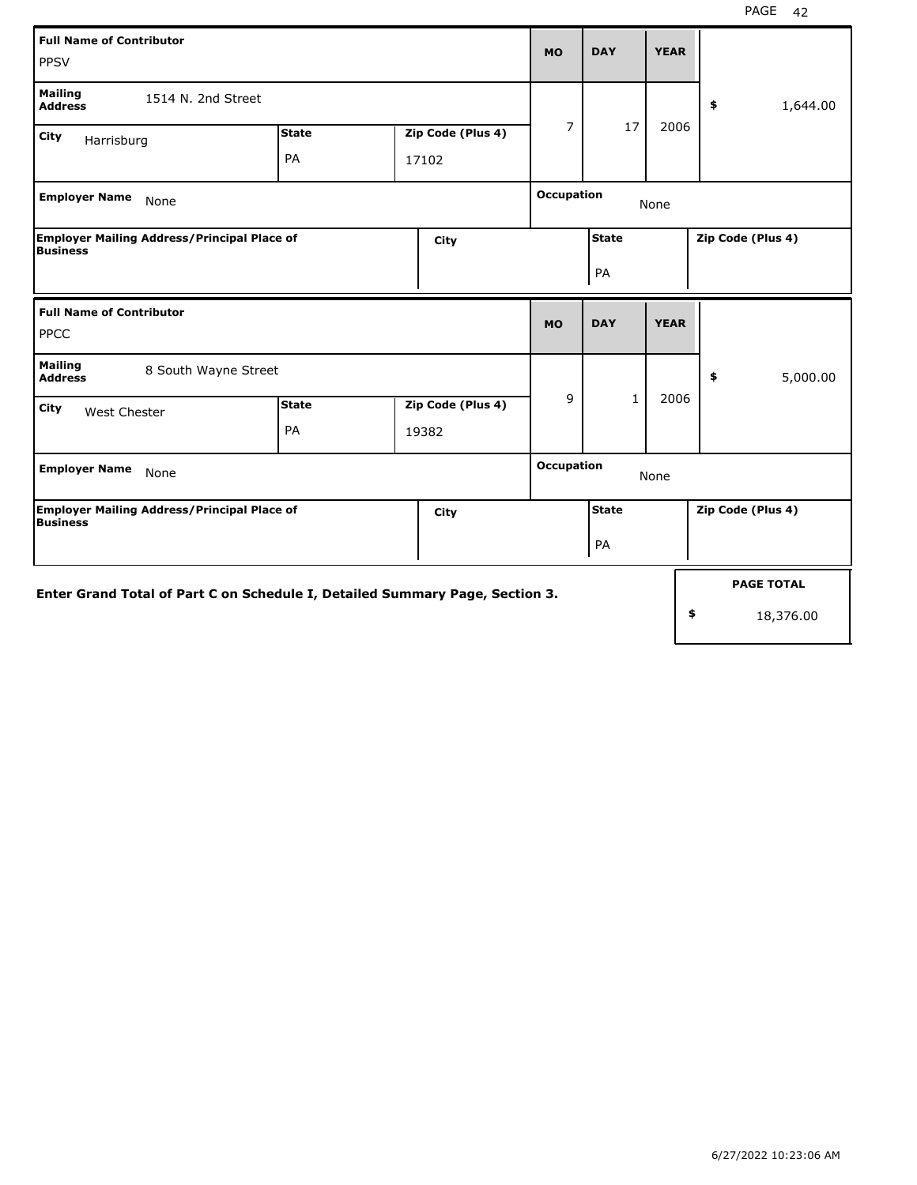| Full Name of Contributor | | | MO | DAY | YEAR | |
|---|---|---|---|---|---|---|
| PPSV | | | | | | |
| Mailing Address: 1514 N. 2nd Street | | | 7 | 17 | 2006 | $ 1,644.00 |
| City: Harrisburg | State: PA | Zip Code (Plus 4): 17102 | | | | |
| Employer Name: None | | | Occupation: None | | | |
| Employer Mailing Address/Principal Place of Business | City | | State: PA | | Zip Code (Plus 4) | |

| Full Name of Contributor | | | MO | DAY | YEAR | |
|---|---|---|---|---|---|---|
| PPCC | | | | | | |
| Mailing Address: 8 South Wayne Street | | | 9 | 1 | 2006 | $ 5,000.00 |
| City: West Chester | State: PA | Zip Code (Plus 4): 19382 | | | | |
| Employer Name: None | | | Occupation: None | | | |
| Employer Mailing Address/Principal Place of Business | City | | State: PA | | Zip Code (Plus 4) | |

**Enter Grand Total of Part C on Schedule I, Detailed Summary Page, Section 3.**

| PAGE TOTAL |
|---|
| $ 18,376.00 |

6/27/2022 10:23:06 AM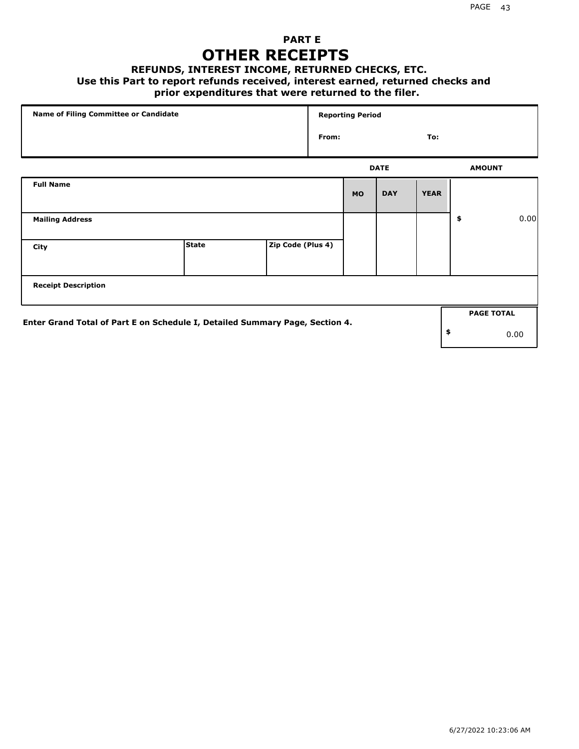# PART E
# OTHER RECEIPTS

**REFUNDS, INTEREST INCOME, RETURNED CHECKS, ETC.**

**Use this Part to report refunds received, interest earned, returned checks and prior expenditures that were returned to the filer.**

| Name of Filing Committee or Candidate | Reporting Period |
|---|---|
| | From: To: |

| Full Name | | | DATE MO | DAY | YEAR | AMOUNT |
|---|---|---|---|---|---|---|
| Mailing Address | | | | | | $ 0.00 |
| City | State | Zip Code (Plus 4) | | | | |
| Receipt Description | | | | | | |

**Enter Grand Total of Part E on Schedule I, Detailed Summary Page, Section 4.**

| PAGE TOTAL |
|---|
| $ 0.00 |

6/27/2022 10:23:06 AM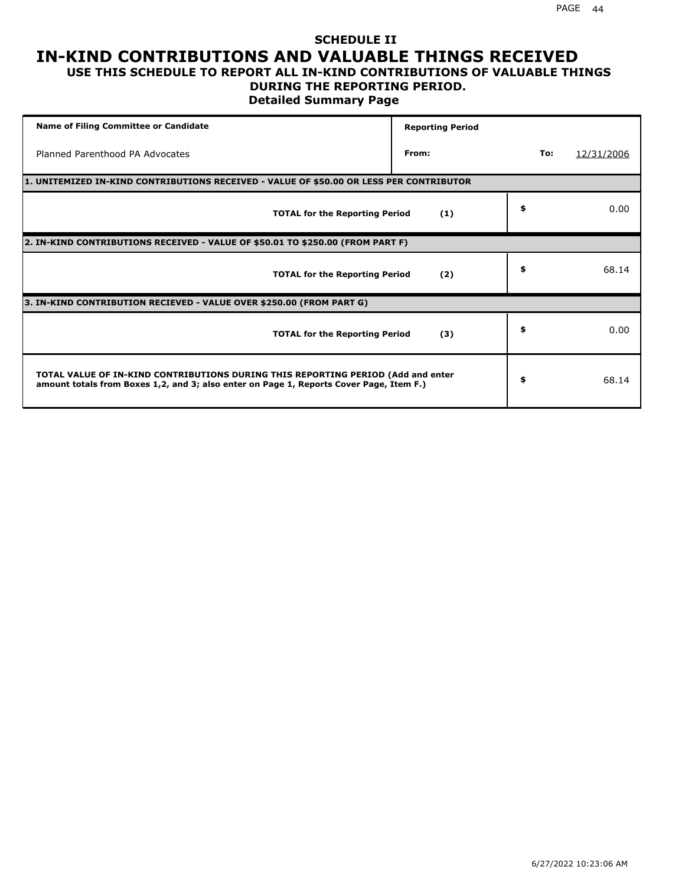# SCHEDULE II

# IN-KIND CONTRIBUTIONS AND VALUABLE THINGS RECEIVED

## USE THIS SCHEDULE TO REPORT ALL IN-KIND CONTRIBUTIONS OF VALUABLE THINGS DURING THE REPORTING PERIOD.

### Detailed Summary Page

| Name of Filing Committee or Candidate | Reporting Period | | |
|---|---|---|---|
| Planned Parenthood PA Advocates | From: | To: | 12/31/2006 |

| | | |
|---|---|---|
| **1. UNITEMIZED IN-KIND CONTRIBUTIONS RECEIVED - VALUE OF $50.00 OR LESS PER CONTRIBUTOR** | | |
| **TOTAL for the Reporting Period** | **(1)** | $ 0.00 |
| **2. IN-KIND CONTRIBUTIONS RECEIVED - VALUE OF $50.01 TO $250.00 (FROM PART F)** | | |
| **TOTAL for the Reporting Period** | **(2)** | $ 68.14 |
| **3. IN-KIND CONTRIBUTION RECIEVED - VALUE OVER $250.00 (FROM PART G)** | | |
| **TOTAL for the Reporting Period** | **(3)** | $ 0.00 |
| **TOTAL VALUE OF IN-KIND CONTRIBUTIONS DURING THIS REPORTING PERIOD (Add and enter amount totals from Boxes 1,2, and 3; also enter on Page 1, Reports Cover Page, Item F.)** | | $ 68.14 |

6/27/2022 10:23:06 AM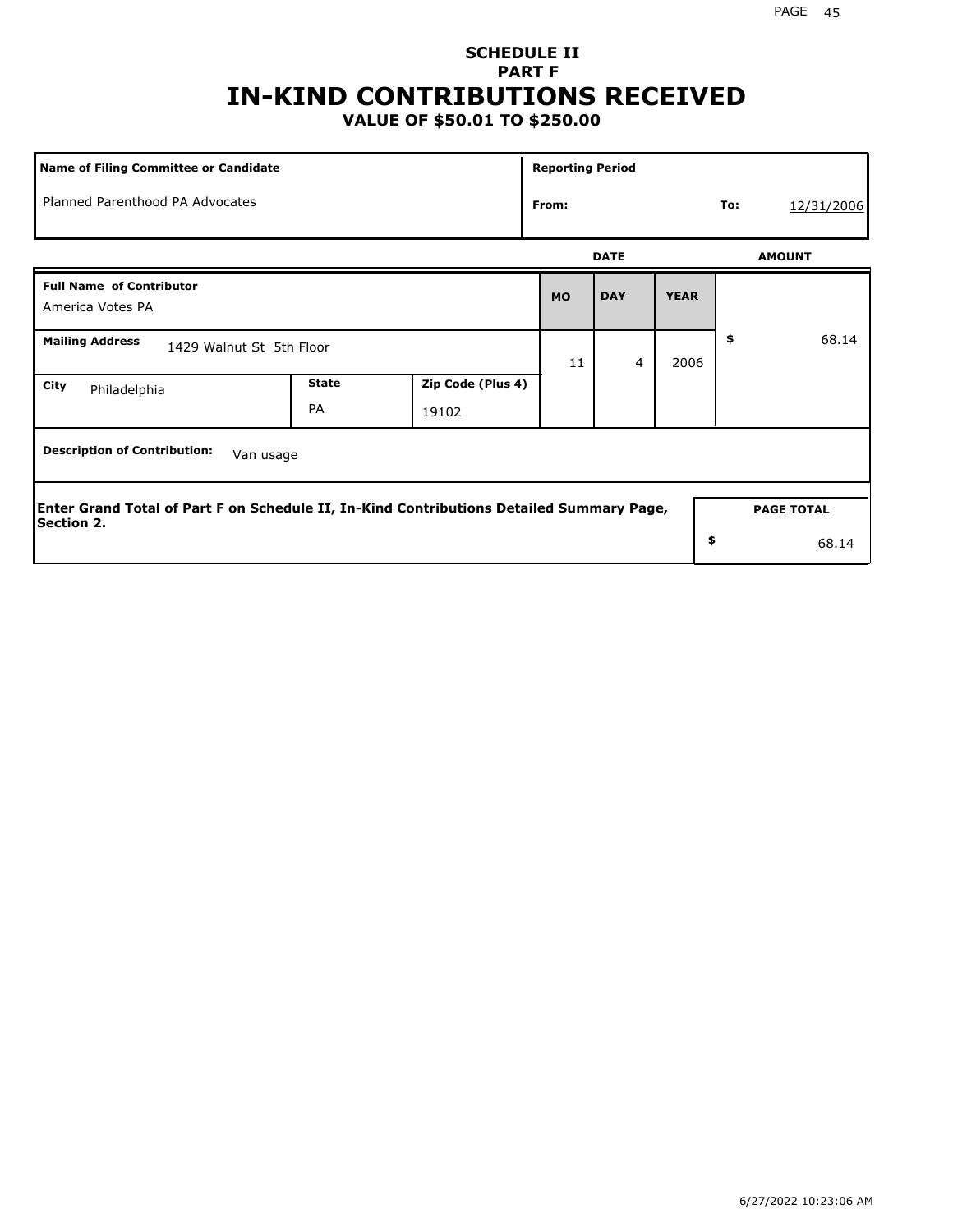# SCHEDULE II
## PART F
# IN-KIND CONTRIBUTIONS RECEIVED
### VALUE OF $50.01 TO $250.00

| Name of Filing Committee or Candidate | Reporting Period | |
|---|---|---|
| Planned Parenthood PA Advocates | From: | To: 12/31/2006 |

| | | | DATE | | | AMOUNT |
|---|---|---|---|---|---|---|
| **Full Name of Contributor** America Votes PA | | | **MO** | **DAY** | **YEAR** | |
| **Mailing Address** 1429 Walnut St 5th Floor | | | 11 | 4 | 2006 | $ 68.14 |
| **City** Philadelphia | **State** PA | **Zip Code (Plus 4)** 19102 | | | | |
| **Description of Contribution:** Van usage | | | | | | |

**Enter Grand Total of Part F on Schedule II, In-Kind Contributions Detailed Summary Page, Section 2.**

| PAGE TOTAL |
|---|
| $ 68.14 |

6/27/2022 10:23:06 AM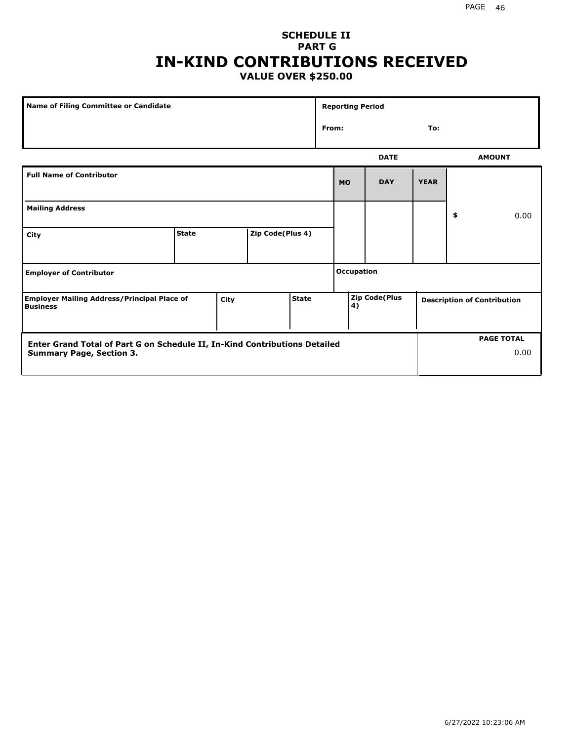## SCHEDULE II
## PART G
# IN-KIND CONTRIBUTIONS RECEIVED
### VALUE OVER $250.00

| Name of Filing Committee or Candidate | Reporting Period |
|---|---|
| | From: To: |

| | DATE | | | AMOUNT |
|---|---|---|---|---|
| **Full Name of Contributor** | MO | DAY | YEAR | |
| **Mailing Address** | | | | $ 0.00 |
| **City** / **State** / **Zip Code(Plus 4)** | | | | |
| **Employer of Contributor** | **Occupation** | | | |
| **Employer Mailing Address/Principal Place of Business** / **City** / **State** | **Zip Code(Plus 4)** | | | **Description of Contribution** |

| | PAGE TOTAL |
|---|---|
| **Enter Grand Total of Part G on Schedule II, In-Kind Contributions Detailed Summary Page, Section 3.** | 0.00 |

6/27/2022 10:23:06 AM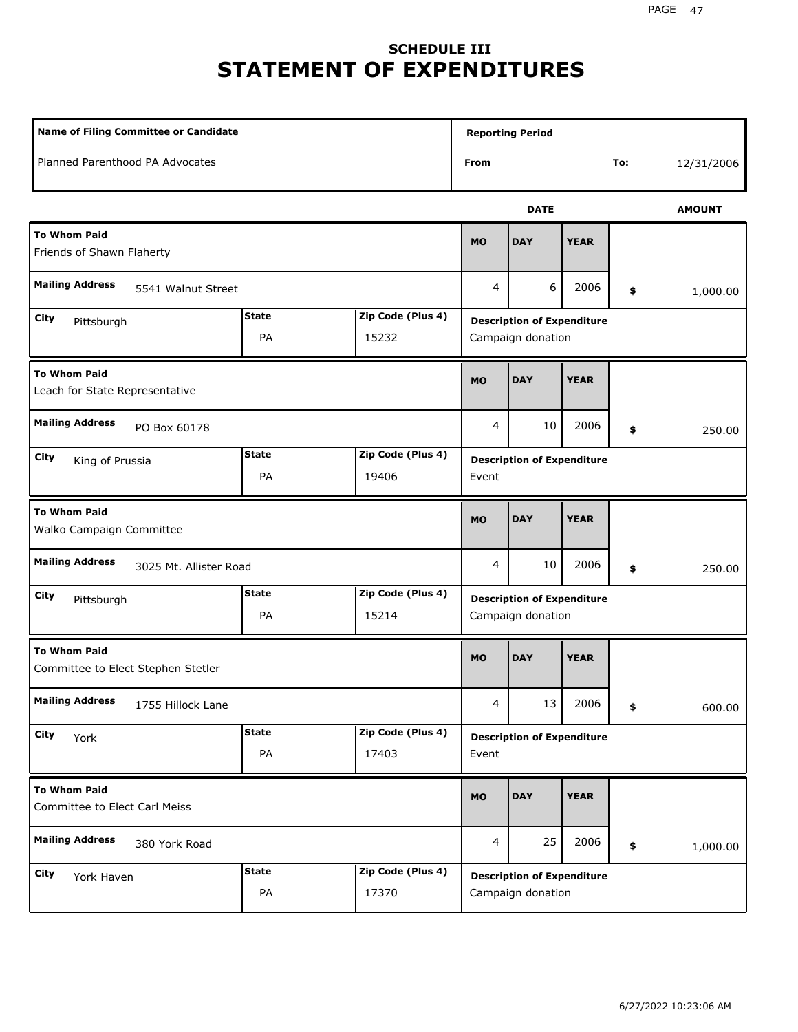# SCHEDULE III
# STATEMENT OF EXPENDITURES

| Name of Filing Committee or Candidate | Reporting Period | |
|---|---|---|
| Planned Parenthood PA Advocates | From | To: 12/31/2006 |

| To Whom Paid | Mailing Address | City | State | Zip Code (Plus 4) | MO | DAY | YEAR | AMOUNT | Description of Expenditure |
|---|---|---|---|---|---|---|---|---|---|
| Friends of Shawn Flaherty | 5541 Walnut Street | Pittsburgh | PA | 15232 | 4 | 6 | 2006 | $ 1,000.00 | Campaign donation |
| Leach for State Representative | PO Box 60178 | King of Prussia | PA | 19406 | 4 | 10 | 2006 | $ 250.00 | Event |
| Walko Campaign Committee | 3025 Mt. Allister Road | Pittsburgh | PA | 15214 | 4 | 10 | 2006 | $ 250.00 | Campaign donation |
| Committee to Elect Stephen Stetler | 1755 Hillock Lane | York | PA | 17403 | 4 | 13 | 2006 | $ 600.00 | Event |
| Committee to Elect Carl Meiss | 380 York Road | York Haven | PA | 17370 | 4 | 25 | 2006 | $ 1,000.00 | Campaign donation |

6/27/2022 10:23:06 AM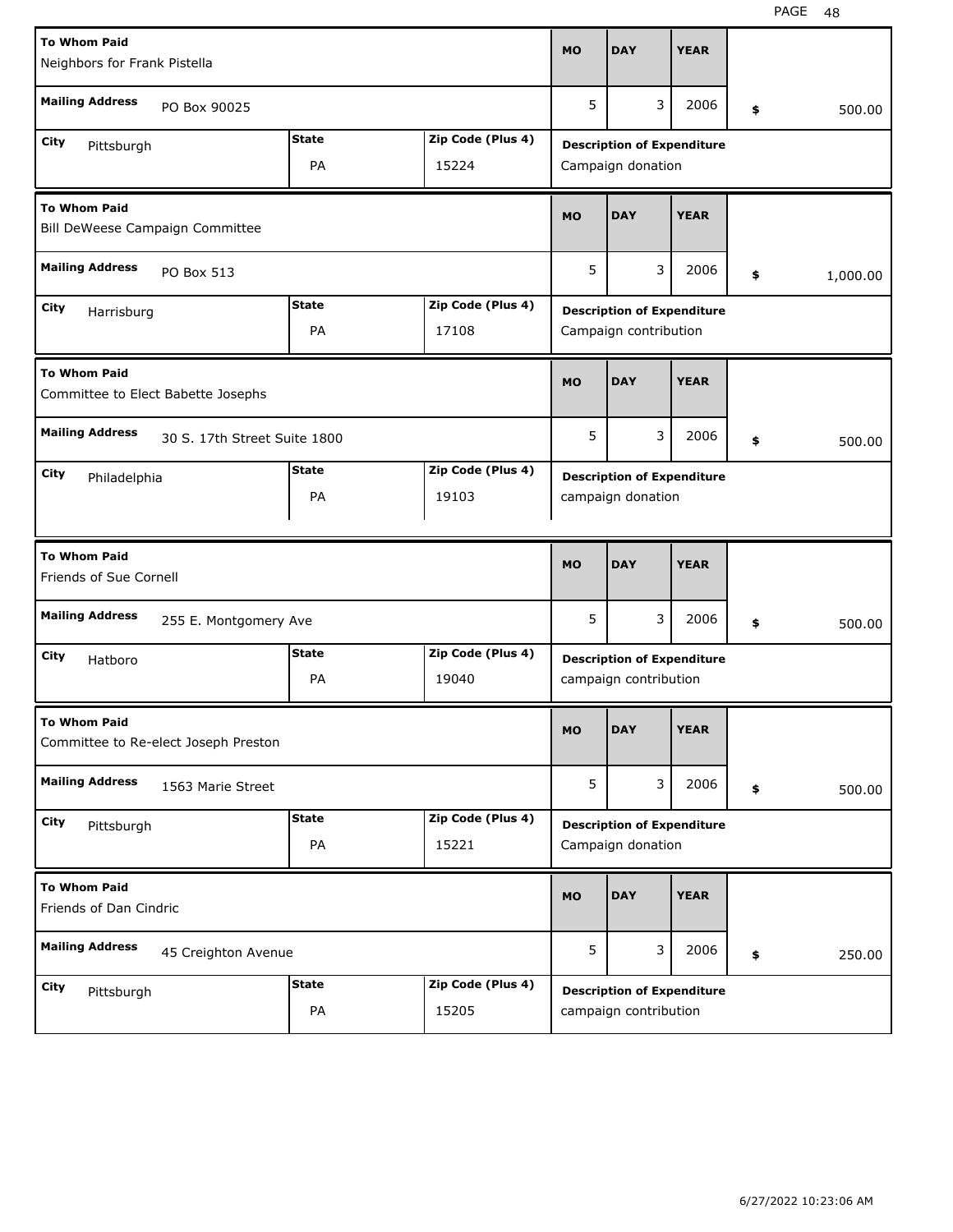| To Whom Paid | Mailing Address | City | State | Zip Code (Plus 4) | MO | DAY | YEAR | $ | Description of Expenditure |
|---|---|---|---|---|---|---|---|---|---|
| Neighbors for Frank Pistella | PO Box 90025 | Pittsburgh | PA | 15224 | 5 | 3 | 2006 | 500.00 | Campaign donation |
| Bill DeWeese Campaign Committee | PO Box 513 | Harrisburg | PA | 17108 | 5 | 3 | 2006 | 1,000.00 | Campaign contribution |
| Committee to Elect Babette Josephs | 30 S. 17th Street Suite 1800 | Philadelphia | PA | 19103 | 5 | 3 | 2006 | 500.00 | campaign donation |
| Friends of Sue Cornell | 255 E. Montgomery Ave | Hatboro | PA | 19040 | 5 | 3 | 2006 | 500.00 | campaign contribution |
| Committee to Re-elect Joseph Preston | 1563 Marie Street | Pittsburgh | PA | 15221 | 5 | 3 | 2006 | 500.00 | Campaign donation |
| Friends of Dan Cindric | 45 Creighton Avenue | Pittsburgh | PA | 15205 | 5 | 3 | 2006 | 250.00 | campaign contribution |

6/27/2022 10:23:06 AM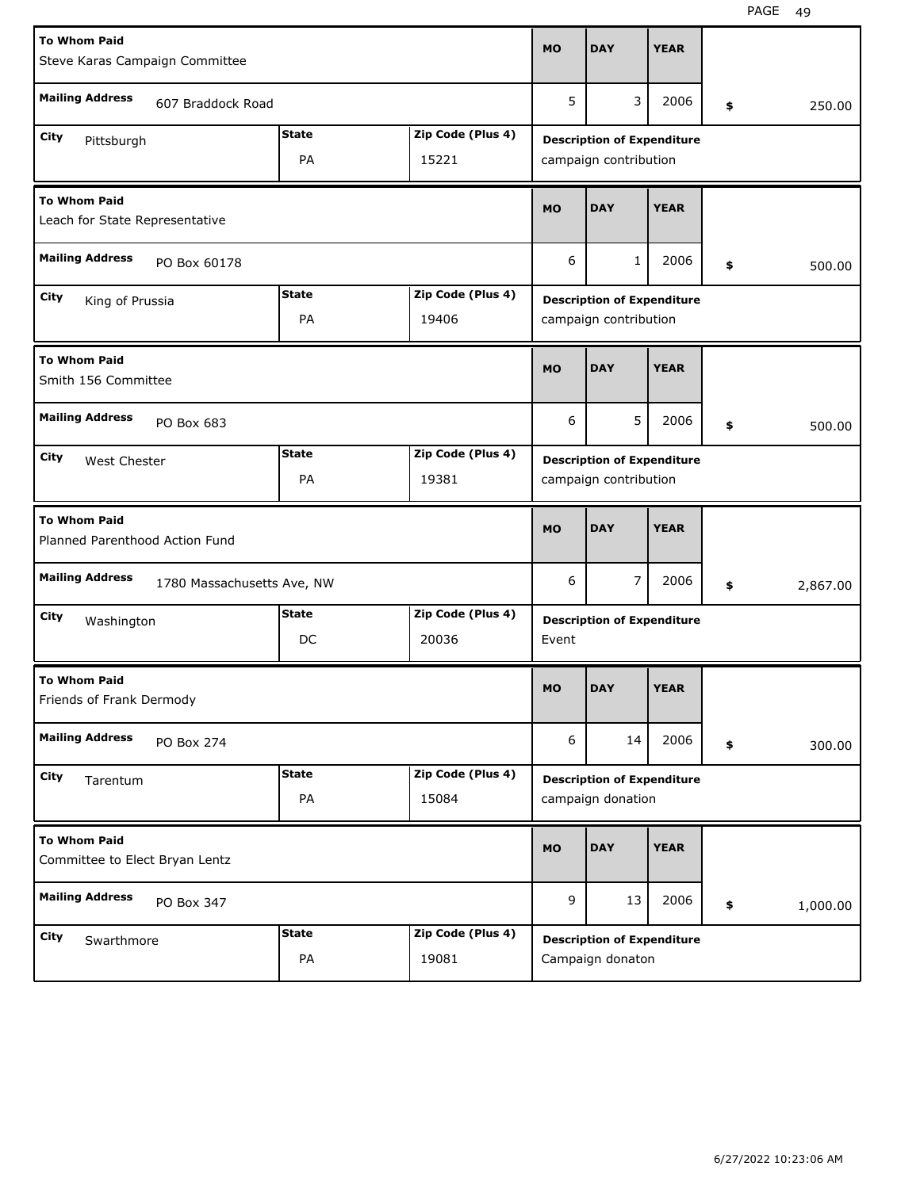| To Whom Paid | Mailing Address | City | State | Zip Code (Plus 4) | MO | DAY | YEAR | Amount | Description of Expenditure |
|---|---|---|---|---|---|---|---|---|---|
| Steve Karas Campaign Committee | 607 Braddock Road | Pittsburgh | PA | 15221 | 5 | 3 | 2006 | $ 250.00 | campaign contribution |
| Leach for State Representative | PO Box 60178 | King of Prussia | PA | 19406 | 6 | 1 | 2006 | $ 500.00 | campaign contribution |
| Smith 156 Committee | PO Box 683 | West Chester | PA | 19381 | 6 | 5 | 2006 | $ 500.00 | campaign contribution |
| Planned Parenthood Action Fund | 1780 Massachusetts Ave, NW | Washington | DC | 20036 | 6 | 7 | 2006 | $ 2,867.00 | Event |
| Friends of Frank Dermody | PO Box 274 | Tarentum | PA | 15084 | 6 | 14 | 2006 | $ 300.00 | campaign donation |
| Committee to Elect Bryan Lentz | PO Box 347 | Swarthmore | PA | 19081 | 9 | 13 | 2006 | $ 1,000.00 | Campaign donaton |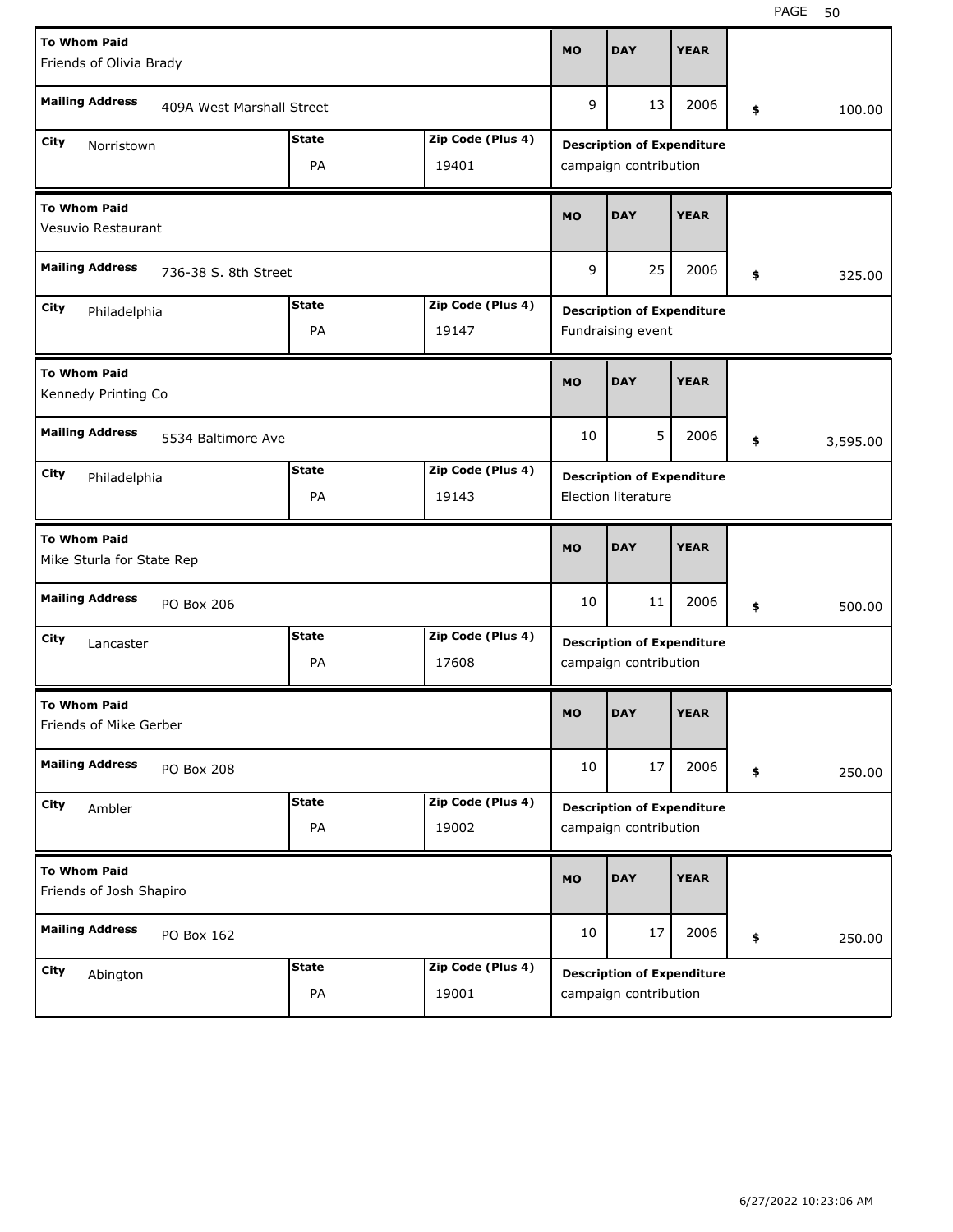| To Whom Paid | Mailing Address | City | State | Zip Code (Plus 4) | MO | DAY | YEAR | Amount | Description of Expenditure |
|---|---|---|---|---|---|---|---|---|---|
| Friends of Olivia Brady | 409A West Marshall Street | Norristown | PA | 19401 | 9 | 13 | 2006 | $ 100.00 | campaign contribution |
| Vesuvio Restaurant | 736-38 S. 8th Street | Philadelphia | PA | 19147 | 9 | 25 | 2006 | $ 325.00 | Fundraising event |
| Kennedy Printing Co | 5534 Baltimore Ave | Philadelphia | PA | 19143 | 10 | 5 | 2006 | $ 3,595.00 | Election literature |
| Mike Sturla for State Rep | PO Box 206 | Lancaster | PA | 17608 | 10 | 11 | 2006 | $ 500.00 | campaign contribution |
| Friends of Mike Gerber | PO Box 208 | Ambler | PA | 19002 | 10 | 17 | 2006 | $ 250.00 | campaign contribution |
| Friends of Josh Shapiro | PO Box 162 | Abington | PA | 19001 | 10 | 17 | 2006 | $ 250.00 | campaign contribution |

6/27/2022 10:23:06 AM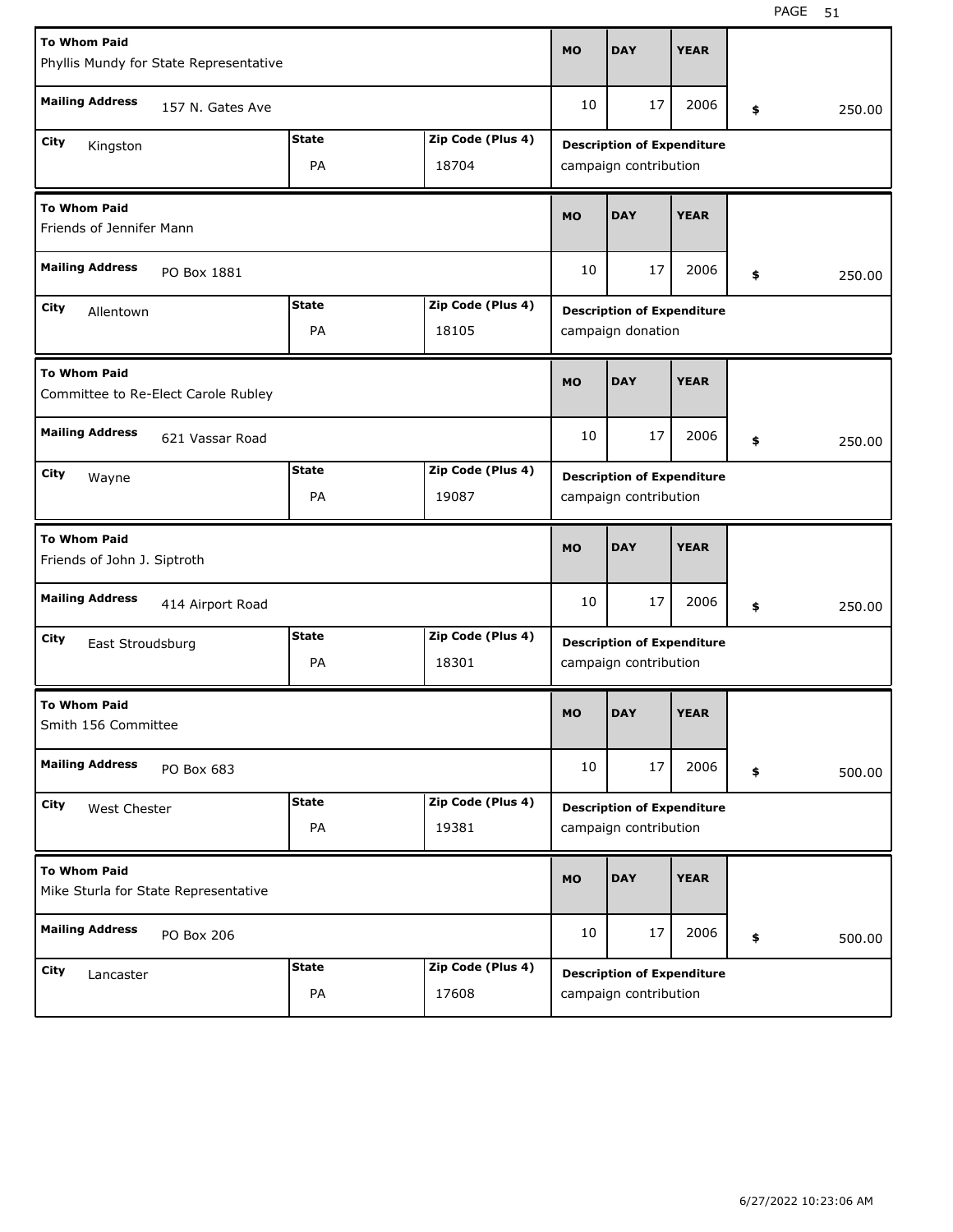| To Whom Paid | | | MO | DAY | YEAR | |
|---|---|---|---|---|---|---|
| Phyllis Mundy for State Representative | | | | | | |
| Mailing Address: 157 N. Gates Ave | | | 10 | 17 | 2006 | $ 250.00 |
| City: Kingston | State: PA | Zip Code (Plus 4): 18704 | Description of Expenditure: campaign contribution | | | |

| To Whom Paid | | | MO | DAY | YEAR | |
|---|---|---|---|---|---|---|
| Friends of Jennifer Mann | | | | | | |
| Mailing Address: PO Box 1881 | | | 10 | 17 | 2006 | $ 250.00 |
| City: Allentown | State: PA | Zip Code (Plus 4): 18105 | Description of Expenditure: campaign donation | | | |

| To Whom Paid | | | MO | DAY | YEAR | |
|---|---|---|---|---|---|---|
| Committee to Re-Elect Carole Rubley | | | | | | |
| Mailing Address: 621 Vassar Road | | | 10 | 17 | 2006 | $ 250.00 |
| City: Wayne | State: PA | Zip Code (Plus 4): 19087 | Description of Expenditure: campaign contribution | | | |

| To Whom Paid | | | MO | DAY | YEAR | |
|---|---|---|---|---|---|---|
| Friends of John J. Siptroth | | | | | | |
| Mailing Address: 414 Airport Road | | | 10 | 17 | 2006 | $ 250.00 |
| City: East Stroudsburg | State: PA | Zip Code (Plus 4): 18301 | Description of Expenditure: campaign contribution | | | |

| To Whom Paid | | | MO | DAY | YEAR | |
|---|---|---|---|---|---|---|
| Smith 156 Committee | | | | | | |
| Mailing Address: PO Box 683 | | | 10 | 17 | 2006 | $ 500.00 |
| City: West Chester | State: PA | Zip Code (Plus 4): 19381 | Description of Expenditure: campaign contribution | | | |

| To Whom Paid | | | MO | DAY | YEAR | |
|---|---|---|---|---|---|---|
| Mike Sturla for State Representative | | | | | | |
| Mailing Address: PO Box 206 | | | 10 | 17 | 2006 | $ 500.00 |
| City: Lancaster | State: PA | Zip Code (Plus 4): 17608 | Description of Expenditure: campaign contribution | | | |

6/27/2022 10:23:06 AM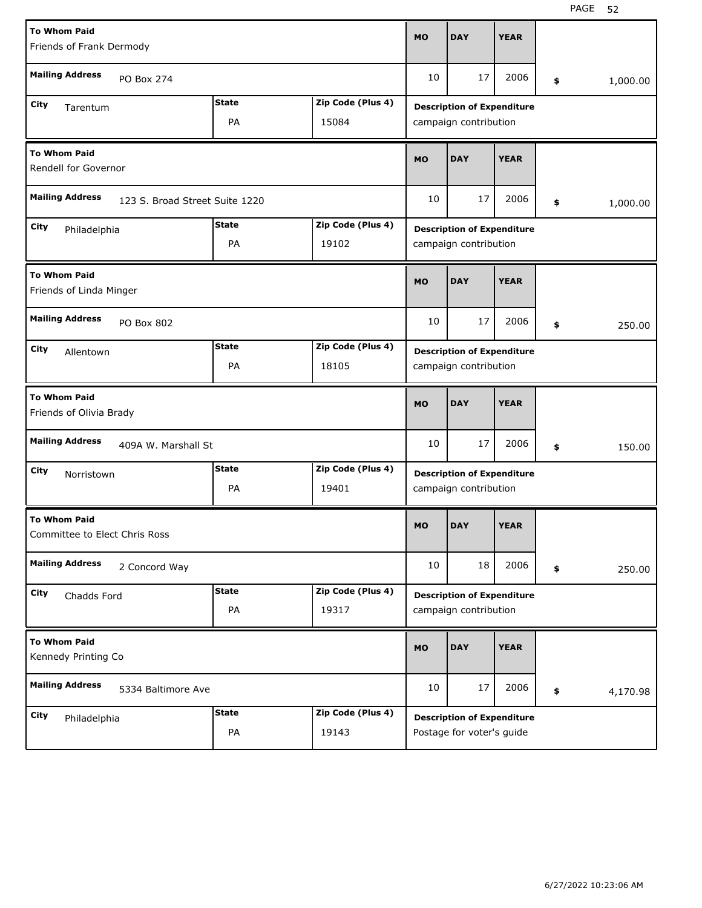| To Whom Paid | MO | DAY | YEAR | |
|---|---|---|---|---|
| Friends of Frank Dermody | | | | |
| **Mailing Address** PO Box 274 | 10 | 17 | 2006 | $ 1,000.00 |
| **City** Tarentum **State** PA **Zip Code (Plus 4)** 15084 | **Description of Expenditure** campaign contribution | | | |

| To Whom Paid | MO | DAY | YEAR | |
|---|---|---|---|---|
| Rendell for Governor | | | | |
| **Mailing Address** 123 S. Broad Street Suite 1220 | 10 | 17 | 2006 | $ 1,000.00 |
| **City** Philadelphia **State** PA **Zip Code (Plus 4)** 19102 | **Description of Expenditure** campaign contribution | | | |

| To Whom Paid | MO | DAY | YEAR | |
|---|---|---|---|---|
| Friends of Linda Minger | | | | |
| **Mailing Address** PO Box 802 | 10 | 17 | 2006 | $ 250.00 |
| **City** Allentown **State** PA **Zip Code (Plus 4)** 18105 | **Description of Expenditure** campaign contribution | | | |

| To Whom Paid | MO | DAY | YEAR | |
|---|---|---|---|---|
| Friends of Olivia Brady | | | | |
| **Mailing Address** 409A W. Marshall St | 10 | 17 | 2006 | $ 150.00 |
| **City** Norristown **State** PA **Zip Code (Plus 4)** 19401 | **Description of Expenditure** campaign contribution | | | |

| To Whom Paid | MO | DAY | YEAR | |
|---|---|---|---|---|
| Committee to Elect Chris Ross | | | | |
| **Mailing Address** 2 Concord Way | 10 | 18 | 2006 | $ 250.00 |
| **City** Chadds Ford **State** PA **Zip Code (Plus 4)** 19317 | **Description of Expenditure** campaign contribution | | | |

| To Whom Paid | MO | DAY | YEAR | |
|---|---|---|---|---|
| Kennedy Printing Co | | | | |
| **Mailing Address** 5334 Baltimore Ave | 10 | 17 | 2006 | $ 4,170.98 |
| **City** Philadelphia **State** PA **Zip Code (Plus 4)** 19143 | **Description of Expenditure** Postage for voter's guide | | | |

6/27/2022 10:23:06 AM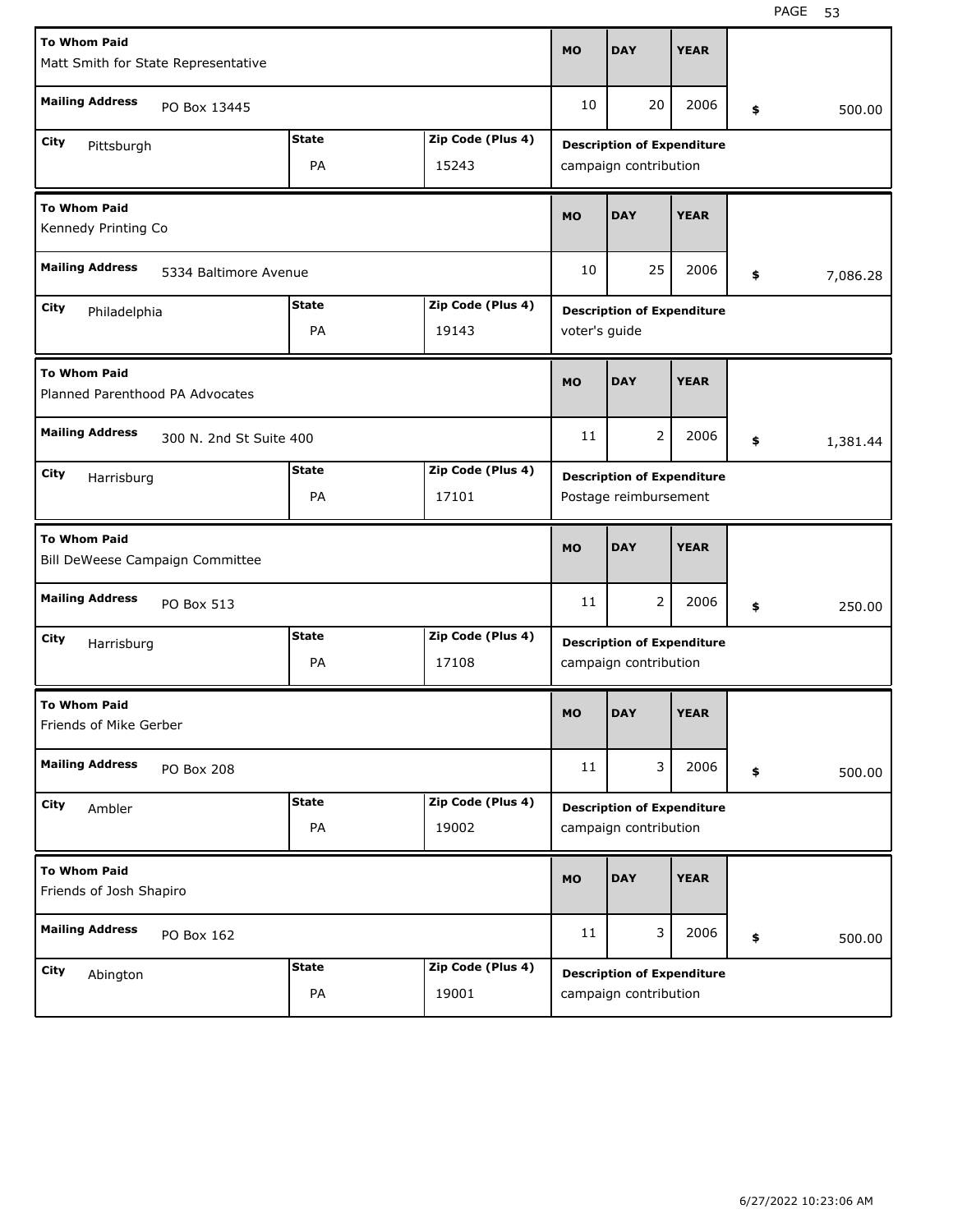| To Whom Paid | Mailing Address | City | State | Zip Code (Plus 4) | MO | DAY | YEAR | Amount | Description of Expenditure |
|---|---|---|---|---|---|---|---|---|---|
| Matt Smith for State Representative | PO Box 13445 | Pittsburgh | PA | 15243 | 10 | 20 | 2006 | $ 500.00 | campaign contribution |
| Kennedy Printing Co | 5334 Baltimore Avenue | Philadelphia | PA | 19143 | 10 | 25 | 2006 | $ 7,086.28 | voter's guide |
| Planned Parenthood PA Advocates | 300 N. 2nd St Suite 400 | Harrisburg | PA | 17101 | 11 | 2 | 2006 | $ 1,381.44 | Postage reimbursement |
| Bill DeWeese Campaign Committee | PO Box 513 | Harrisburg | PA | 17108 | 11 | 2 | 2006 | $ 250.00 | campaign contribution |
| Friends of Mike Gerber | PO Box 208 | Ambler | PA | 19002 | 11 | 3 | 2006 | $ 500.00 | campaign contribution |
| Friends of Josh Shapiro | PO Box 162 | Abington | PA | 19001 | 11 | 3 | 2006 | $ 500.00 | campaign contribution |

6/27/2022 10:23:06 AM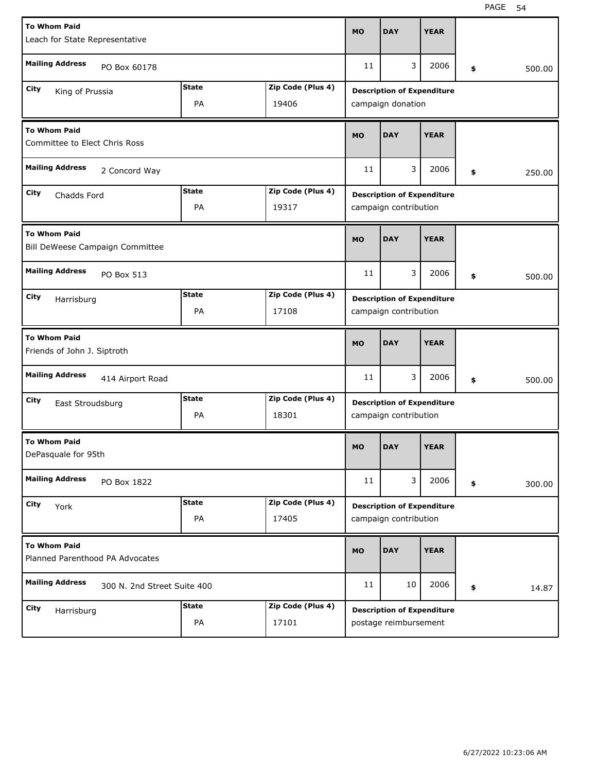| To Whom Paid | Mailing Address | City | State | Zip Code (Plus 4) | MO | DAY | YEAR | $ | Description of Expenditure |
|---|---|---|---|---|---|---|---|---|---|
| Leach for State Representative | PO Box 60178 | King of Prussia | PA | 19406 | 11 | 3 | 2006 | 500.00 | campaign donation |
| Committee to Elect Chris Ross | 2 Concord Way | Chadds Ford | PA | 19317 | 11 | 3 | 2006 | 250.00 | campaign contribution |
| Bill DeWeese Campaign Committee | PO Box 513 | Harrisburg | PA | 17108 | 11 | 3 | 2006 | 500.00 | campaign contribution |
| Friends of John J. Siptroth | 414 Airport Road | East Stroudsburg | PA | 18301 | 11 | 3 | 2006 | 500.00 | campaign contribution |
| DePasquale for 95th | PO Box 1822 | York | PA | 17405 | 11 | 3 | 2006 | 300.00 | campaign contribution |
| Planned Parenthood PA Advocates | 300 N. 2nd Street Suite 400 | Harrisburg | PA | 17101 | 11 | 10 | 2006 | 14.87 | postage reimbursement |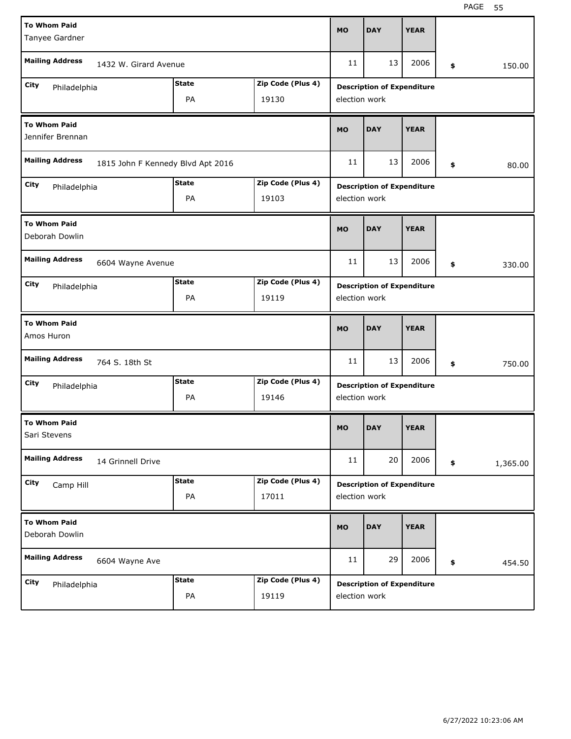| To Whom Paid | | | MO | DAY | YEAR | |
|---|---|---|---|---|---|---|
| Tanyee Gardner | | | | | | |
| **Mailing Address** 1432 W. Girard Avenue | | | 11 | 13 | 2006 | $ 150.00 |
| **City** Philadelphia | **State** PA | **Zip Code (Plus 4)** 19130 | **Description of Expenditure** election work | | | |

| To Whom Paid | | | MO | DAY | YEAR | |
|---|---|---|---|---|---|---|
| Jennifer Brennan | | | | | | |
| **Mailing Address** 1815 John F Kennedy Blvd Apt 2016 | | | 11 | 13 | 2006 | $ 80.00 |
| **City** Philadelphia | **State** PA | **Zip Code (Plus 4)** 19103 | **Description of Expenditure** election work | | | |

| To Whom Paid | | | MO | DAY | YEAR | |
|---|---|---|---|---|---|---|
| Deborah Dowlin | | | | | | |
| **Mailing Address** 6604 Wayne Avenue | | | 11 | 13 | 2006 | $ 330.00 |
| **City** Philadelphia | **State** PA | **Zip Code (Plus 4)** 19119 | **Description of Expenditure** election work | | | |

| To Whom Paid | | | MO | DAY | YEAR | |
|---|---|---|---|---|---|---|
| Amos Huron | | | | | | |
| **Mailing Address** 764 S. 18th St | | | 11 | 13 | 2006 | $ 750.00 |
| **City** Philadelphia | **State** PA | **Zip Code (Plus 4)** 19146 | **Description of Expenditure** election work | | | |

| To Whom Paid | | | MO | DAY | YEAR | |
|---|---|---|---|---|---|---|
| Sari Stevens | | | | | | |
| **Mailing Address** 14 Grinnell Drive | | | 11 | 20 | 2006 | $ 1,365.00 |
| **City** Camp Hill | **State** PA | **Zip Code (Plus 4)** 17011 | **Description of Expenditure** election work | | | |

| To Whom Paid | | | MO | DAY | YEAR | |
|---|---|---|---|---|---|---|
| Deborah Dowlin | | | | | | |
| **Mailing Address** 6604 Wayne Ave | | | 11 | 29 | 2006 | $ 454.50 |
| **City** Philadelphia | **State** PA | **Zip Code (Plus 4)** 19119 | **Description of Expenditure** election work | | | |

6/27/2022 10:23:06 AM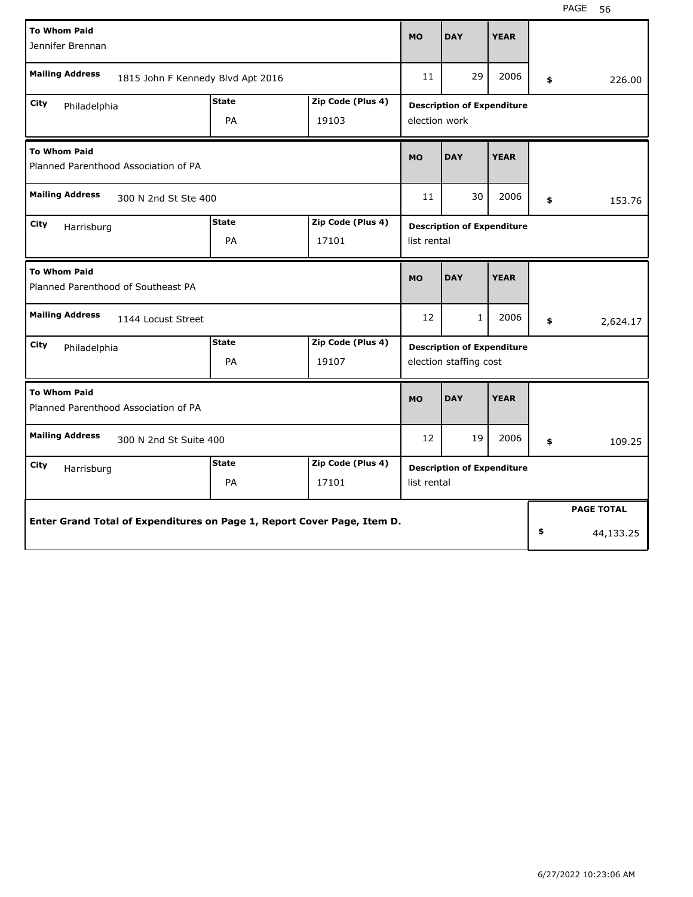| To Whom Paid | | | MO | DAY | YEAR | |
|---|---|---|---|---|---|---|
| Jennifer Brennan | | | | | | |
| **Mailing Address** 1815 John F Kennedy Blvd Apt 2016 | | | 11 | 29 | 2006 | $ 226.00 |
| **City** Philadelphia | **State** PA | **Zip Code (Plus 4)** 19103 | **Description of Expenditure** election work | | | |

| To Whom Paid | | | MO | DAY | YEAR | |
|---|---|---|---|---|---|---|
| Planned Parenthood Association of PA | | | | | | |
| **Mailing Address** 300 N 2nd St Ste 400 | | | 11 | 30 | 2006 | $ 153.76 |
| **City** Harrisburg | **State** PA | **Zip Code (Plus 4)** 17101 | **Description of Expenditure** list rental | | | |

| To Whom Paid | | | MO | DAY | YEAR | |
|---|---|---|---|---|---|---|
| Planned Parenthood of Southeast PA | | | | | | |
| **Mailing Address** 1144 Locust Street | | | 12 | 1 | 2006 | $ 2,624.17 |
| **City** Philadelphia | **State** PA | **Zip Code (Plus 4)** 19107 | **Description of Expenditure** election staffing cost | | | |

| To Whom Paid | | | MO | DAY | YEAR | |
|---|---|---|---|---|---|---|
| Planned Parenthood Association of PA | | | | | | |
| **Mailing Address** 300 N 2nd St Suite 400 | | | 12 | 19 | 2006 | $ 109.25 |
| **City** Harrisburg | **State** PA | **Zip Code (Plus 4)** 17101 | **Description of Expenditure** list rental | | | |

**Enter Grand Total of Expenditures on Page 1, Report Cover Page, Item D.**

**PAGE TOTAL** $ 44,133.25

6/27/2022 10:23:06 AM